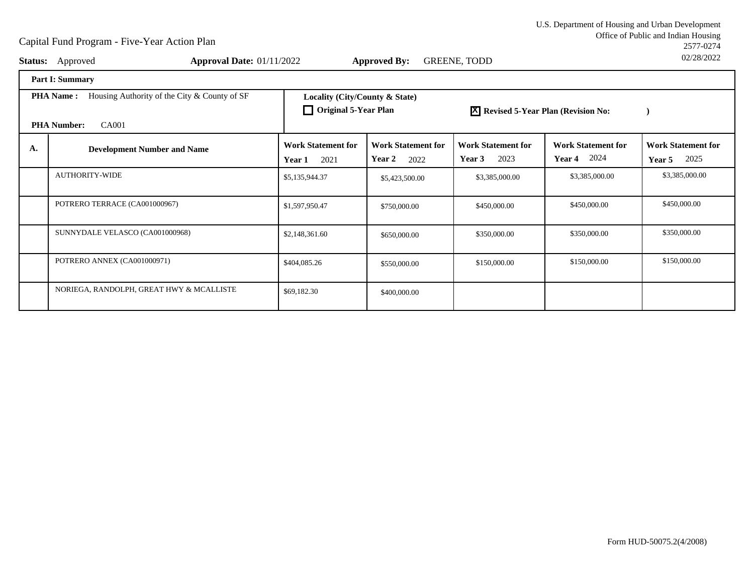U.S. Department of Housing and Urban Development
Office of Public and Indian Housing
2577-0274
02/28/2022

# Capital Fund Program - Five-Year Action Plan

**Status:** Approved **Approval Date:** 01/11/2022 **Approved By:** GREENE, TODD

**Part I: Summary**

**PHA Name :** Housing Authority of the City & County of SF

**Locality (City/County & State)**

☐ **Original 5-Year Plan** ☒ **Revised 5-Year Plan (Revision No: )**

**PHA Number:** CA001

| A. | Development Number and Name | Work Statement for Year 1 2021 | Work Statement for Year 2 2022 | Work Statement for Year 3 2023 | Work Statement for Year 4 2024 | Work Statement for Year 5 2025 |
|---|---|---|---|---|---|---|
| | AUTHORITY-WIDE | $5,135,944.37 | $5,423,500.00 | $3,385,000.00 | $3,385,000.00 | $3,385,000.00 |
| | POTRERO TERRACE (CA001000967) | $1,597,950.47 | $750,000.00 | $450,000.00 | $450,000.00 | $450,000.00 |
| | SUNNYDALE VELASCO (CA001000968) | $2,148,361.60 | $650,000.00 | $350,000.00 | $350,000.00 | $350,000.00 |
| | POTRERO ANNEX (CA001000971) | $404,085.26 | $550,000.00 | $150,000.00 | $150,000.00 | $150,000.00 |
| | NORIEGA, RANDOLPH, GREAT HWY & MCALLISTE | $69,182.30 | $400,000.00 | | | |

Form HUD-50075.2(4/2008)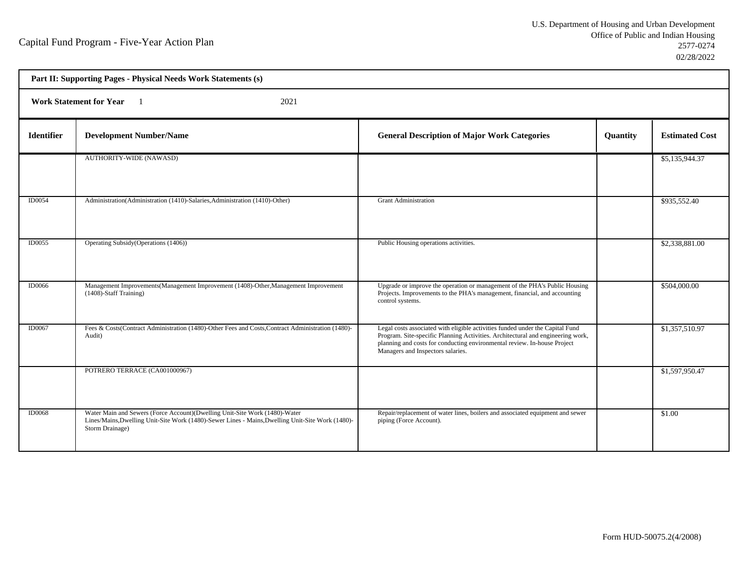Capital Fund Program - Five-Year Action Plan

U.S. Department of Housing and Urban Development
Office of Public and Indian Housing
2577-0274
02/28/2022

**Part II: Supporting Pages - Physical Needs Work Statements (s)**

**Work Statement for Year** 1 2021

| Identifier | Development Number/Name | General Description of Major Work Categories | Quantity | Estimated Cost |
|---|---|---|---|---|
| | AUTHORITY-WIDE (NAWASD) | | | $5,135,944.37 |
| ID0054 | Administration(Administration (1410)-Salaries,Administration (1410)-Other) | Grant Administration | | $935,552.40 |
| ID0055 | Operating Subsidy(Operations (1406)) | Public Housing operations activities. | | $2,338,881.00 |
| ID0066 | Management Improvements(Management Improvement (1408)-Other,Management Improvement (1408)-Staff Training) | Upgrade or improve the operation or management of the PHA's Public Housing Projects. Improvements to the PHA's management, financial, and accounting control systems. | | $504,000.00 |
| ID0067 | Fees & Costs(Contract Administration (1480)-Other Fees and Costs,Contract Administration (1480)-Audit) | Legal costs associated with eligible activities funded under the Capital Fund Program. Site-specific Planning Activities. Architectural and engineering work, planning and costs for conducting environmental review. In-house Project Managers and Inspectors salaries. | | $1,357,510.97 |
| | POTRERO TERRACE (CA001000967) | | | $1,597,950.47 |
| ID0068 | Water Main and Sewers (Force Account)(Dwelling Unit-Site Work (1480)-Water Lines/Mains,Dwelling Unit-Site Work (1480)-Sewer Lines - Mains,Dwelling Unit-Site Work (1480)-Storm Drainage) | Repair/replacement of water lines, boilers and associated equipment and sewer piping (Force Account). | | $1.00 |

Form HUD-50075.2(4/2008)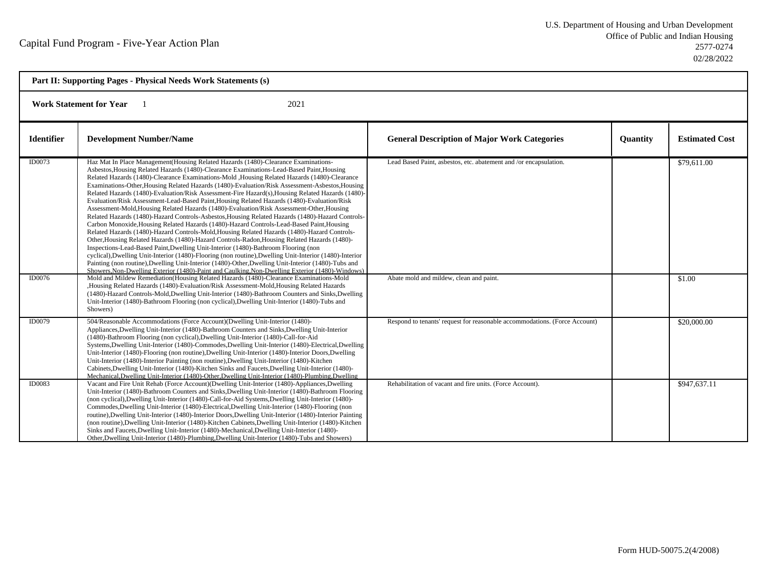Capital Fund Program - Five-Year Action Plan

U.S. Department of Housing and Urban Development
Office of Public and Indian Housing
2577-0274
02/28/2022

**Part II: Supporting Pages - Physical Needs Work Statements (s)**

**Work Statement for Year** 1 2021

| Identifier | Development Number/Name | General Description of Major Work Categories | Quantity | Estimated Cost |
|---|---|---|---|---|
| ID0073 | Haz Mat In Place Management(Housing Related Hazards (1480)-Clearance Examinations-Asbestos,Housing Related Hazards (1480)-Clearance Examinations-Lead-Based Paint,Housing Related Hazards (1480)-Clearance Examinations-Mold ,Housing Related Hazards (1480)-Clearance Examinations-Other,Housing Related Hazards (1480)-Evaluation/Risk Assessment-Asbestos,Housing Related Hazards (1480)-Evaluation/Risk Assessment-Fire Hazard(s),Housing Related Hazards (1480)-Evaluation/Risk Assessment-Lead-Based Paint,Housing Related Hazards (1480)-Evaluation/Risk Assessment-Mold,Housing Related Hazards (1480)-Evaluation/Risk Assessment-Other,Housing Related Hazards (1480)-Hazard Controls-Asbestos,Housing Related Hazards (1480)-Hazard Controls-Carbon Monoxide,Housing Related Hazards (1480)-Hazard Controls-Lead-Based Paint,Housing Related Hazards (1480)-Hazard Controls-Mold,Housing Related Hazards (1480)-Hazard Controls-Other,Housing Related Hazards (1480)-Hazard Controls-Radon,Housing Related Hazards (1480)-Inspections-Lead-Based Paint,Dwelling Unit-Interior (1480)-Bathroom Flooring (non cyclical),Dwelling Unit-Interior (1480)-Flooring (non routine),Dwelling Unit-Interior (1480)-Interior Painting (non routine),Dwelling Unit-Interior (1480)-Other,Dwelling Unit-Interior (1480)-Tubs and Showers,Non-Dwelling Exterior (1480)-Paint and Caulking,Non-Dwelling Exterior (1480)-Windows) | Lead Based Paint, asbestos, etc. abatement and /or encapsulation. | | $79,611.00 |
| ID0076 | Mold and Mildew Remediation(Housing Related Hazards (1480)-Clearance Examinations-Mold ,Housing Related Hazards (1480)-Evaluation/Risk Assessment-Mold,Housing Related Hazards (1480)-Hazard Controls-Mold,Dwelling Unit-Interior (1480)-Bathroom Counters and Sinks,Dwelling Unit-Interior (1480)-Bathroom Flooring (non cyclical),Dwelling Unit-Interior (1480)-Tubs and Showers) | Abate mold and mildew, clean and paint. | | $1.00 |
| ID0079 | 504/Reasonable Accommodations (Force Account)(Dwelling Unit-Interior (1480)-Appliances,Dwelling Unit-Interior (1480)-Bathroom Counters and Sinks,Dwelling Unit-Interior (1480)-Bathroom Flooring (non cyclical),Dwelling Unit-Interior (1480)-Call-for-Aid Systems,Dwelling Unit-Interior (1480)-Commodes,Dwelling Unit-Interior (1480)-Electrical,Dwelling Unit-Interior (1480)-Flooring (non routine),Dwelling Unit-Interior (1480)-Interior Doors,Dwelling Unit-Interior (1480)-Interior Painting (non routine),Dwelling Unit-Interior (1480)-Kitchen Cabinets,Dwelling Unit-Interior (1480)-Kitchen Sinks and Faucets,Dwelling Unit-Interior (1480)-Mechanical,Dwelling Unit-Interior (1480)-Other,Dwelling Unit-Interior (1480)-Plumbing,Dwelling | Respond to tenants' request for reasonable accommodations. (Force Account) | | $20,000.00 |
| ID0083 | Vacant and Fire Unit Rehab (Force Account)(Dwelling Unit-Interior (1480)-Appliances,Dwelling Unit-Interior (1480)-Bathroom Counters and Sinks,Dwelling Unit-Interior (1480)-Bathroom Flooring (non cyclical),Dwelling Unit-Interior (1480)-Call-for-Aid Systems,Dwelling Unit-Interior (1480)-Commodes,Dwelling Unit-Interior (1480)-Electrical,Dwelling Unit-Interior (1480)-Flooring (non routine),Dwelling Unit-Interior (1480)-Interior Doors,Dwelling Unit-Interior (1480)-Interior Painting (non routine),Dwelling Unit-Interior (1480)-Kitchen Cabinets,Dwelling Unit-Interior (1480)-Kitchen Sinks and Faucets,Dwelling Unit-Interior (1480)-Mechanical,Dwelling Unit-Interior (1480)-Other,Dwelling Unit-Interior (1480)-Plumbing,Dwelling Unit-Interior (1480)-Tubs and Showers) | Rehabilitation of vacant and fire units. (Force Account). | | $947,637.11 |

Form HUD-50075.2(4/2008)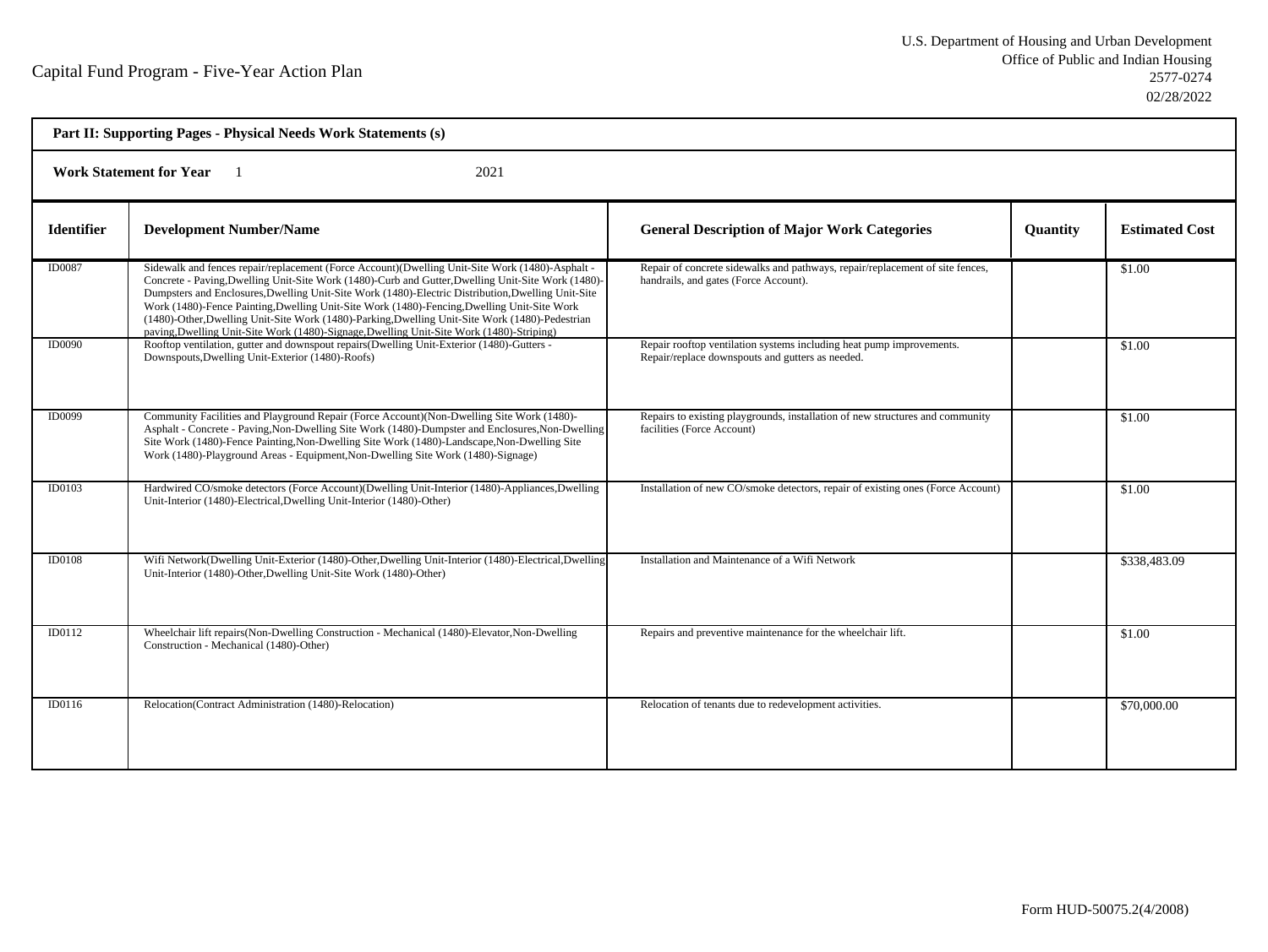Capital Fund Program - Five-Year Action Plan

U.S. Department of Housing and Urban Development
Office of Public and Indian Housing
2577-0274
02/28/2022

**Part II: Supporting Pages - Physical Needs Work Statements (s)**

**Work Statement for Year** 1 2021

| Identifier | Development Number/Name | General Description of Major Work Categories | Quantity | Estimated Cost |
|---|---|---|---|---|
| ID0087 | Sidewalk and fences repair/replacement (Force Account)(Dwelling Unit-Site Work (1480)-Asphalt - Concrete - Paving,Dwelling Unit-Site Work (1480)-Curb and Gutter,Dwelling Unit-Site Work (1480)-Dumpsters and Enclosures,Dwelling Unit-Site Work (1480)-Electric Distribution,Dwelling Unit-Site Work (1480)-Fence Painting,Dwelling Unit-Site Work (1480)-Fencing,Dwelling Unit-Site Work (1480)-Other,Dwelling Unit-Site Work (1480)-Parking,Dwelling Unit-Site Work (1480)-Pedestrian paving,Dwelling Unit-Site Work (1480)-Signage,Dwelling Unit-Site Work (1480)-Striping) | Repair of concrete sidewalks and pathways, repair/replacement of site fences, handrails, and gates (Force Account). | | $1.00 |
| ID0090 | Rooftop ventilation, gutter and downspout repairs(Dwelling Unit-Exterior (1480)-Gutters - Downspouts,Dwelling Unit-Exterior (1480)-Roofs) | Repair rooftop ventilation systems including heat pump improvements. Repair/replace downspouts and gutters as needed. | | $1.00 |
| ID0099 | Community Facilities and Playground Repair (Force Account)(Non-Dwelling Site Work (1480)-Asphalt - Concrete - Paving,Non-Dwelling Site Work (1480)-Dumpster and Enclosures,Non-Dwelling Site Work (1480)-Fence Painting,Non-Dwelling Site Work (1480)-Landscape,Non-Dwelling Site Work (1480)-Playground Areas - Equipment,Non-Dwelling Site Work (1480)-Signage) | Repairs to existing playgrounds, installation of new structures and community facilities (Force Account) | | $1.00 |
| ID0103 | Hardwired CO/smoke detectors (Force Account)(Dwelling Unit-Interior (1480)-Appliances,Dwelling Unit-Interior (1480)-Electrical,Dwelling Unit-Interior (1480)-Other) | Installation of new CO/smoke detectors, repair of existing ones (Force Account) | | $1.00 |
| ID0108 | Wifi Network(Dwelling Unit-Exterior (1480)-Other,Dwelling Unit-Interior (1480)-Electrical,Dwelling Unit-Interior (1480)-Other,Dwelling Unit-Site Work (1480)-Other) | Installation and Maintenance of a Wifi Network | | $338,483.09 |
| ID0112 | Wheelchair lift repairs(Non-Dwelling Construction - Mechanical (1480)-Elevator,Non-Dwelling Construction - Mechanical (1480)-Other) | Repairs and preventive maintenance for the wheelchair lift. | | $1.00 |
| ID0116 | Relocation(Contract Administration (1480)-Relocation) | Relocation of tenants due to redevelopment activities. | | $70,000.00 |

Form HUD-50075.2(4/2008)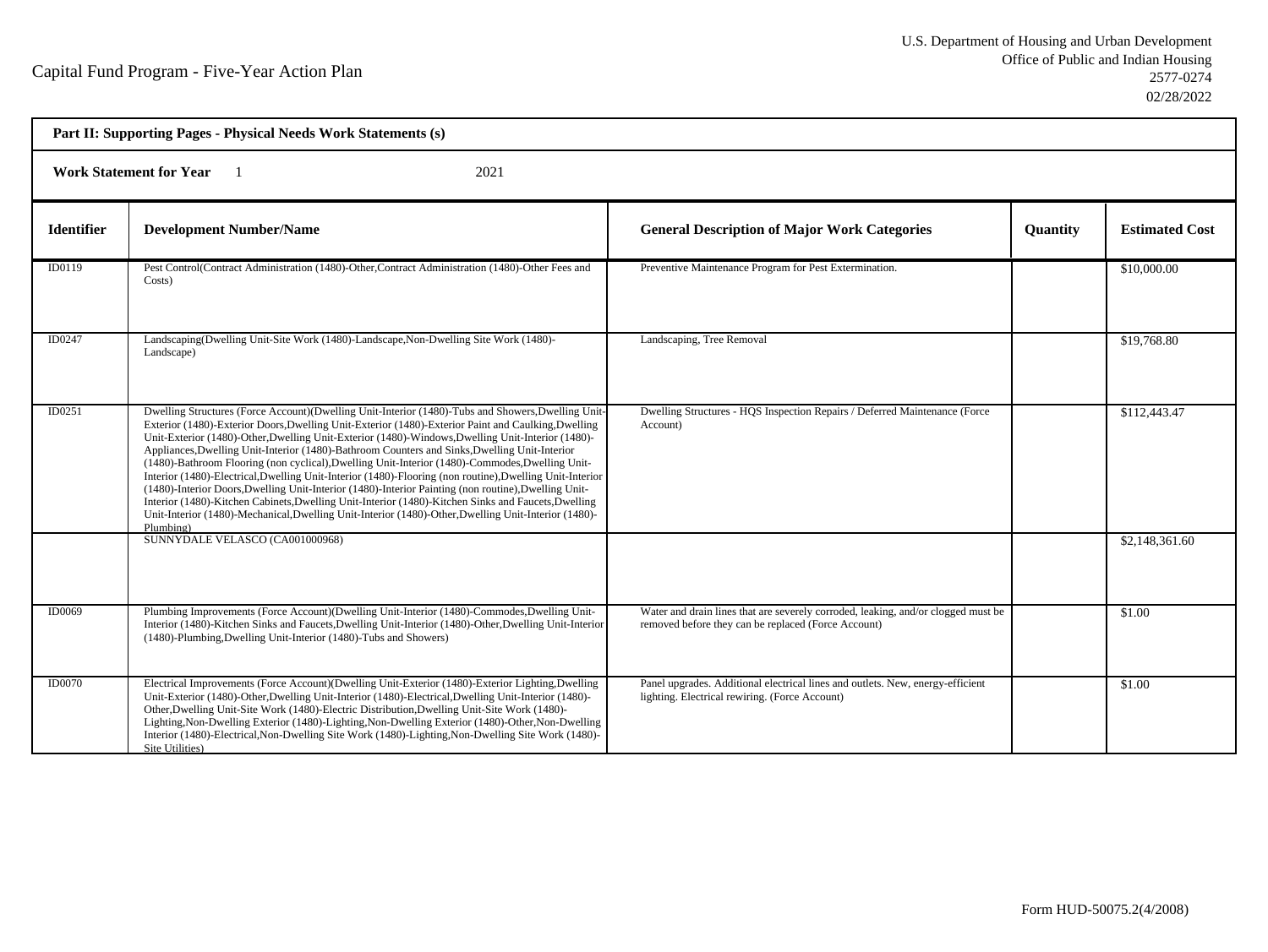Capital Fund Program - Five-Year Action Plan

U.S. Department of Housing and Urban Development
Office of Public and Indian Housing
2577-0274
02/28/2022

**Part II: Supporting Pages - Physical Needs Work Statements (s)**

**Work Statement for Year** 1 2021

| Identifier | Development Number/Name | General Description of Major Work Categories | Quantity | Estimated Cost |
|---|---|---|---|---|
| ID0119 | Pest Control(Contract Administration (1480)-Other,Contract Administration (1480)-Other Fees and Costs) | Preventive Maintenance Program for Pest Extermination. | | $10,000.00 |
| ID0247 | Landscaping(Dwelling Unit-Site Work (1480)-Landscape,Non-Dwelling Site Work (1480)-Landscape) | Landscaping, Tree Removal | | $19,768.80 |
| ID0251 | Dwelling Structures (Force Account)(Dwelling Unit-Interior (1480)-Tubs and Showers,Dwelling Unit-Exterior (1480)-Exterior Doors,Dwelling Unit-Exterior (1480)-Exterior Paint and Caulking,Dwelling Unit-Exterior (1480)-Other,Dwelling Unit-Exterior (1480)-Windows,Dwelling Unit-Interior (1480)-Appliances,Dwelling Unit-Interior (1480)-Bathroom Counters and Sinks,Dwelling Unit-Interior (1480)-Bathroom Flooring (non cyclical),Dwelling Unit-Interior (1480)-Commodes,Dwelling Unit-Interior (1480)-Electrical,Dwelling Unit-Interior (1480)-Flooring (non routine),Dwelling Unit-Interior (1480)-Interior Doors,Dwelling Unit-Interior (1480)-Interior Painting (non routine),Dwelling Unit-Interior (1480)-Kitchen Cabinets,Dwelling Unit-Interior (1480)-Kitchen Sinks and Faucets,Dwelling Unit-Interior (1480)-Mechanical,Dwelling Unit-Interior (1480)-Other,Dwelling Unit-Interior (1480)-Plumbing) | Dwelling Structures - HQS Inspection Repairs / Deferred Maintenance (Force Account) | | $112,443.47 |
| | SUNNYDALE VELASCO (CA001000968) | | | $2,148,361.60 |
| ID0069 | Plumbing Improvements (Force Account)(Dwelling Unit-Interior (1480)-Commodes,Dwelling Unit-Interior (1480)-Kitchen Sinks and Faucets,Dwelling Unit-Interior (1480)-Other,Dwelling Unit-Interior (1480)-Plumbing,Dwelling Unit-Interior (1480)-Tubs and Showers) | Water and drain lines that are severely corroded, leaking, and/or clogged must be removed before they can be replaced (Force Account) | | $1.00 |
| ID0070 | Electrical Improvements (Force Account)(Dwelling Unit-Exterior (1480)-Exterior Lighting,Dwelling Unit-Exterior (1480)-Other,Dwelling Unit-Interior (1480)-Electrical,Dwelling Unit-Interior (1480)-Other,Dwelling Unit-Site Work (1480)-Electric Distribution,Dwelling Unit-Site Work (1480)-Lighting,Non-Dwelling Exterior (1480)-Lighting,Non-Dwelling Exterior (1480)-Other,Non-Dwelling Interior (1480)-Electrical,Non-Dwelling Site Work (1480)-Lighting,Non-Dwelling Site Work (1480)-Site Utilities) | Panel upgrades. Additional electrical lines and outlets. New, energy-efficient lighting. Electrical rewiring. (Force Account) | | $1.00 |

Form HUD-50075.2(4/2008)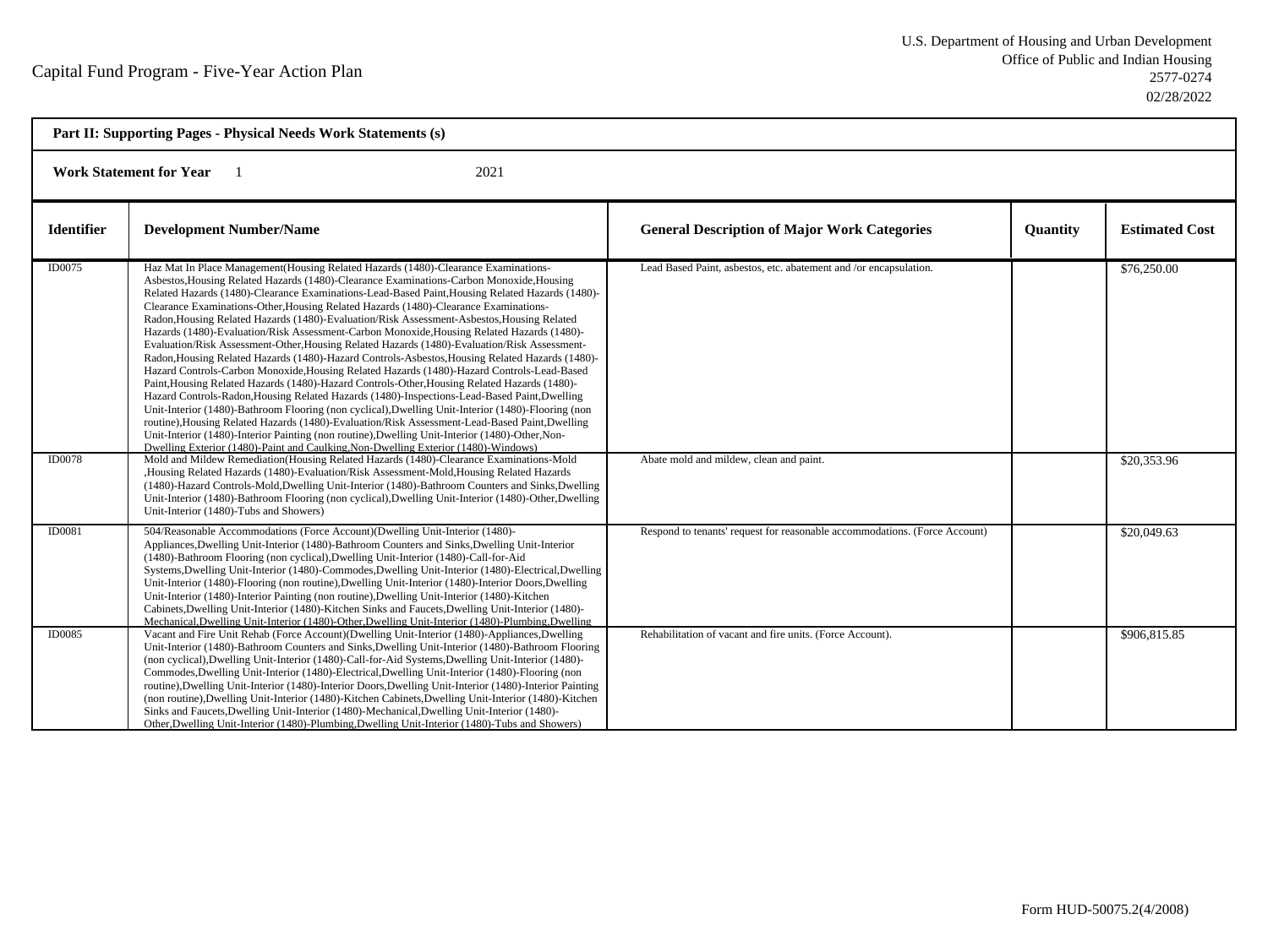Capital Fund Program - Five-Year Action Plan

U.S. Department of Housing and Urban Development
Office of Public and Indian Housing
2577-0274
02/28/2022

**Part II: Supporting Pages - Physical Needs Work Statements (s)**

**Work Statement for Year** 1 2021

| Identifier | Development Number/Name | General Description of Major Work Categories | Quantity | Estimated Cost |
|---|---|---|---|---|
| ID0075 | Haz Mat In Place Management(Housing Related Hazards (1480)-Clearance Examinations-Asbestos,Housing Related Hazards (1480)-Clearance Examinations-Carbon Monoxide,Housing Related Hazards (1480)-Clearance Examinations-Lead-Based Paint,Housing Related Hazards (1480)-Clearance Examinations-Other,Housing Related Hazards (1480)-Clearance Examinations-Radon,Housing Related Hazards (1480)-Evaluation/Risk Assessment-Asbestos,Housing Related Hazards (1480)-Evaluation/Risk Assessment-Carbon Monoxide,Housing Related Hazards (1480)-Evaluation/Risk Assessment-Other,Housing Related Hazards (1480)-Evaluation/Risk Assessment-Radon,Housing Related Hazards (1480)-Hazard Controls-Asbestos,Housing Related Hazards (1480)-Hazard Controls-Carbon Monoxide,Housing Related Hazards (1480)-Hazard Controls-Lead-Based Paint,Housing Related Hazards (1480)-Hazard Controls-Other,Housing Related Hazards (1480)-Hazard Controls-Radon,Housing Related Hazards (1480)-Inspections-Lead-Based Paint,Dwelling Unit-Interior (1480)-Bathroom Flooring (non cyclical),Dwelling Unit-Interior (1480)-Flooring (non routine),Housing Related Hazards (1480)-Evaluation/Risk Assessment-Lead-Based Paint,Dwelling Unit-Interior (1480)-Interior Painting (non routine),Dwelling Unit-Interior (1480)-Other,Non-Dwelling Exterior (1480)-Paint and Caulking,Non-Dwelling Exterior (1480)-Windows) | Lead Based Paint, asbestos, etc. abatement and /or encapsulation. | | $76,250.00 |
| ID0078 | Mold and Mildew Remediation(Housing Related Hazards (1480)-Clearance Examinations-Mold ,Housing Related Hazards (1480)-Evaluation/Risk Assessment-Mold,Housing Related Hazards (1480)-Hazard Controls-Mold,Dwelling Unit-Interior (1480)-Bathroom Counters and Sinks,Dwelling Unit-Interior (1480)-Bathroom Flooring (non cyclical),Dwelling Unit-Interior (1480)-Other,Dwelling Unit-Interior (1480)-Tubs and Showers) | Abate mold and mildew, clean and paint. | | $20,353.96 |
| ID0081 | 504/Reasonable Accommodations (Force Account)(Dwelling Unit-Interior (1480)-Appliances,Dwelling Unit-Interior (1480)-Bathroom Counters and Sinks,Dwelling Unit-Interior (1480)-Bathroom Flooring (non cyclical),Dwelling Unit-Interior (1480)-Call-for-Aid Systems,Dwelling Unit-Interior (1480)-Commodes,Dwelling Unit-Interior (1480)-Electrical,Dwelling Unit-Interior (1480)-Flooring (non routine),Dwelling Unit-Interior (1480)-Interior Doors,Dwelling Unit-Interior (1480)-Interior Painting (non routine),Dwelling Unit-Interior (1480)-Kitchen Cabinets,Dwelling Unit-Interior (1480)-Kitchen Sinks and Faucets,Dwelling Unit-Interior (1480)-Mechanical,Dwelling Unit-Interior (1480)-Other,Dwelling Unit-Interior (1480)-Plumbing,Dwelling | Respond to tenants' request for reasonable accommodations. (Force Account) | | $20,049.63 |
| ID0085 | Vacant and Fire Unit Rehab (Force Account)(Dwelling Unit-Interior (1480)-Appliances,Dwelling Unit-Interior (1480)-Bathroom Counters and Sinks,Dwelling Unit-Interior (1480)-Bathroom Flooring (non cyclical),Dwelling Unit-Interior (1480)-Call-for-Aid Systems,Dwelling Unit-Interior (1480)-Commodes,Dwelling Unit-Interior (1480)-Electrical,Dwelling Unit-Interior (1480)-Flooring (non routine),Dwelling Unit-Interior (1480)-Interior Doors,Dwelling Unit-Interior (1480)-Interior Painting (non routine),Dwelling Unit-Interior (1480)-Kitchen Cabinets,Dwelling Unit-Interior (1480)-Kitchen Sinks and Faucets,Dwelling Unit-Interior (1480)-Mechanical,Dwelling Unit-Interior (1480)-Other,Dwelling Unit-Interior (1480)-Plumbing,Dwelling Unit-Interior (1480)-Tubs and Showers) | Rehabilitation of vacant and fire units. (Force Account). | | $906,815.85 |

Form HUD-50075.2(4/2008)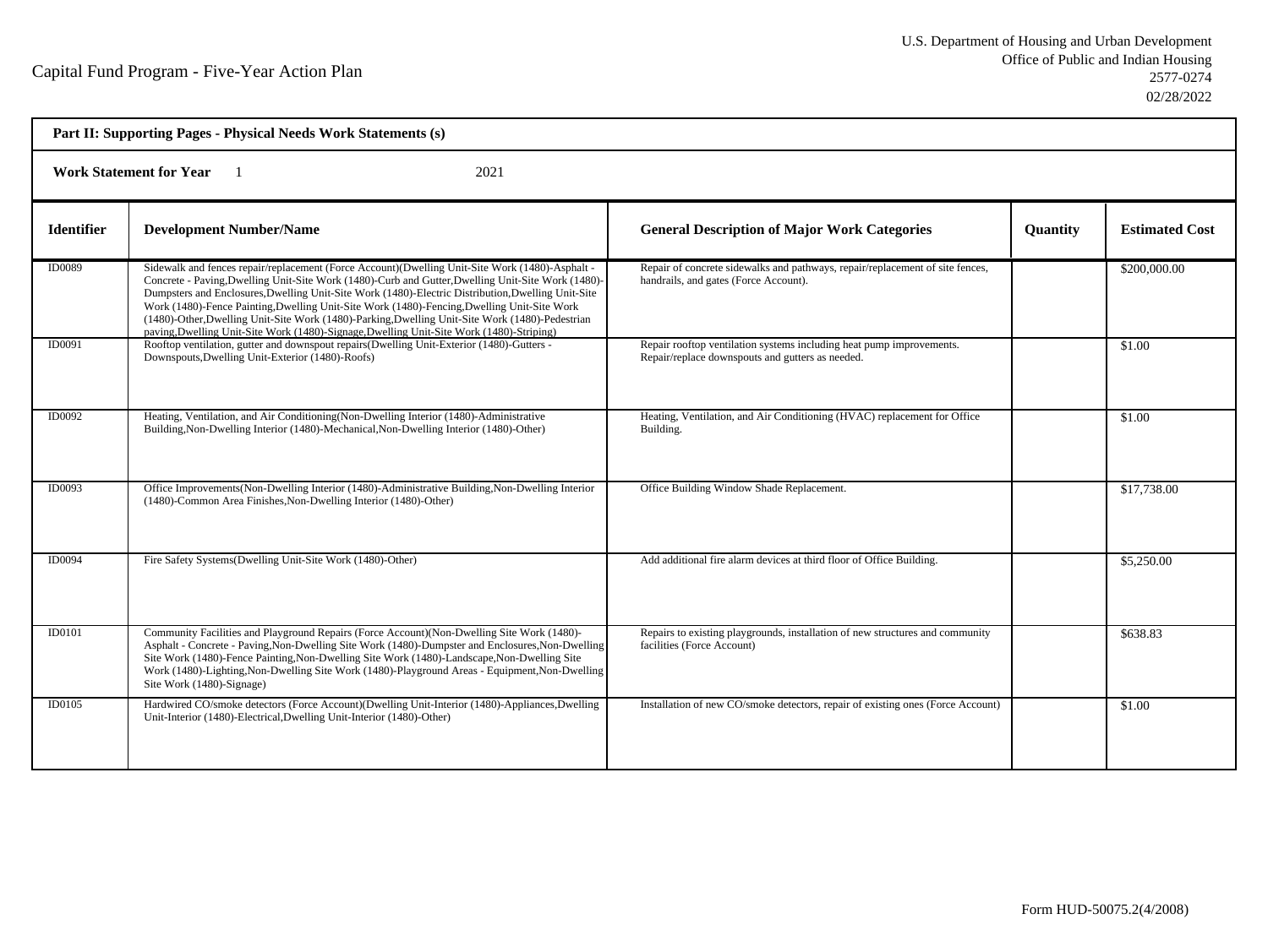U.S. Department of Housing and Urban Development
Office of Public and Indian Housing
2577-0274
02/28/2022

Capital Fund Program - Five-Year Action Plan

**Part II: Supporting Pages - Physical Needs Work Statements (s)**

**Work Statement for Year** 1 2021

| Identifier | Development Number/Name | General Description of Major Work Categories | Quantity | Estimated Cost |
|---|---|---|---|---|
| ID0089 | Sidewalk and fences repair/replacement (Force Account)(Dwelling Unit-Site Work (1480)-Asphalt - Concrete - Paving,Dwelling Unit-Site Work (1480)-Curb and Gutter,Dwelling Unit-Site Work (1480)-Dumpsters and Enclosures,Dwelling Unit-Site Work (1480)-Electric Distribution,Dwelling Unit-Site Work (1480)-Fence Painting,Dwelling Unit-Site Work (1480)-Fencing,Dwelling Unit-Site Work (1480)-Other,Dwelling Unit-Site Work (1480)-Parking,Dwelling Unit-Site Work (1480)-Pedestrian paving,Dwelling Unit-Site Work (1480)-Signage,Dwelling Unit-Site Work (1480)-Striping) | Repair of concrete sidewalks and pathways, repair/replacement of site fences, handrails, and gates (Force Account). | | $200,000.00 |
| ID0091 | Rooftop ventilation, gutter and downspout repairs(Dwelling Unit-Exterior (1480)-Gutters - Downspouts,Dwelling Unit-Exterior (1480)-Roofs) | Repair rooftop ventilation systems including heat pump improvements. Repair/replace downspouts and gutters as needed. | | $1.00 |
| ID0092 | Heating, Ventilation, and Air Conditioning(Non-Dwelling Interior (1480)-Administrative Building,Non-Dwelling Interior (1480)-Mechanical,Non-Dwelling Interior (1480)-Other) | Heating, Ventilation, and Air Conditioning (HVAC) replacement for Office Building. | | $1.00 |
| ID0093 | Office Improvements(Non-Dwelling Interior (1480)-Administrative Building,Non-Dwelling Interior (1480)-Common Area Finishes,Non-Dwelling Interior (1480)-Other) | Office Building Window Shade Replacement. | | $17,738.00 |
| ID0094 | Fire Safety Systems(Dwelling Unit-Site Work (1480)-Other) | Add additional fire alarm devices at third floor of Office Building. | | $5,250.00 |
| ID0101 | Community Facilities and Playground Repairs (Force Account)(Non-Dwelling Site Work (1480)-Asphalt - Concrete - Paving,Non-Dwelling Site Work (1480)-Dumpster and Enclosures,Non-Dwelling Site Work (1480)-Fence Painting,Non-Dwelling Site Work (1480)-Landscape,Non-Dwelling Site Work (1480)-Lighting,Non-Dwelling Site Work (1480)-Playground Areas - Equipment,Non-Dwelling Site Work (1480)-Signage) | Repairs to existing playgrounds, installation of new structures and community facilities (Force Account) | | $638.83 |
| ID0105 | Hardwired CO/smoke detectors (Force Account)(Dwelling Unit-Interior (1480)-Appliances,Dwelling Unit-Interior (1480)-Electrical,Dwelling Unit-Interior (1480)-Other) | Installation of new CO/smoke detectors, repair of existing ones (Force Account) | | $1.00 |

Form HUD-50075.2(4/2008)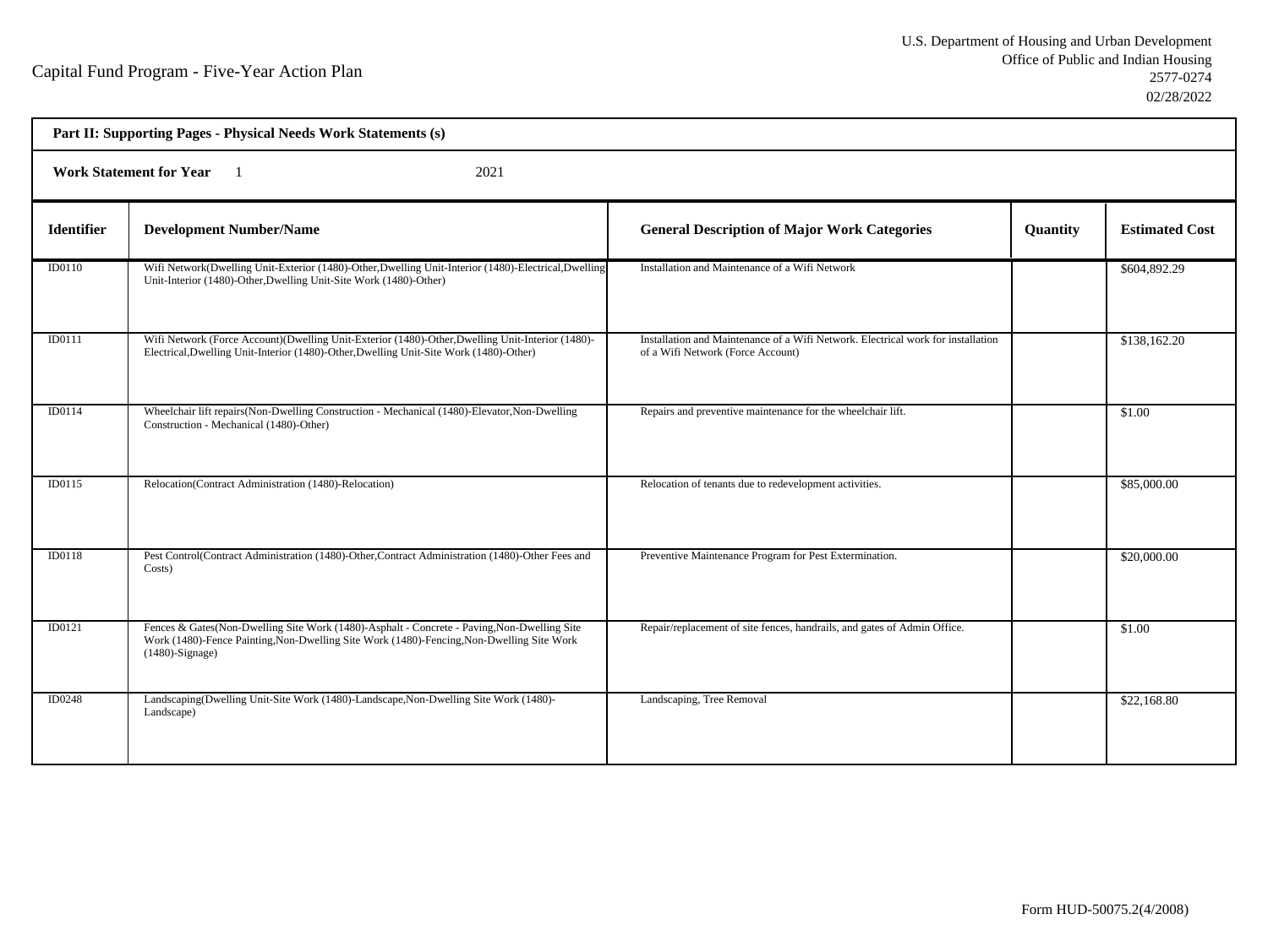## Part II: Supporting Pages - Physical Needs Work Statements (s)

**Work Statement for Year** 1 2021

| Identifier | Development Number/Name | General Description of Major Work Categories | Quantity | Estimated Cost |
|---|---|---|---|---|
| ID0110 | Wifi Network(Dwelling Unit-Exterior (1480)-Other,Dwelling Unit-Interior (1480)-Electrical,Dwelling Unit-Interior (1480)-Other,Dwelling Unit-Site Work (1480)-Other) | Installation and Maintenance of a Wifi Network | | $604,892.29 |
| ID0111 | Wifi Network (Force Account)(Dwelling Unit-Exterior (1480)-Other,Dwelling Unit-Interior (1480)-Electrical,Dwelling Unit-Interior (1480)-Other,Dwelling Unit-Site Work (1480)-Other) | Installation and Maintenance of a Wifi Network. Electrical work for installation of a Wifi Network (Force Account) | | $138,162.20 |
| ID0114 | Wheelchair lift repairs(Non-Dwelling Construction - Mechanical (1480)-Elevator,Non-Dwelling Construction - Mechanical (1480)-Other) | Repairs and preventive maintenance for the wheelchair lift. | | $1.00 |
| ID0115 | Relocation(Contract Administration (1480)-Relocation) | Relocation of tenants due to redevelopment activities. | | $85,000.00 |
| ID0118 | Pest Control(Contract Administration (1480)-Other,Contract Administration (1480)-Other Fees and Costs) | Preventive Maintenance Program for Pest Extermination. | | $20,000.00 |
| ID0121 | Fences & Gates(Non-Dwelling Site Work (1480)-Asphalt - Concrete - Paving,Non-Dwelling Site Work (1480)-Fence Painting,Non-Dwelling Site Work (1480)-Fencing,Non-Dwelling Site Work (1480)-Signage) | Repair/replacement of site fences, handrails, and gates of Admin Office. | | $1.00 |
| ID0248 | Landscaping(Dwelling Unit-Site Work (1480)-Landscape,Non-Dwelling Site Work (1480)-Landscape) | Landscaping, Tree Removal | | $22,168.80 |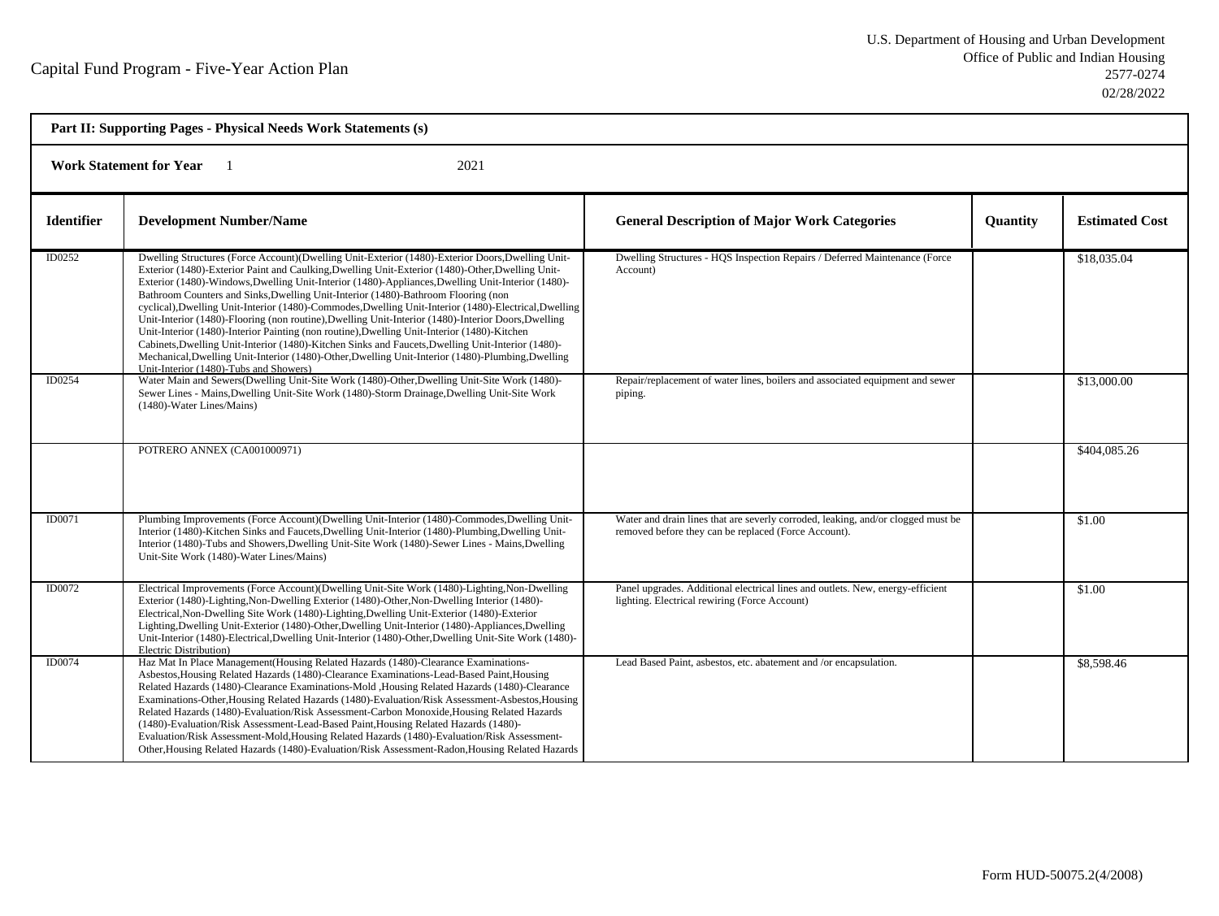Capital Fund Program - Five-Year Action Plan

U.S. Department of Housing and Urban Development
Office of Public and Indian Housing
2577-0274
02/28/2022

**Part II: Supporting Pages - Physical Needs Work Statements (s)**

**Work Statement for Year** 1 2021

| Identifier | Development Number/Name | General Description of Major Work Categories | Quantity | Estimated Cost |
|---|---|---|---|---|
| ID0252 | Dwelling Structures (Force Account)(Dwelling Unit-Exterior (1480)-Exterior Doors,Dwelling Unit-Exterior (1480)-Exterior Paint and Caulking,Dwelling Unit-Exterior (1480)-Other,Dwelling Unit-Exterior (1480)-Windows,Dwelling Unit-Interior (1480)-Appliances,Dwelling Unit-Interior (1480)-Bathroom Counters and Sinks,Dwelling Unit-Interior (1480)-Bathroom Flooring (non cyclical),Dwelling Unit-Interior (1480)-Commodes,Dwelling Unit-Interior (1480)-Electrical,Dwelling Unit-Interior (1480)-Flooring (non routine),Dwelling Unit-Interior (1480)-Interior Doors,Dwelling Unit-Interior (1480)-Interior Painting (non routine),Dwelling Unit-Interior (1480)-Kitchen Cabinets,Dwelling Unit-Interior (1480)-Kitchen Sinks and Faucets,Dwelling Unit-Interior (1480)-Mechanical,Dwelling Unit-Interior (1480)-Other,Dwelling Unit-Interior (1480)-Plumbing,Dwelling Unit-Interior (1480)-Tubs and Showers) | Dwelling Structures - HQS Inspection Repairs / Deferred Maintenance (Force Account) | | $18,035.04 |
| ID0254 | Water Main and Sewers(Dwelling Unit-Site Work (1480)-Other,Dwelling Unit-Site Work (1480)-Sewer Lines - Mains,Dwelling Unit-Site Work (1480)-Storm Drainage,Dwelling Unit-Site Work (1480)-Water Lines/Mains) | Repair/replacement of water lines, boilers and associated equipment and sewer piping. | | $13,000.00 |
| | POTRERO ANNEX (CA001000971) | | | $404,085.26 |
| ID0071 | Plumbing Improvements (Force Account)(Dwelling Unit-Interior (1480)-Commodes,Dwelling Unit-Interior (1480)-Kitchen Sinks and Faucets,Dwelling Unit-Interior (1480)-Plumbing,Dwelling Unit-Interior (1480)-Tubs and Showers,Dwelling Unit-Site Work (1480)-Sewer Lines - Mains,Dwelling Unit-Site Work (1480)-Water Lines/Mains) | Water and drain lines that are severly corroded, leaking, and/or clogged must be removed before they can be replaced (Force Account). | | $1.00 |
| ID0072 | Electrical Improvements (Force Account)(Dwelling Unit-Site Work (1480)-Lighting,Non-Dwelling Exterior (1480)-Lighting,Non-Dwelling Exterior (1480)-Other,Non-Dwelling Interior (1480)-Electrical,Non-Dwelling Site Work (1480)-Lighting,Dwelling Unit-Exterior (1480)-Exterior Lighting,Dwelling Unit-Exterior (1480)-Other,Dwelling Unit-Interior (1480)-Appliances,Dwelling Unit-Interior (1480)-Electrical,Dwelling Unit-Interior (1480)-Other,Dwelling Unit-Site Work (1480)-Electric Distribution) | Panel upgrades. Additional electrical lines and outlets. New, energy-efficient lighting. Electrical rewiring (Force Account) | | $1.00 |
| ID0074 | Haz Mat In Place Management(Housing Related Hazards (1480)-Clearance Examinations-Asbestos,Housing Related Hazards (1480)-Clearance Examinations-Lead-Based Paint,Housing Related Hazards (1480)-Clearance Examinations-Mold ,Housing Related Hazards (1480)-Clearance Examinations-Other,Housing Related Hazards (1480)-Evaluation/Risk Assessment-Asbestos,Housing Related Hazards (1480)-Evaluation/Risk Assessment-Carbon Monoxide,Housing Related Hazards (1480)-Evaluation/Risk Assessment-Lead-Based Paint,Housing Related Hazards (1480)-Evaluation/Risk Assessment-Mold,Housing Related Hazards (1480)-Evaluation/Risk Assessment-Other,Housing Related Hazards (1480)-Evaluation/Risk Assessment-Radon,Housing Related Hazards | Lead Based Paint, asbestos, etc. abatement and /or encapsulation. | | $8,598.46 |

Form HUD-50075.2(4/2008)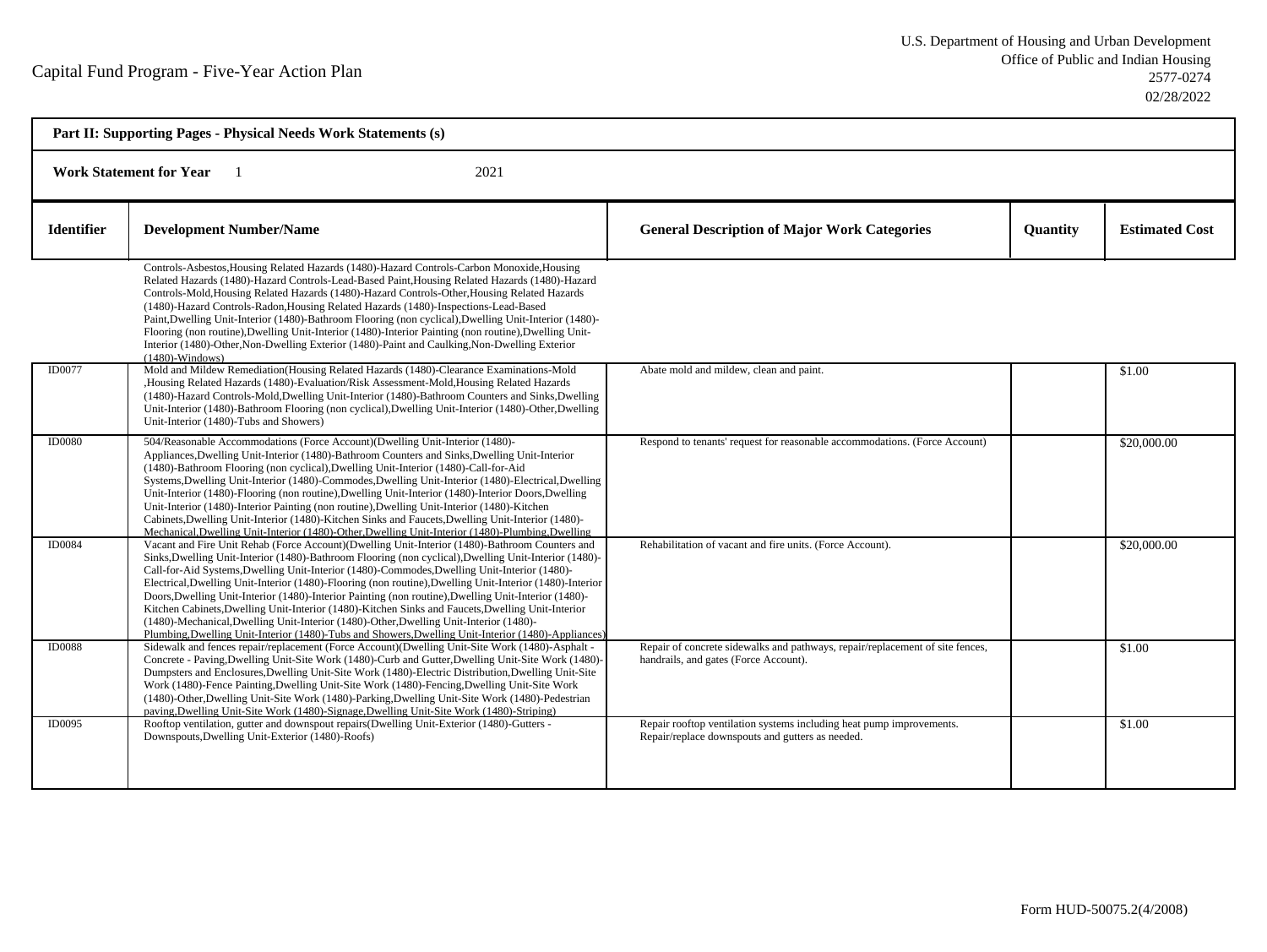Capital Fund Program - Five-Year Action Plan

U.S. Department of Housing and Urban Development
Office of Public and Indian Housing
2577-0274
02/28/2022

**Part II: Supporting Pages - Physical Needs Work Statements (s)**

**Work Statement for Year** 1 2021

| Identifier | Development Number/Name | General Description of Major Work Categories | Quantity | Estimated Cost |
|---|---|---|---|---|
| | Controls-Asbestos,Housing Related Hazards (1480)-Hazard Controls-Carbon Monoxide,Housing Related Hazards (1480)-Hazard Controls-Lead-Based Paint,Housing Related Hazards (1480)-Hazard Controls-Mold,Housing Related Hazards (1480)-Hazard Controls-Other,Housing Related Hazards (1480)-Hazard Controls-Radon,Housing Related Hazards (1480)-Inspections-Lead-Based Paint,Dwelling Unit-Interior (1480)-Bathroom Flooring (non cyclical),Dwelling Unit-Interior (1480)-Flooring (non routine),Dwelling Unit-Interior (1480)-Interior Painting (non routine),Dwelling Unit-Interior (1480)-Other,Non-Dwelling Exterior (1480)-Paint and Caulking,Non-Dwelling Exterior (1480)-Windows) | | | |
| ID0077 | Mold and Mildew Remediation(Housing Related Hazards (1480)-Clearance Examinations-Mold ,Housing Related Hazards (1480)-Evaluation/Risk Assessment-Mold,Housing Related Hazards (1480)-Hazard Controls-Mold,Dwelling Unit-Interior (1480)-Bathroom Counters and Sinks,Dwelling Unit-Interior (1480)-Bathroom Flooring (non cyclical),Dwelling Unit-Interior (1480)-Other,Dwelling Unit-Interior (1480)-Tubs and Showers) | Abate mold and mildew, clean and paint. | | $1.00 |
| ID0080 | 504/Reasonable Accommodations (Force Account)(Dwelling Unit-Interior (1480)-Appliances,Dwelling Unit-Interior (1480)-Bathroom Counters and Sinks,Dwelling Unit-Interior (1480)-Bathroom Flooring (non cyclical),Dwelling Unit-Interior (1480)-Call-for-Aid Systems,Dwelling Unit-Interior (1480)-Commodes,Dwelling Unit-Interior (1480)-Electrical,Dwelling Unit-Interior (1480)-Flooring (non routine),Dwelling Unit-Interior (1480)-Interior Doors,Dwelling Unit-Interior (1480)-Interior Painting (non routine),Dwelling Unit-Interior (1480)-Kitchen Cabinets,Dwelling Unit-Interior (1480)-Kitchen Sinks and Faucets,Dwelling Unit-Interior (1480)-Mechanical,Dwelling Unit-Interior (1480)-Other,Dwelling Unit-Interior (1480)-Plumbing,Dwelling | Respond to tenants' request for reasonable accommodations. (Force Account) | | $20,000.00 |
| ID0084 | Vacant and Fire Unit Rehab (Force Account)(Dwelling Unit-Interior (1480)-Bathroom Counters and Sinks,Dwelling Unit-Interior (1480)-Bathroom Flooring (non cyclical),Dwelling Unit-Interior (1480)-Call-for-Aid Systems,Dwelling Unit-Interior (1480)-Commodes,Dwelling Unit-Interior (1480)-Electrical,Dwelling Unit-Interior (1480)-Flooring (non routine),Dwelling Unit-Interior (1480)-Interior Doors,Dwelling Unit-Interior (1480)-Interior Painting (non routine),Dwelling Unit-Interior (1480)-Kitchen Cabinets,Dwelling Unit-Interior (1480)-Kitchen Sinks and Faucets,Dwelling Unit-Interior (1480)-Mechanical,Dwelling Unit-Interior (1480)-Other,Dwelling Unit-Interior (1480)-Plumbing,Dwelling Unit-Interior (1480)-Tubs and Showers,Dwelling Unit-Interior (1480)-Appliances) | Rehabilitation of vacant and fire units. (Force Account). | | $20,000.00 |
| ID0088 | Sidewalk and fences repair/replacement (Force Account)(Dwelling Unit-Site Work (1480)-Asphalt - Concrete - Paving,Dwelling Unit-Site Work (1480)-Curb and Gutter,Dwelling Unit-Site Work (1480)-Dumpsters and Enclosures,Dwelling Unit-Site Work (1480)-Electric Distribution,Dwelling Unit-Site Work (1480)-Fence Painting,Dwelling Unit-Site Work (1480)-Fencing,Dwelling Unit-Site Work (1480)-Other,Dwelling Unit-Site Work (1480)-Parking,Dwelling Unit-Site Work (1480)-Pedestrian paving,Dwelling Unit-Site Work (1480)-Signage,Dwelling Unit-Site Work (1480)-Striping) | Repair of concrete sidewalks and pathways, repair/replacement of site fences, handrails, and gates (Force Account). | | $1.00 |
| ID0095 | Rooftop ventilation, gutter and downspout repairs(Dwelling Unit-Exterior (1480)-Gutters - Downspouts,Dwelling Unit-Exterior (1480)-Roofs) | Repair rooftop ventilation systems including heat pump improvements. Repair/replace downspouts and gutters as needed. | | $1.00 |

Form HUD-50075.2(4/2008)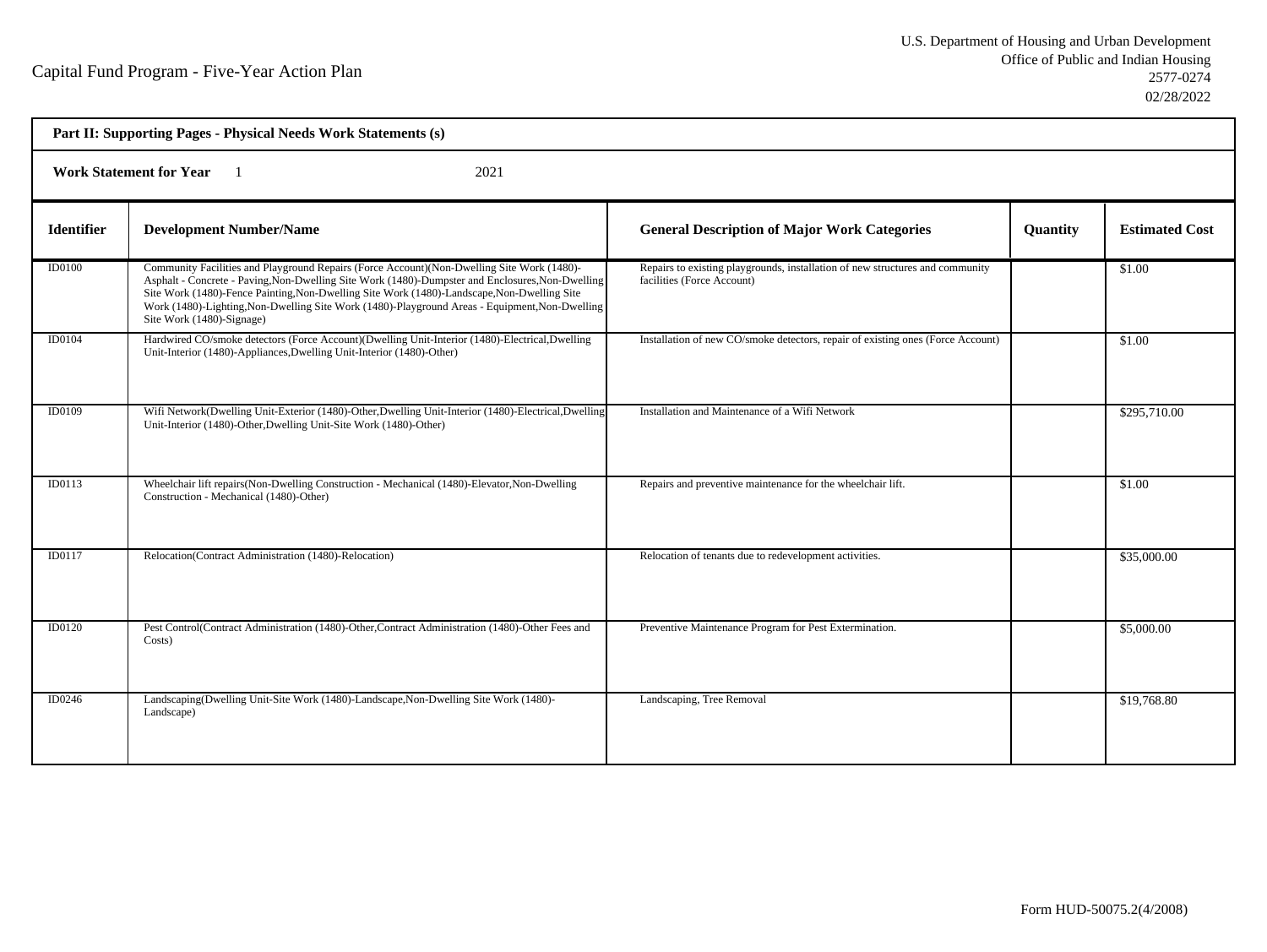# Capital Fund Program - Five-Year Action Plan

U.S. Department of Housing and Urban Development
Office of Public and Indian Housing
2577-0274
02/28/2022

| **Part II: Supporting Pages - Physical Needs Work Statements (s)** | | | | |
|---|---|---|---|---|
| **Work Statement for Year** 1 2021 | | | | |
| **Identifier** | **Development Number/Name** | **General Description of Major Work Categories** | **Quantity** | **Estimated Cost** |
| ID0100 | Community Facilities and Playground Repairs (Force Account)(Non-Dwelling Site Work (1480)-Asphalt - Concrete - Paving,Non-Dwelling Site Work (1480)-Dumpster and Enclosures,Non-Dwelling Site Work (1480)-Fence Painting,Non-Dwelling Site Work (1480)-Landscape,Non-Dwelling Site Work (1480)-Lighting,Non-Dwelling Site Work (1480)-Playground Areas - Equipment,Non-Dwelling Site Work (1480)-Signage) | Repairs to existing playgrounds, installation of new structures and community facilities (Force Account) | | $1.00 |
| ID0104 | Hardwired CO/smoke detectors (Force Account)(Dwelling Unit-Interior (1480)-Electrical,Dwelling Unit-Interior (1480)-Appliances,Dwelling Unit-Interior (1480)-Other) | Installation of new CO/smoke detectors, repair of existing ones (Force Account) | | $1.00 |
| ID0109 | Wifi Network(Dwelling Unit-Exterior (1480)-Other,Dwelling Unit-Interior (1480)-Electrical,Dwelling Unit-Interior (1480)-Other,Dwelling Unit-Site Work (1480)-Other) | Installation and Maintenance of a Wifi Network | | $295,710.00 |
| ID0113 | Wheelchair lift repairs(Non-Dwelling Construction - Mechanical (1480)-Elevator,Non-Dwelling Construction - Mechanical (1480)-Other) | Repairs and preventive maintenance for the wheelchair lift. | | $1.00 |
| ID0117 | Relocation(Contract Administration (1480)-Relocation) | Relocation of tenants due to redevelopment activities. | | $35,000.00 |
| ID0120 | Pest Control(Contract Administration (1480)-Other,Contract Administration (1480)-Other Fees and Costs) | Preventive Maintenance Program for Pest Extermination. | | $5,000.00 |
| ID0246 | Landscaping(Dwelling Unit-Site Work (1480)-Landscape,Non-Dwelling Site Work (1480)-Landscape) | Landscaping, Tree Removal | | $19,768.80 |

Form HUD-50075.2(4/2008)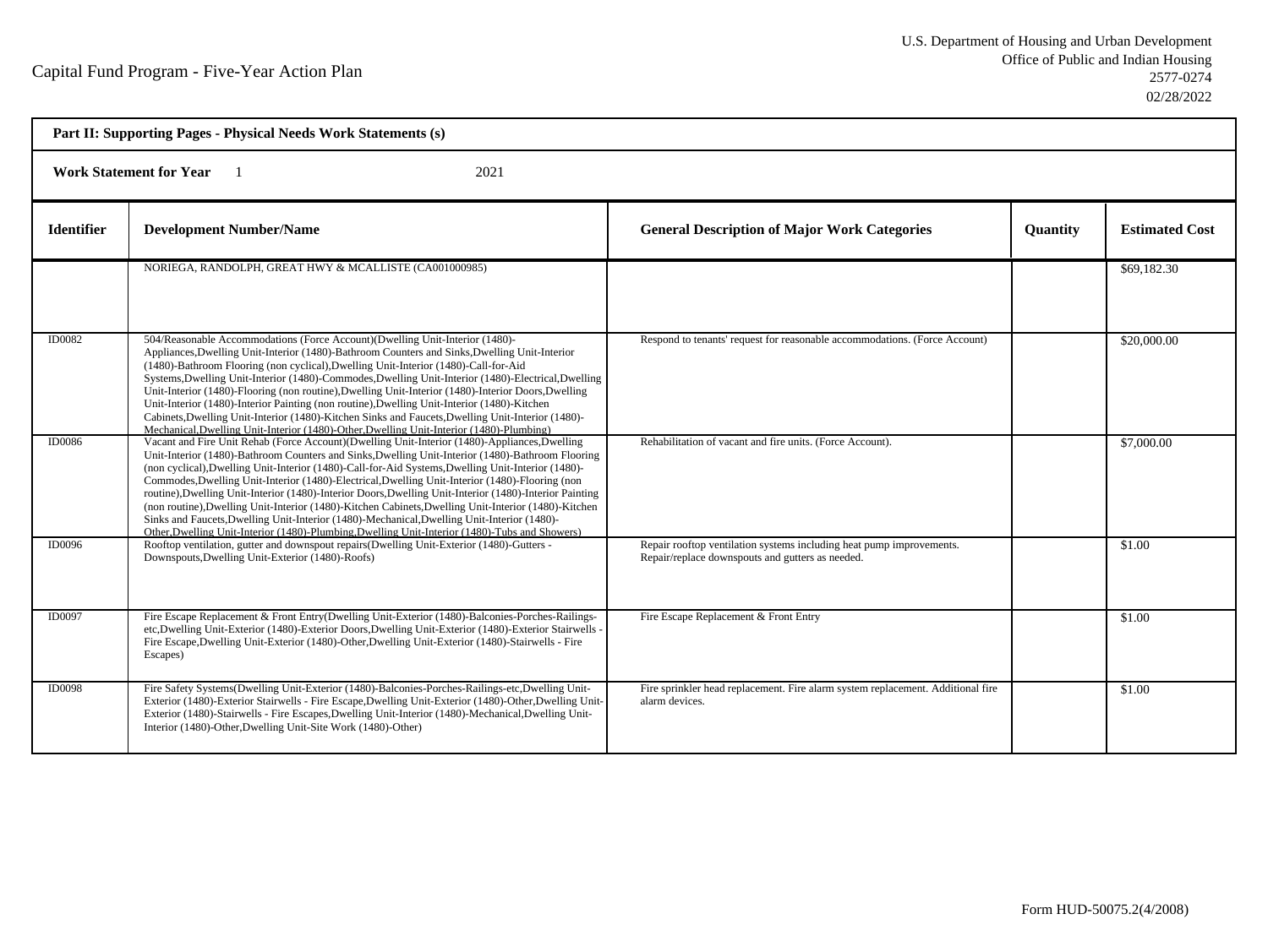Capital Fund Program - Five-Year Action Plan

U.S. Department of Housing and Urban Development
Office of Public and Indian Housing
2577-0274
02/28/2022

**Part II: Supporting Pages - Physical Needs Work Statements (s)**

**Work Statement for Year** 1 2021

| Identifier | Development Number/Name | General Description of Major Work Categories | Quantity | Estimated Cost |
|---|---|---|---|---|
| | NORIEGA, RANDOLPH, GREAT HWY & MCALLISTE (CA001000985) | | | $69,182.30 |
| ID0082 | 504/Reasonable Accommodations (Force Account)(Dwelling Unit-Interior (1480)-Appliances,Dwelling Unit-Interior (1480)-Bathroom Counters and Sinks,Dwelling Unit-Interior (1480)-Bathroom Flooring (non cyclical),Dwelling Unit-Interior (1480)-Call-for-Aid Systems,Dwelling Unit-Interior (1480)-Commodes,Dwelling Unit-Interior (1480)-Electrical,Dwelling Unit-Interior (1480)-Flooring (non routine),Dwelling Unit-Interior (1480)-Interior Doors,Dwelling Unit-Interior (1480)-Interior Painting (non routine),Dwelling Unit-Interior (1480)-Kitchen Cabinets,Dwelling Unit-Interior (1480)-Kitchen Sinks and Faucets,Dwelling Unit-Interior (1480)-Mechanical,Dwelling Unit-Interior (1480)-Other,Dwelling Unit-Interior (1480)-Plumbing) | Respond to tenants' request for reasonable accommodations. (Force Account) | | $20,000.00 |
| ID0086 | Vacant and Fire Unit Rehab (Force Account)(Dwelling Unit-Interior (1480)-Appliances,Dwelling Unit-Interior (1480)-Bathroom Counters and Sinks,Dwelling Unit-Interior (1480)-Bathroom Flooring (non cyclical),Dwelling Unit-Interior (1480)-Call-for-Aid Systems,Dwelling Unit-Interior (1480)-Commodes,Dwelling Unit-Interior (1480)-Electrical,Dwelling Unit-Interior (1480)-Flooring (non routine),Dwelling Unit-Interior (1480)-Interior Doors,Dwelling Unit-Interior (1480)-Interior Painting (non routine),Dwelling Unit-Interior (1480)-Kitchen Cabinets,Dwelling Unit-Interior (1480)-Kitchen Sinks and Faucets,Dwelling Unit-Interior (1480)-Mechanical,Dwelling Unit-Interior (1480)-Other,Dwelling Unit-Interior (1480)-Plumbing,Dwelling Unit-Interior (1480)-Tubs and Showers) | Rehabilitation of vacant and fire units. (Force Account). | | $7,000.00 |
| ID0096 | Rooftop ventilation, gutter and downspout repairs(Dwelling Unit-Exterior (1480)-Gutters - Downspouts,Dwelling Unit-Exterior (1480)-Roofs) | Repair rooftop ventilation systems including heat pump improvements. Repair/replace downspouts and gutters as needed. | | $1.00 |
| ID0097 | Fire Escape Replacement & Front Entry(Dwelling Unit-Exterior (1480)-Balconies-Porches-Railings-etc,Dwelling Unit-Exterior (1480)-Exterior Doors,Dwelling Unit-Exterior (1480)-Exterior Stairwells - Fire Escape,Dwelling Unit-Exterior (1480)-Other,Dwelling Unit-Exterior (1480)-Stairwells - Fire Escapes) | Fire Escape Replacement & Front Entry | | $1.00 |
| ID0098 | Fire Safety Systems(Dwelling Unit-Exterior (1480)-Balconies-Porches-Railings-etc,Dwelling Unit-Exterior (1480)-Exterior Stairwells - Fire Escape,Dwelling Unit-Exterior (1480)-Other,Dwelling Unit-Exterior (1480)-Stairwells - Fire Escapes,Dwelling Unit-Interior (1480)-Mechanical,Dwelling Unit-Interior (1480)-Other,Dwelling Unit-Site Work (1480)-Other) | Fire sprinkler head replacement. Fire alarm system replacement. Additional fire alarm devices. | | $1.00 |

Form HUD-50075.2(4/2008)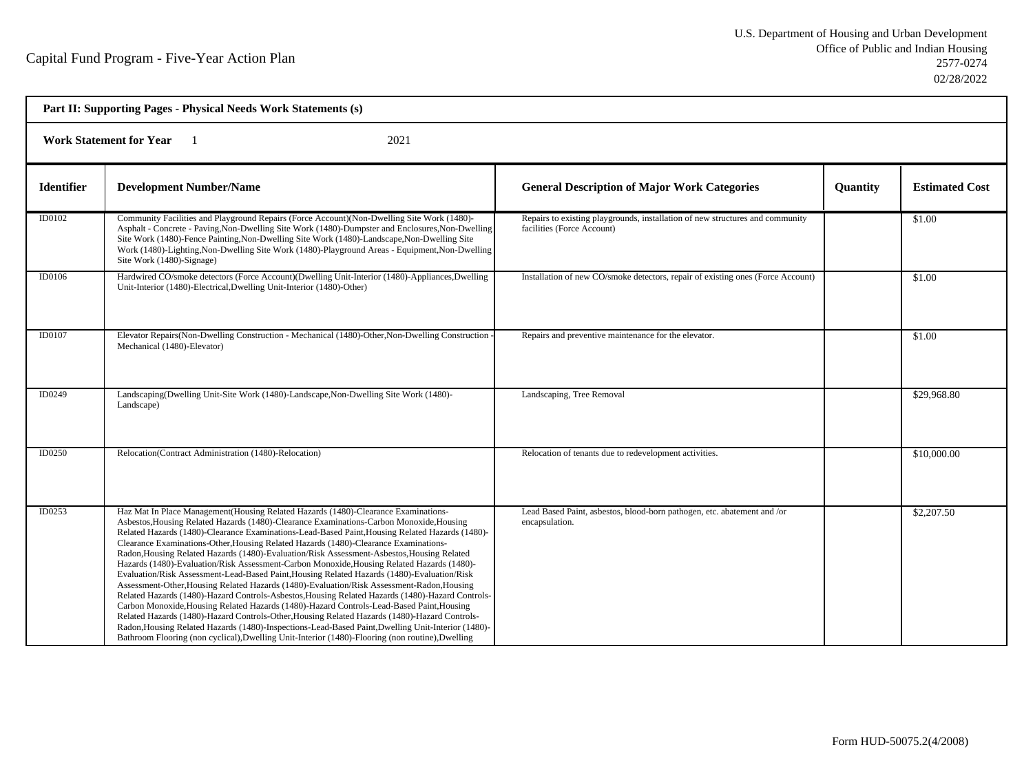Capital Fund Program - Five-Year Action Plan

U.S. Department of Housing and Urban Development
Office of Public and Indian Housing
2577-0274
02/28/2022

**Part II: Supporting Pages - Physical Needs Work Statements (s)**

**Work Statement for Year** 1 2021

| Identifier | Development Number/Name | General Description of Major Work Categories | Quantity | Estimated Cost |
|---|---|---|---|---|
| ID0102 | Community Facilities and Playground Repairs (Force Account)(Non-Dwelling Site Work (1480)-Asphalt - Concrete - Paving,Non-Dwelling Site Work (1480)-Dumpster and Enclosures,Non-Dwelling Site Work (1480)-Fence Painting,Non-Dwelling Site Work (1480)-Landscape,Non-Dwelling Site Work (1480)-Lighting,Non-Dwelling Site Work (1480)-Playground Areas - Equipment,Non-Dwelling Site Work (1480)-Signage) | Repairs to existing playgrounds, installation of new structures and community facilities (Force Account) | | $1.00 |
| ID0106 | Hardwired CO/smoke detectors (Force Account)(Dwelling Unit-Interior (1480)-Appliances,Dwelling Unit-Interior (1480)-Electrical,Dwelling Unit-Interior (1480)-Other) | Installation of new CO/smoke detectors, repair of existing ones (Force Account) | | $1.00 |
| ID0107 | Elevator Repairs(Non-Dwelling Construction - Mechanical (1480)-Other,Non-Dwelling Construction - Mechanical (1480)-Elevator) | Repairs and preventive maintenance for the elevator. | | $1.00 |
| ID0249 | Landscaping(Dwelling Unit-Site Work (1480)-Landscape,Non-Dwelling Site Work (1480)-Landscape) | Landscaping, Tree Removal | | $29,968.80 |
| ID0250 | Relocation(Contract Administration (1480)-Relocation) | Relocation of tenants due to redevelopment activities. | | $10,000.00 |
| ID0253 | Haz Mat In Place Management(Housing Related Hazards (1480)-Clearance Examinations-Asbestos,Housing Related Hazards (1480)-Clearance Examinations-Carbon Monoxide,Housing Related Hazards (1480)-Clearance Examinations-Lead-Based Paint,Housing Related Hazards (1480)-Clearance Examinations-Other,Housing Related Hazards (1480)-Clearance Examinations-Radon,Housing Related Hazards (1480)-Evaluation/Risk Assessment-Asbestos,Housing Related Hazards (1480)-Evaluation/Risk Assessment-Carbon Monoxide,Housing Related Hazards (1480)-Evaluation/Risk Assessment-Lead-Based Paint,Housing Related Hazards (1480)-Evaluation/Risk Assessment-Other,Housing Related Hazards (1480)-Evaluation/Risk Assessment-Radon,Housing Related Hazards (1480)-Hazard Controls-Asbestos,Housing Related Hazards (1480)-Hazard Controls-Carbon Monoxide,Housing Related Hazards (1480)-Hazard Controls-Lead-Based Paint,Housing Related Hazards (1480)-Hazard Controls-Other,Housing Related Hazards (1480)-Hazard Controls-Radon,Housing Related Hazards (1480)-Inspections-Lead-Based Paint,Dwelling Unit-Interior (1480)-Bathroom Flooring (non cyclical),Dwelling Unit-Interior (1480)-Flooring (non routine),Dwelling | Lead Based Paint, asbestos, blood-born pathogen, etc. abatement and /or encapsulation. | | $2,207.50 |

Form HUD-50075.2(4/2008)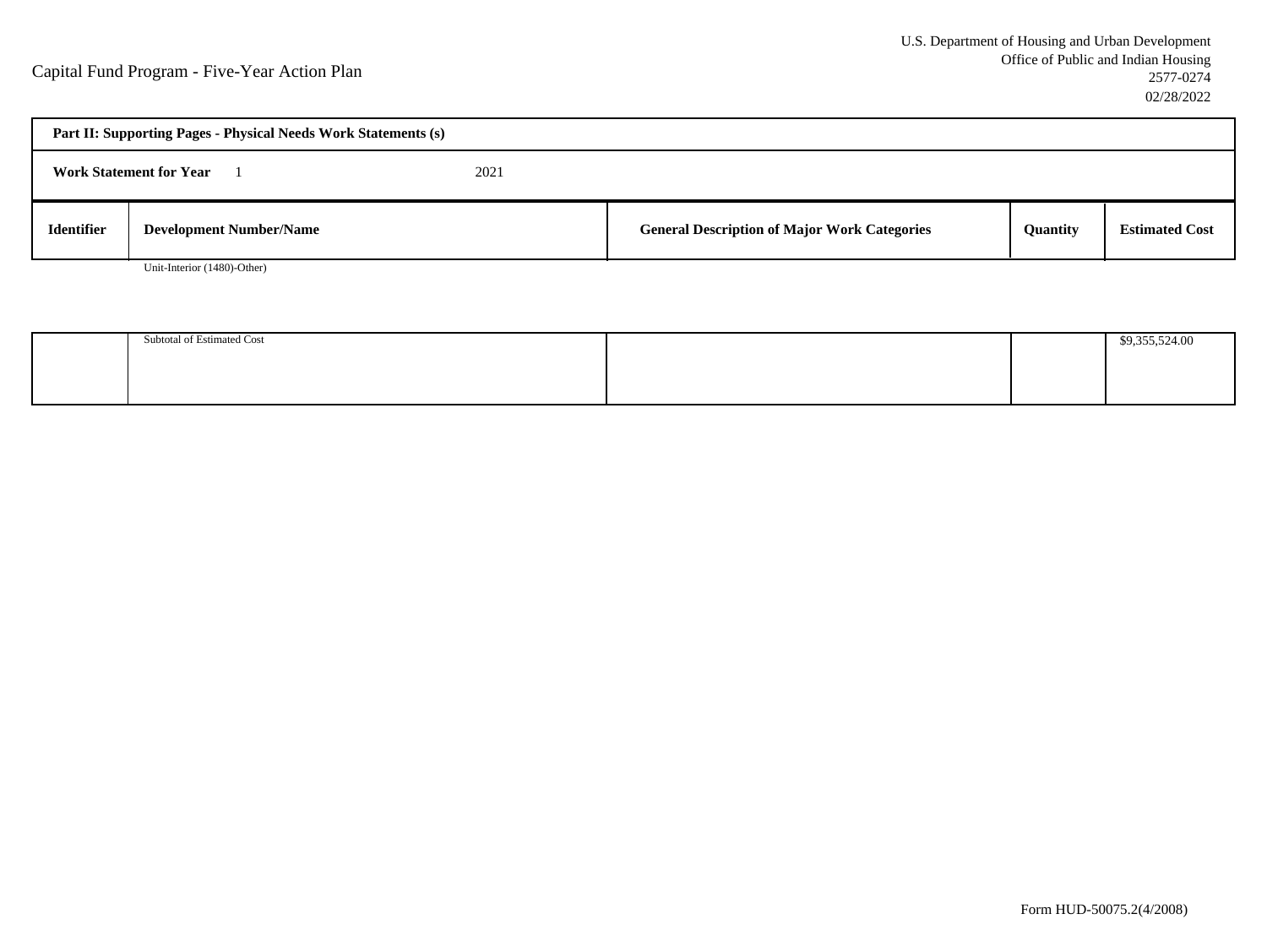Capital Fund Program - Five-Year Action Plan

U.S. Department of Housing and Urban Development
Office of Public and Indian Housing
2577-0274
02/28/2022

**Part II: Supporting Pages - Physical Needs Work Statements (s)**

**Work Statement for Year** 1 2021

| Identifier | Development Number/Name | General Description of Major Work Categories | Quantity | Estimated Cost |
| --- | --- | --- | --- | --- |
| | Unit-Interior (1480)-Other) | | | |
| | Subtotal of Estimated Cost | | | $9,355,524.00 |

Form HUD-50075.2(4/2008)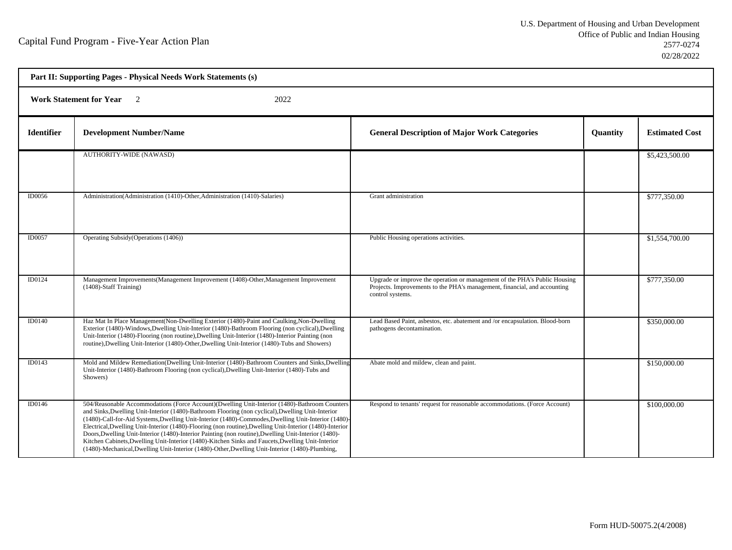Capital Fund Program - Five-Year Action Plan

U.S. Department of Housing and Urban Development
Office of Public and Indian Housing
2577-0274
02/28/2022

**Part II: Supporting Pages - Physical Needs Work Statements (s)**

**Work Statement for Year** 2 2022

| Identifier | Development Number/Name | General Description of Major Work Categories | Quantity | Estimated Cost |
|---|---|---|---|---|
| | AUTHORITY-WIDE (NAWASD) | | | $5,423,500.00 |
| ID0056 | Administration(Administration (1410)-Other,Administration (1410)-Salaries) | Grant administration | | $777,350.00 |
| ID0057 | Operating Subsidy(Operations (1406)) | Public Housing operations activities. | | $1,554,700.00 |
| ID0124 | Management Improvements(Management Improvement (1408)-Other,Management Improvement (1408)-Staff Training) | Upgrade or improve the operation or management of the PHA's Public Housing Projects. Improvements to the PHA's management, financial, and accounting control systems. | | $777,350.00 |
| ID0140 | Haz Mat In Place Management(Non-Dwelling Exterior (1480)-Paint and Caulking,Non-Dwelling Exterior (1480)-Windows,Dwelling Unit-Interior (1480)-Bathroom Flooring (non cyclical),Dwelling Unit-Interior (1480)-Flooring (non routine),Dwelling Unit-Interior (1480)-Interior Painting (non routine),Dwelling Unit-Interior (1480)-Other,Dwelling Unit-Interior (1480)-Tubs and Showers) | Lead Based Paint, asbestos, etc. abatement and /or encapsulation. Blood-born pathogens decontamination. | | $350,000.00 |
| ID0143 | Mold and Mildew Remediation(Dwelling Unit-Interior (1480)-Bathroom Counters and Sinks,Dwelling Unit-Interior (1480)-Bathroom Flooring (non cyclical),Dwelling Unit-Interior (1480)-Tubs and Showers) | Abate mold and mildew, clean and paint. | | $150,000.00 |
| ID0146 | 504/Reasonable Accommodations (Force Account)(Dwelling Unit-Interior (1480)-Bathroom Counters and Sinks,Dwelling Unit-Interior (1480)-Bathroom Flooring (non cyclical),Dwelling Unit-Interior (1480)-Call-for-Aid Systems,Dwelling Unit-Interior (1480)-Commodes,Dwelling Unit-Interior (1480)-Electrical,Dwelling Unit-Interior (1480)-Flooring (non routine),Dwelling Unit-Interior (1480)-Interior Doors,Dwelling Unit-Interior (1480)-Interior Painting (non routine),Dwelling Unit-Interior (1480)-Kitchen Cabinets,Dwelling Unit-Interior (1480)-Kitchen Sinks and Faucets,Dwelling Unit-Interior (1480)-Mechanical,Dwelling Unit-Interior (1480)-Other,Dwelling Unit-Interior (1480)-Plumbing, | Respond to tenants' request for reasonable accommodations. (Force Account) | | $100,000.00 |

Form HUD-50075.2(4/2008)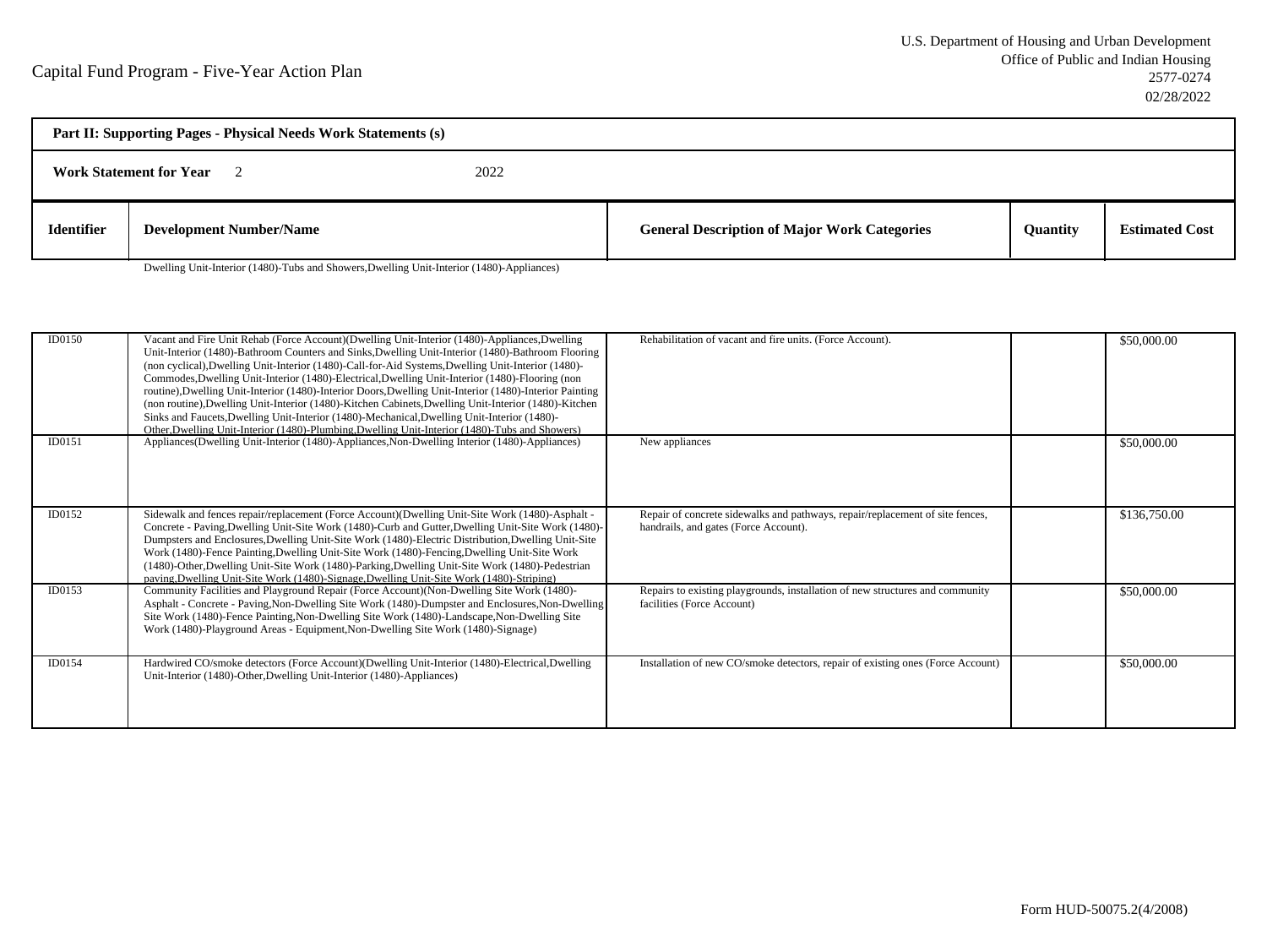Capital Fund Program - Five-Year Action Plan

U.S. Department of Housing and Urban Development
Office of Public and Indian Housing
2577-0274
02/28/2022

**Part II: Supporting Pages - Physical Needs Work Statements (s)**

**Work Statement for Year** 2 2022

| Identifier | Development Number/Name | General Description of Major Work Categories | Quantity | Estimated Cost |
|---|---|---|---|---|
| | Dwelling Unit-Interior (1480)-Tubs and Showers,Dwelling Unit-Interior (1480)-Appliances) | | | |
| ID0150 | Vacant and Fire Unit Rehab (Force Account)(Dwelling Unit-Interior (1480)-Appliances,Dwelling Unit-Interior (1480)-Bathroom Counters and Sinks,Dwelling Unit-Interior (1480)-Bathroom Flooring (non cyclical),Dwelling Unit-Interior (1480)-Call-for-Aid Systems,Dwelling Unit-Interior (1480)-Commodes,Dwelling Unit-Interior (1480)-Electrical,Dwelling Unit-Interior (1480)-Flooring (non routine),Dwelling Unit-Interior (1480)-Interior Doors,Dwelling Unit-Interior (1480)-Interior Painting (non routine),Dwelling Unit-Interior (1480)-Kitchen Cabinets,Dwelling Unit-Interior (1480)-Kitchen Sinks and Faucets,Dwelling Unit-Interior (1480)-Mechanical,Dwelling Unit-Interior (1480)-Other,Dwelling Unit-Interior (1480)-Plumbing,Dwelling Unit-Interior (1480)-Tubs and Showers) | Rehabilitation of vacant and fire units. (Force Account). | | $50,000.00 |
| ID0151 | Appliances(Dwelling Unit-Interior (1480)-Appliances,Non-Dwelling Interior (1480)-Appliances) | New appliances | | $50,000.00 |
| ID0152 | Sidewalk and fences repair/replacement (Force Account)(Dwelling Unit-Site Work (1480)-Asphalt - Concrete - Paving,Dwelling Unit-Site Work (1480)-Curb and Gutter,Dwelling Unit-Site Work (1480)-Dumpsters and Enclosures,Dwelling Unit-Site Work (1480)-Electric Distribution,Dwelling Unit-Site Work (1480)-Fence Painting,Dwelling Unit-Site Work (1480)-Fencing,Dwelling Unit-Site Work (1480)-Other,Dwelling Unit-Site Work (1480)-Parking,Dwelling Unit-Site Work (1480)-Pedestrian paving,Dwelling Unit-Site Work (1480)-Signage,Dwelling Unit-Site Work (1480)-Striping) | Repair of concrete sidewalks and pathways, repair/replacement of site fences, handrails, and gates (Force Account). | | $136,750.00 |
| ID0153 | Community Facilities and Playground Repair (Force Account)(Non-Dwelling Site Work (1480)-Asphalt - Concrete - Paving,Non-Dwelling Site Work (1480)-Dumpster and Enclosures,Non-Dwelling Site Work (1480)-Fence Painting,Non-Dwelling Site Work (1480)-Landscape,Non-Dwelling Site Work (1480)-Playground Areas - Equipment,Non-Dwelling Site Work (1480)-Signage) | Repairs to existing playgrounds, installation of new structures and community facilities (Force Account) | | $50,000.00 |
| ID0154 | Hardwired CO/smoke detectors (Force Account)(Dwelling Unit-Interior (1480)-Electrical,Dwelling Unit-Interior (1480)-Other,Dwelling Unit-Interior (1480)-Appliances) | Installation of new CO/smoke detectors, repair of existing ones (Force Account) | | $50,000.00 |

Form HUD-50075.2(4/2008)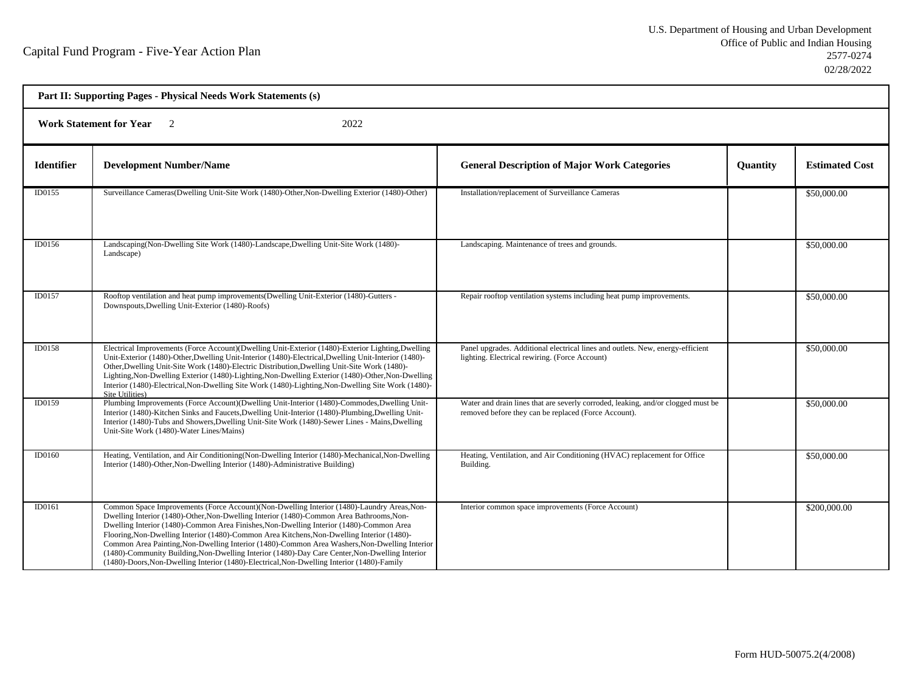Capital Fund Program - Five-Year Action Plan

U.S. Department of Housing and Urban Development
Office of Public and Indian Housing
2577-0274
02/28/2022

**Part II: Supporting Pages - Physical Needs Work Statements (s)**

**Work Statement for Year** 2 2022

| Identifier | Development Number/Name | General Description of Major Work Categories | Quantity | Estimated Cost |
|---|---|---|---|---|
| ID0155 | Surveillance Cameras(Dwelling Unit-Site Work (1480)-Other,Non-Dwelling Exterior (1480)-Other) | Installation/replacement of Surveillance Cameras | | $50,000.00 |
| ID0156 | Landscaping(Non-Dwelling Site Work (1480)-Landscape,Dwelling Unit-Site Work (1480)-Landscape) | Landscaping. Maintenance of trees and grounds. | | $50,000.00 |
| ID0157 | Rooftop ventilation and heat pump improvements(Dwelling Unit-Exterior (1480)-Gutters - Downspouts,Dwelling Unit-Exterior (1480)-Roofs) | Repair rooftop ventilation systems including heat pump improvements. | | $50,000.00 |
| ID0158 | Electrical Improvements (Force Account)(Dwelling Unit-Exterior (1480)-Exterior Lighting,Dwelling Unit-Exterior (1480)-Other,Dwelling Unit-Interior (1480)-Electrical,Dwelling Unit-Interior (1480)-Other,Dwelling Unit-Site Work (1480)-Electric Distribution,Dwelling Unit-Site Work (1480)-Lighting,Non-Dwelling Exterior (1480)-Lighting,Non-Dwelling Exterior (1480)-Other,Non-Dwelling Interior (1480)-Electrical,Non-Dwelling Site Work (1480)-Lighting,Non-Dwelling Site Work (1480)-Site Utilities) | Panel upgrades. Additional electrical lines and outlets. New, energy-efficient lighting. Electrical rewiring. (Force Account) | | $50,000.00 |
| ID0159 | Plumbing Improvements (Force Account)(Dwelling Unit-Interior (1480)-Commodes,Dwelling Unit-Interior (1480)-Kitchen Sinks and Faucets,Dwelling Unit-Interior (1480)-Plumbing,Dwelling Unit-Interior (1480)-Tubs and Showers,Dwelling Unit-Site Work (1480)-Sewer Lines - Mains,Dwelling Unit-Site Work (1480)-Water Lines/Mains) | Water and drain lines that are severly corroded, leaking, and/or clogged must be removed before they can be replaced (Force Account). | | $50,000.00 |
| ID0160 | Heating, Ventilation, and Air Conditioning(Non-Dwelling Interior (1480)-Mechanical,Non-Dwelling Interior (1480)-Other,Non-Dwelling Interior (1480)-Administrative Building) | Heating, Ventilation, and Air Conditioning (HVAC) replacement for Office Building. | | $50,000.00 |
| ID0161 | Common Space Improvements (Force Account)(Non-Dwelling Interior (1480)-Laundry Areas,Non-Dwelling Interior (1480)-Other,Non-Dwelling Interior (1480)-Common Area Bathrooms,Non-Dwelling Interior (1480)-Common Area Finishes,Non-Dwelling Interior (1480)-Common Area Flooring,Non-Dwelling Interior (1480)-Common Area Kitchens,Non-Dwelling Interior (1480)-Common Area Painting,Non-Dwelling Interior (1480)-Common Area Washers,Non-Dwelling Interior (1480)-Community Building,Non-Dwelling Interior (1480)-Day Care Center,Non-Dwelling Interior (1480)-Doors,Non-Dwelling Interior (1480)-Electrical,Non-Dwelling Interior (1480)-Family | Interior common space improvements (Force Account) | | $200,000.00 |

Form HUD-50075.2(4/2008)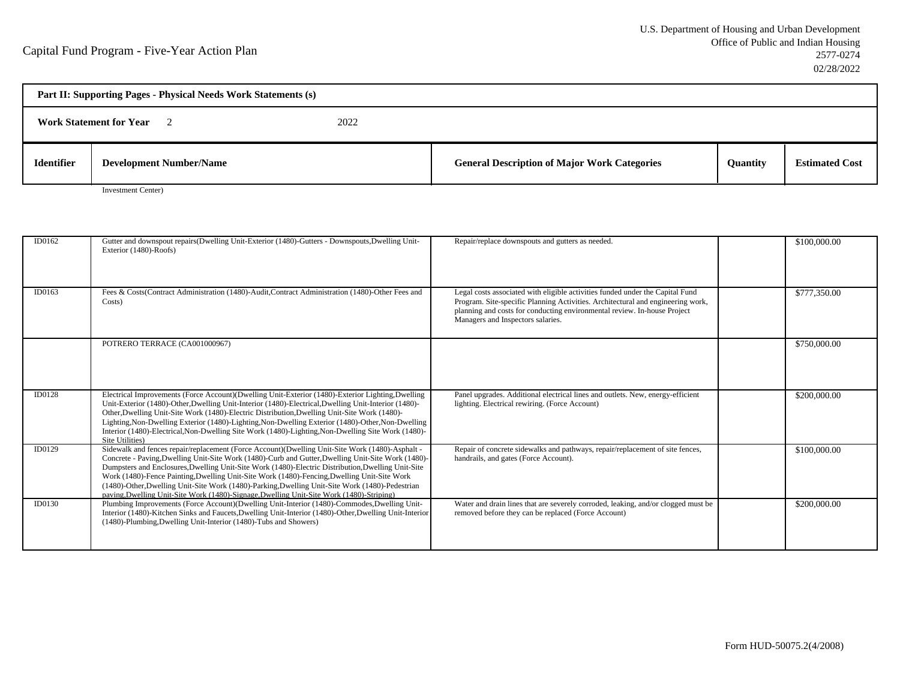Capital Fund Program - Five-Year Action Plan

U.S. Department of Housing and Urban Development
Office of Public and Indian Housing
2577-0274
02/28/2022

**Part II: Supporting Pages - Physical Needs Work Statements (s)**

**Work Statement for Year** 2 2022

| Identifier | Development Number/Name | General Description of Major Work Categories | Quantity | Estimated Cost |
|---|---|---|---|---|
| | Investment Center) | | | |
| ID0162 | Gutter and downspout repairs(Dwelling Unit-Exterior (1480)-Gutters - Downspouts,Dwelling Unit-Exterior (1480)-Roofs) | Repair/replace downspouts and gutters as needed. | | $100,000.00 |
| ID0163 | Fees & Costs(Contract Administration (1480)-Audit,Contract Administration (1480)-Other Fees and Costs) | Legal costs associated with eligible activities funded under the Capital Fund Program. Site-specific Planning Activities. Architectural and engineering work, planning and costs for conducting environmental review. In-house Project Managers and Inspectors salaries. | | $777,350.00 |
| | POTRERO TERRACE (CA001000967) | | | $750,000.00 |
| ID0128 | Electrical Improvements (Force Account)(Dwelling Unit-Exterior (1480)-Exterior Lighting,Dwelling Unit-Exterior (1480)-Other,Dwelling Unit-Interior (1480)-Electrical,Dwelling Unit-Interior (1480)-Other,Dwelling Unit-Site Work (1480)-Electric Distribution,Dwelling Unit-Site Work (1480)-Lighting,Non-Dwelling Exterior (1480)-Lighting,Non-Dwelling Exterior (1480)-Other,Non-Dwelling Interior (1480)-Electrical,Non-Dwelling Site Work (1480)-Lighting,Non-Dwelling Site Work (1480)-Site Utilities) | Panel upgrades. Additional electrical lines and outlets. New, energy-efficient lighting. Electrical rewiring. (Force Account) | | $200,000.00 |
| ID0129 | Sidewalk and fences repair/replacement (Force Account)(Dwelling Unit-Site Work (1480)-Asphalt - Concrete - Paving,Dwelling Unit-Site Work (1480)-Curb and Gutter,Dwelling Unit-Site Work (1480)-Dumpsters and Enclosures,Dwelling Unit-Site Work (1480)-Electric Distribution,Dwelling Unit-Site Work (1480)-Fence Painting,Dwelling Unit-Site Work (1480)-Fencing,Dwelling Unit-Site Work (1480)-Other,Dwelling Unit-Site Work (1480)-Parking,Dwelling Unit-Site Work (1480)-Pedestrian paving,Dwelling Unit-Site Work (1480)-Signage,Dwelling Unit-Site Work (1480)-Striping) | Repair of concrete sidewalks and pathways, repair/replacement of site fences, handrails, and gates (Force Account). | | $100,000.00 |
| ID0130 | Plumbing Improvements (Force Account)(Dwelling Unit-Interior (1480)-Commodes,Dwelling Unit-Interior (1480)-Kitchen Sinks and Faucets,Dwelling Unit-Interior (1480)-Other,Dwelling Unit-Interior (1480)-Plumbing,Dwelling Unit-Interior (1480)-Tubs and Showers) | Water and drain lines that are severely corroded, leaking, and/or clogged must be removed before they can be replaced (Force Account) | | $200,000.00 |

Form HUD-50075.2(4/2008)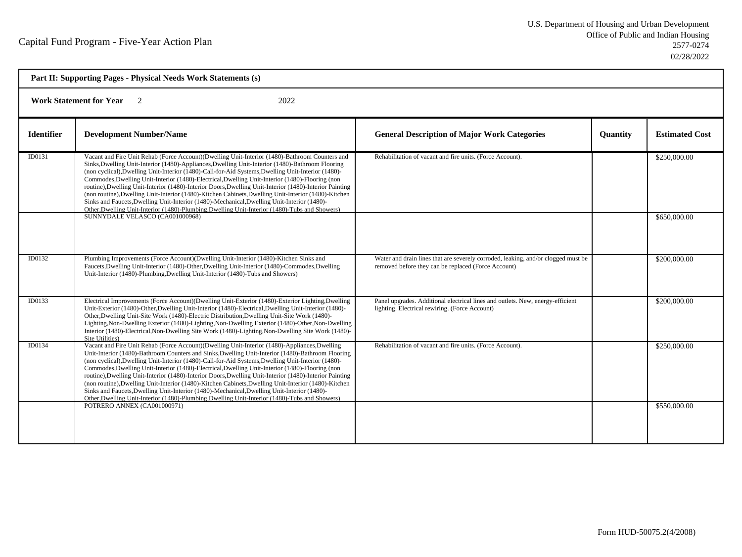Capital Fund Program - Five-Year Action Plan

U.S. Department of Housing and Urban Development
Office of Public and Indian Housing
2577-0274
02/28/2022

**Part II: Supporting Pages - Physical Needs Work Statements (s)**

**Work Statement for Year** 2 2022

| Identifier | Development Number/Name | General Description of Major Work Categories | Quantity | Estimated Cost |
|---|---|---|---|---|
| ID0131 | Vacant and Fire Unit Rehab (Force Account)(Dwelling Unit-Interior (1480)-Bathroom Counters and Sinks,Dwelling Unit-Interior (1480)-Appliances,Dwelling Unit-Interior (1480)-Bathroom Flooring (non cyclical),Dwelling Unit-Interior (1480)-Call-for-Aid Systems,Dwelling Unit-Interior (1480)-Commodes,Dwelling Unit-Interior (1480)-Electrical,Dwelling Unit-Interior (1480)-Flooring (non routine),Dwelling Unit-Interior (1480)-Interior Doors,Dwelling Unit-Interior (1480)-Interior Painting (non routine),Dwelling Unit-Interior (1480)-Kitchen Cabinets,Dwelling Unit-Interior (1480)-Kitchen Sinks and Faucets,Dwelling Unit-Interior (1480)-Mechanical,Dwelling Unit-Interior (1480)-Other,Dwelling Unit-Interior (1480)-Plumbing,Dwelling Unit-Interior (1480)-Tubs and Showers) | Rehabilitation of vacant and fire units. (Force Account). | | $250,000.00 |
| | SUNNYDALE VELASCO (CA001000968) | | | $650,000.00 |
| ID0132 | Plumbing Improvements (Force Account)(Dwelling Unit-Interior (1480)-Kitchen Sinks and Faucets,Dwelling Unit-Interior (1480)-Other,Dwelling Unit-Interior (1480)-Commodes,Dwelling Unit-Interior (1480)-Plumbing,Dwelling Unit-Interior (1480)-Tubs and Showers) | Water and drain lines that are severely corroded, leaking, and/or clogged must be removed before they can be replaced (Force Account) | | $200,000.00 |
| ID0133 | Electrical Improvements (Force Account)(Dwelling Unit-Exterior (1480)-Exterior Lighting,Dwelling Unit-Exterior (1480)-Other,Dwelling Unit-Interior (1480)-Electrical,Dwelling Unit-Interior (1480)-Other,Dwelling Unit-Site Work (1480)-Electric Distribution,Dwelling Unit-Site Work (1480)-Lighting,Non-Dwelling Exterior (1480)-Lighting,Non-Dwelling Exterior (1480)-Other,Non-Dwelling Interior (1480)-Electrical,Non-Dwelling Site Work (1480)-Lighting,Non-Dwelling Site Work (1480)-Site Utilities) | Panel upgrades. Additional electrical lines and outlets. New, energy-efficient lighting. Electrical rewiring. (Force Account) | | $200,000.00 |
| ID0134 | Vacant and Fire Unit Rehab (Force Account)(Dwelling Unit-Interior (1480)-Appliances,Dwelling Unit-Interior (1480)-Bathroom Counters and Sinks,Dwelling Unit-Interior (1480)-Bathroom Flooring (non cyclical),Dwelling Unit-Interior (1480)-Call-for-Aid Systems,Dwelling Unit-Interior (1480)-Commodes,Dwelling Unit-Interior (1480)-Electrical,Dwelling Unit-Interior (1480)-Flooring (non routine),Dwelling Unit-Interior (1480)-Interior Doors,Dwelling Unit-Interior (1480)-Interior Painting (non routine),Dwelling Unit-Interior (1480)-Kitchen Cabinets,Dwelling Unit-Interior (1480)-Kitchen Sinks and Faucets,Dwelling Unit-Interior (1480)-Mechanical,Dwelling Unit-Interior (1480)-Other,Dwelling Unit-Interior (1480)-Plumbing,Dwelling Unit-Interior (1480)-Tubs and Showers) | Rehabilitation of vacant and fire units. (Force Account). | | $250,000.00 |
| | POTRERO ANNEX (CA001000971) | | | $550,000.00 |

Form HUD-50075.2(4/2008)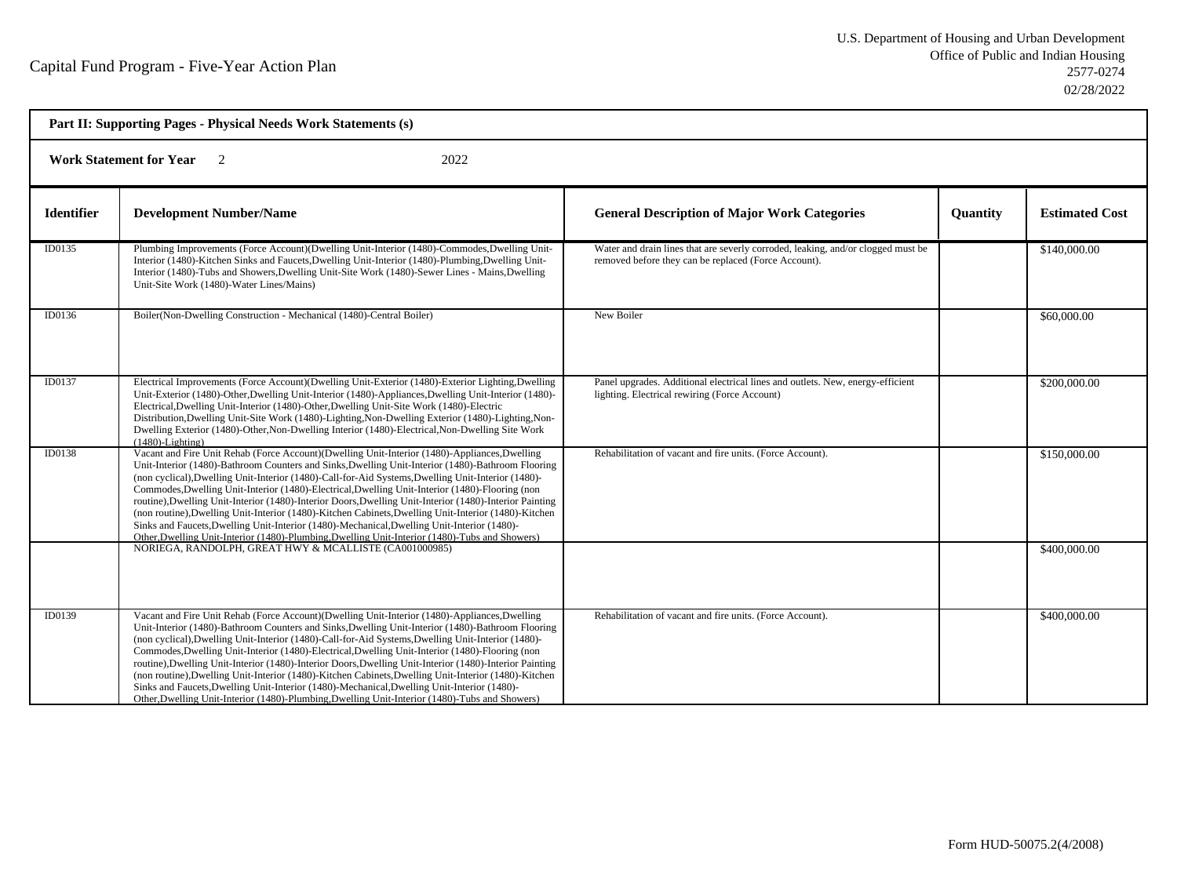Capital Fund Program - Five-Year Action Plan

U.S. Department of Housing and Urban Development
Office of Public and Indian Housing
2577-0274
02/28/2022

**Part II: Supporting Pages - Physical Needs Work Statements (s)**

**Work Statement for Year** 2 2022

| Identifier | Development Number/Name | General Description of Major Work Categories | Quantity | Estimated Cost |
|---|---|---|---|---|
| ID0135 | Plumbing Improvements (Force Account)(Dwelling Unit-Interior (1480)-Commodes,Dwelling Unit-Interior (1480)-Kitchen Sinks and Faucets,Dwelling Unit-Interior (1480)-Plumbing,Dwelling Unit-Interior (1480)-Tubs and Showers,Dwelling Unit-Site Work (1480)-Sewer Lines - Mains,Dwelling Unit-Site Work (1480)-Water Lines/Mains) | Water and drain lines that are severly corroded, leaking, and/or clogged must be removed before they can be replaced (Force Account). | | $140,000.00 |
| ID0136 | Boiler(Non-Dwelling Construction - Mechanical (1480)-Central Boiler) | New Boiler | | $60,000.00 |
| ID0137 | Electrical Improvements (Force Account)(Dwelling Unit-Exterior (1480)-Exterior Lighting,Dwelling Unit-Exterior (1480)-Other,Dwelling Unit-Interior (1480)-Appliances,Dwelling Unit-Interior (1480)-Electrical,Dwelling Unit-Interior (1480)-Other,Dwelling Unit-Site Work (1480)-Electric Distribution,Dwelling Unit-Site Work (1480)-Lighting,Non-Dwelling Exterior (1480)-Lighting,Non-Dwelling Exterior (1480)-Other,Non-Dwelling Interior (1480)-Electrical,Non-Dwelling Site Work (1480)-Lighting) | Panel upgrades. Additional electrical lines and outlets. New, energy-efficient lighting. Electrical rewiring (Force Account) | | $200,000.00 |
| ID0138 | Vacant and Fire Unit Rehab (Force Account)(Dwelling Unit-Interior (1480)-Appliances,Dwelling Unit-Interior (1480)-Bathroom Counters and Sinks,Dwelling Unit-Interior (1480)-Bathroom Flooring (non cyclical),Dwelling Unit-Interior (1480)-Call-for-Aid Systems,Dwelling Unit-Interior (1480)-Commodes,Dwelling Unit-Interior (1480)-Electrical,Dwelling Unit-Interior (1480)-Flooring (non routine),Dwelling Unit-Interior (1480)-Interior Doors,Dwelling Unit-Interior (1480)-Interior Painting (non routine),Dwelling Unit-Interior (1480)-Kitchen Cabinets,Dwelling Unit-Interior (1480)-Kitchen Sinks and Faucets,Dwelling Unit-Interior (1480)-Mechanical,Dwelling Unit-Interior (1480)-Other,Dwelling Unit-Interior (1480)-Plumbing,Dwelling Unit-Interior (1480)-Tubs and Showers) | Rehabilitation of vacant and fire units. (Force Account). | | $150,000.00 |
| | NORIEGA, RANDOLPH, GREAT HWY & MCALLISTE (CA001000985) | | | $400,000.00 |
| ID0139 | Vacant and Fire Unit Rehab (Force Account)(Dwelling Unit-Interior (1480)-Appliances,Dwelling Unit-Interior (1480)-Bathroom Counters and Sinks,Dwelling Unit-Interior (1480)-Bathroom Flooring (non cyclical),Dwelling Unit-Interior (1480)-Call-for-Aid Systems,Dwelling Unit-Interior (1480)-Commodes,Dwelling Unit-Interior (1480)-Electrical,Dwelling Unit-Interior (1480)-Flooring (non routine),Dwelling Unit-Interior (1480)-Interior Doors,Dwelling Unit-Interior (1480)-Interior Painting (non routine),Dwelling Unit-Interior (1480)-Kitchen Cabinets,Dwelling Unit-Interior (1480)-Kitchen Sinks and Faucets,Dwelling Unit-Interior (1480)-Mechanical,Dwelling Unit-Interior (1480)-Other,Dwelling Unit-Interior (1480)-Plumbing,Dwelling Unit-Interior (1480)-Tubs and Showers) | Rehabilitation of vacant and fire units. (Force Account). | | $400,000.00 |

Form HUD-50075.2(4/2008)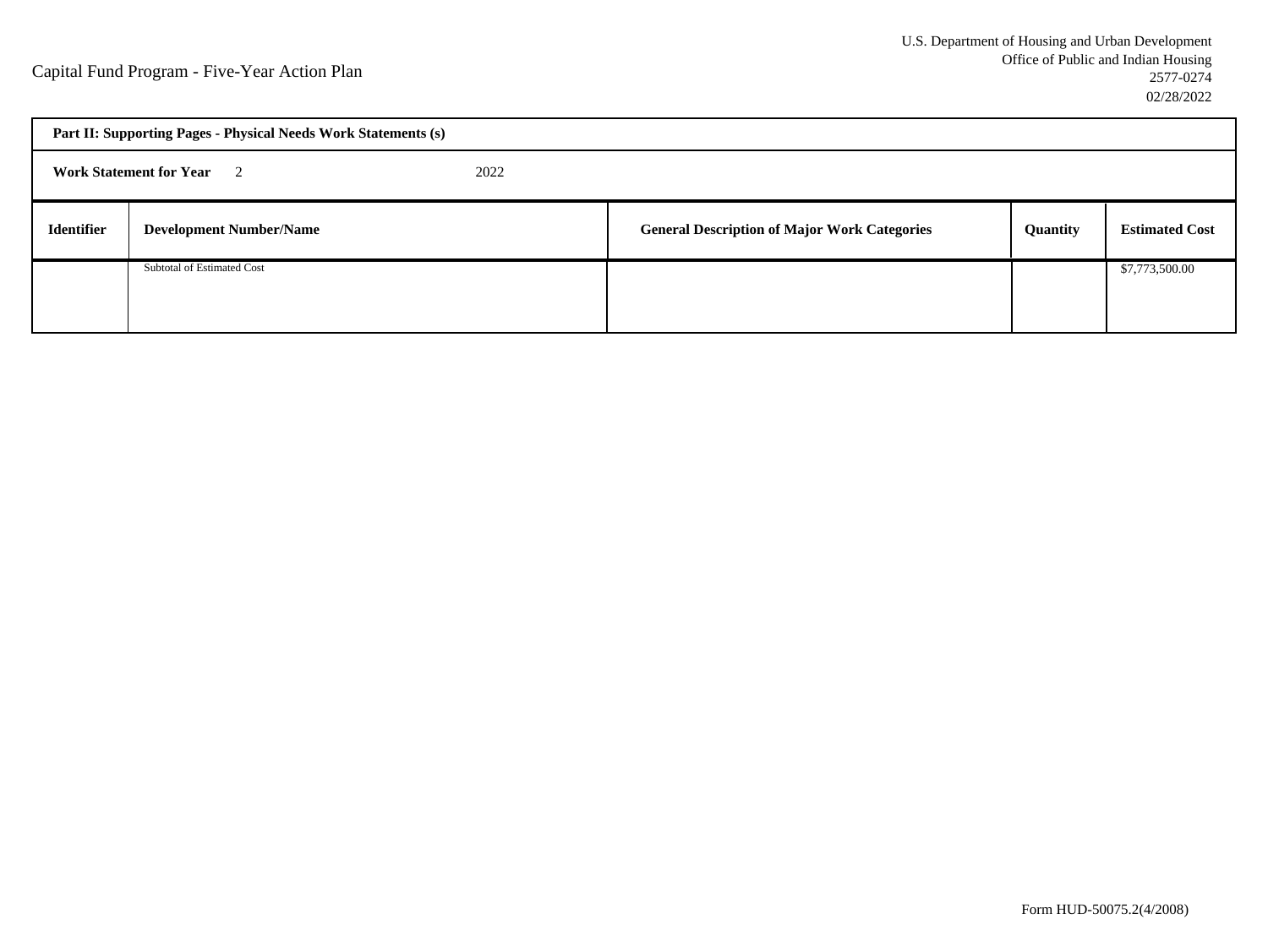Capital Fund Program - Five-Year Action Plan

U.S. Department of Housing and Urban Development
Office of Public and Indian Housing
2577-0274
02/28/2022

| **Part II: Supporting Pages - Physical Needs Work Statements (s)** | | | | |
|---|---|---|---|---|
| **Work Statement for Year** 2 | 2022 | | | |
| **Identifier** | **Development Number/Name** | **General Description of Major Work Categories** | **Quantity** | **Estimated Cost** |
| | Subtotal of Estimated Cost | | | $7,773,500.00 |

Form HUD-50075.2(4/2008)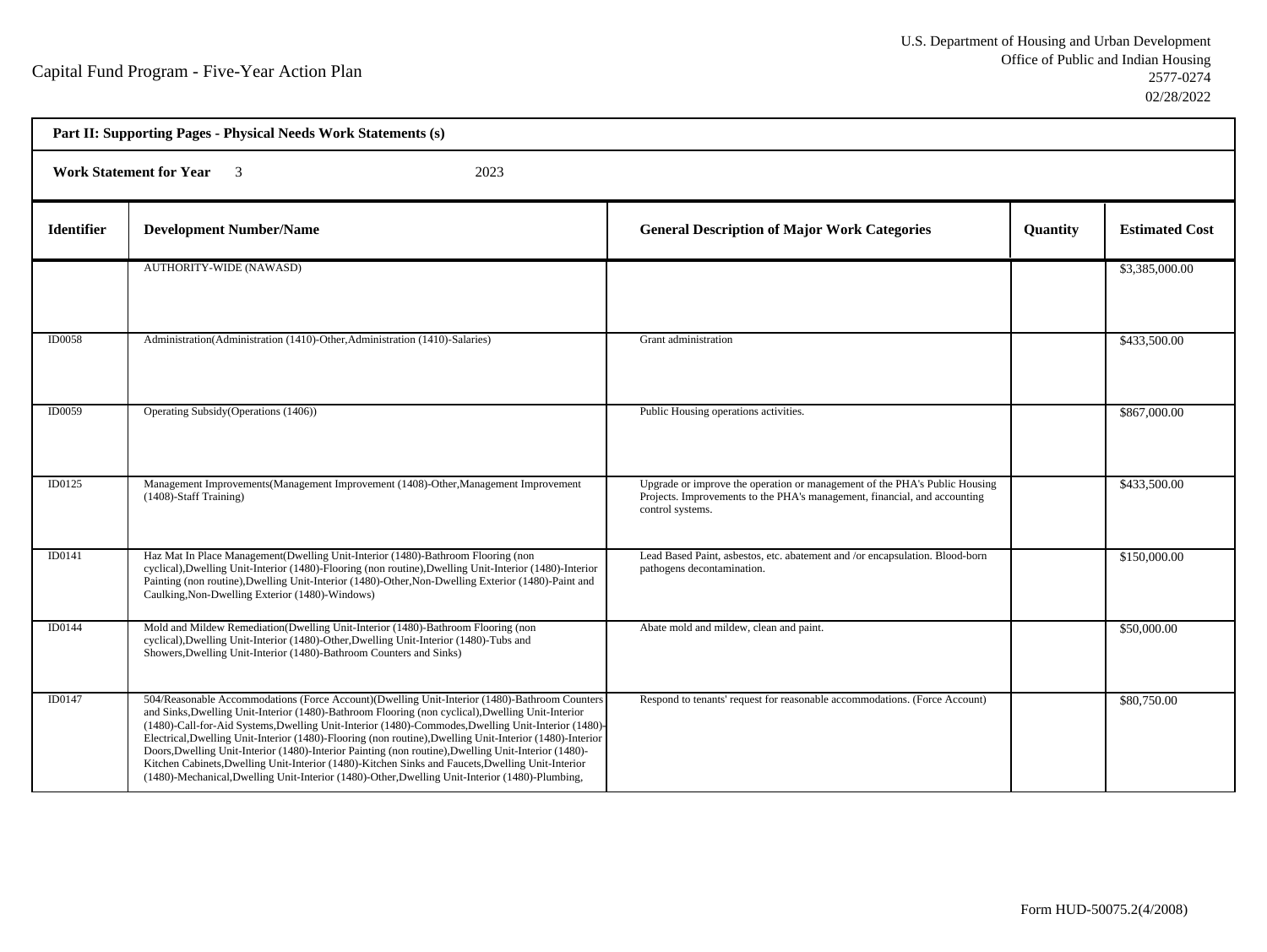Capital Fund Program - Five-Year Action Plan

U.S. Department of Housing and Urban Development
Office of Public and Indian Housing
2577-0274
02/28/2022

**Part II: Supporting Pages - Physical Needs Work Statements (s)**

**Work Statement for Year** 3 2023

| Identifier | Development Number/Name | General Description of Major Work Categories | Quantity | Estimated Cost |
|---|---|---|---|---|
| | AUTHORITY-WIDE (NAWASD) | | | $3,385,000.00 |
| ID0058 | Administration(Administration (1410)-Other,Administration (1410)-Salaries) | Grant administration | | $433,500.00 |
| ID0059 | Operating Subsidy(Operations (1406)) | Public Housing operations activities. | | $867,000.00 |
| ID0125 | Management Improvements(Management Improvement (1408)-Other,Management Improvement (1408)-Staff Training) | Upgrade or improve the operation or management of the PHA's Public Housing Projects. Improvements to the PHA's management, financial, and accounting control systems. | | $433,500.00 |
| ID0141 | Haz Mat In Place Management(Dwelling Unit-Interior (1480)-Bathroom Flooring (non cyclical),Dwelling Unit-Interior (1480)-Flooring (non routine),Dwelling Unit-Interior (1480)-Interior Painting (non routine),Dwelling Unit-Interior (1480)-Other,Non-Dwelling Exterior (1480)-Paint and Caulking,Non-Dwelling Exterior (1480)-Windows) | Lead Based Paint, asbestos, etc. abatement and /or encapsulation. Blood-born pathogens decontamination. | | $150,000.00 |
| ID0144 | Mold and Mildew Remediation(Dwelling Unit-Interior (1480)-Bathroom Flooring (non cyclical),Dwelling Unit-Interior (1480)-Other,Dwelling Unit-Interior (1480)-Tubs and Showers,Dwelling Unit-Interior (1480)-Bathroom Counters and Sinks) | Abate mold and mildew, clean and paint. | | $50,000.00 |
| ID0147 | 504/Reasonable Accommodations (Force Account)(Dwelling Unit-Interior (1480)-Bathroom Counters and Sinks,Dwelling Unit-Interior (1480)-Bathroom Flooring (non cyclical),Dwelling Unit-Interior (1480)-Call-for-Aid Systems,Dwelling Unit-Interior (1480)-Commodes,Dwelling Unit-Interior (1480)-Electrical,Dwelling Unit-Interior (1480)-Flooring (non routine),Dwelling Unit-Interior (1480)-Interior Doors,Dwelling Unit-Interior (1480)-Interior Painting (non routine),Dwelling Unit-Interior (1480)-Kitchen Cabinets,Dwelling Unit-Interior (1480)-Kitchen Sinks and Faucets,Dwelling Unit-Interior (1480)-Mechanical,Dwelling Unit-Interior (1480)-Other,Dwelling Unit-Interior (1480)-Plumbing, | Respond to tenants' request for reasonable accommodations. (Force Account) | | $80,750.00 |

Form HUD-50075.2(4/2008)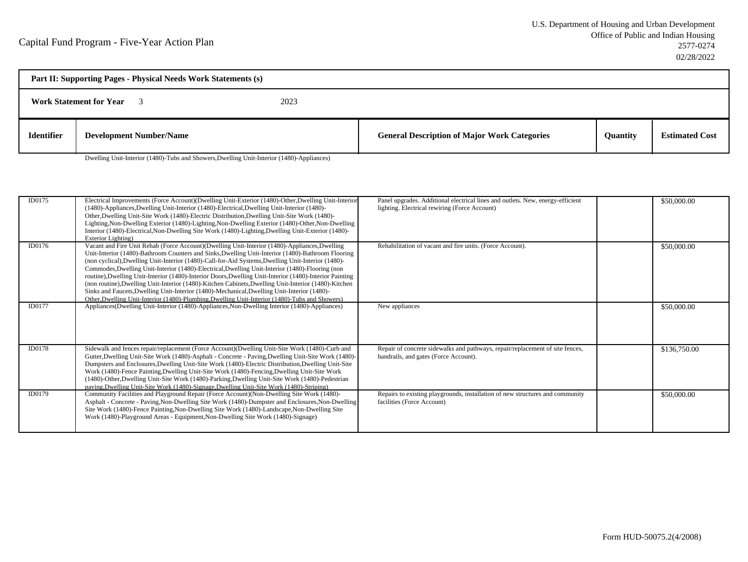Capital Fund Program - Five-Year Action Plan

U.S. Department of Housing and Urban Development
Office of Public and Indian Housing
2577-0274
02/28/2022

**Part II: Supporting Pages - Physical Needs Work Statements (s)**

**Work Statement for Year** 3 2023

| Identifier | Development Number/Name | General Description of Major Work Categories | Quantity | Estimated Cost |
|---|---|---|---|---|
| | Dwelling Unit-Interior (1480)-Tubs and Showers,Dwelling Unit-Interior (1480)-Appliances) | | | |
| ID0175 | Electrical Improvements (Force Account)(Dwelling Unit-Exterior (1480)-Other,Dwelling Unit-Interior (1480)-Appliances,Dwelling Unit-Interior (1480)-Electrical,Dwelling Unit-Interior (1480)-Other,Dwelling Unit-Site Work (1480)-Electric Distribution,Dwelling Unit-Site Work (1480)-Lighting,Non-Dwelling Exterior (1480)-Lighting,Non-Dwelling Exterior (1480)-Other,Non-Dwelling Interior (1480)-Electrical,Non-Dwelling Site Work (1480)-Lighting,Dwelling Unit-Exterior (1480)-Exterior Lighting) | Panel upgrades. Additional electrical lines and outlets. New, energy-efficient lighting. Electrical rewiring (Force Account) | | $50,000.00 |
| ID0176 | Vacant and Fire Unit Rehab (Force Account)(Dwelling Unit-Interior (1480)-Appliances,Dwelling Unit-Interior (1480)-Bathroom Counters and Sinks,Dwelling Unit-Interior (1480)-Bathroom Flooring (non cyclical),Dwelling Unit-Interior (1480)-Call-for-Aid Systems,Dwelling Unit-Interior (1480)-Commodes,Dwelling Unit-Interior (1480)-Electrical,Dwelling Unit-Interior (1480)-Flooring (non routine),Dwelling Unit-Interior (1480)-Interior Doors,Dwelling Unit-Interior (1480)-Interior Painting (non routine),Dwelling Unit-Interior (1480)-Kitchen Cabinets,Dwelling Unit-Interior (1480)-Kitchen Sinks and Faucets,Dwelling Unit-Interior (1480)-Mechanical,Dwelling Unit-Interior (1480)-Other,Dwelling Unit-Interior (1480)-Plumbing,Dwelling Unit-Interior (1480)-Tubs and Showers) | Rehabilitation of vacant and fire units. (Force Account). | | $50,000.00 |
| ID0177 | Appliances(Dwelling Unit-Interior (1480)-Appliances,Non-Dwelling Interior (1480)-Appliances) | New appliances | | $50,000.00 |
| ID0178 | Sidewalk and fences repair/replacement (Force Account)(Dwelling Unit-Site Work (1480)-Curb and Gutter,Dwelling Unit-Site Work (1480)-Asphalt - Concrete - Paving,Dwelling Unit-Site Work (1480)-Dumpsters and Enclosures,Dwelling Unit-Site Work (1480)-Electric Distribution,Dwelling Unit-Site Work (1480)-Fence Painting,Dwelling Unit-Site Work (1480)-Fencing,Dwelling Unit-Site Work (1480)-Other,Dwelling Unit-Site Work (1480)-Parking,Dwelling Unit-Site Work (1480)-Pedestrian paving,Dwelling Unit-Site Work (1480)-Signage,Dwelling Unit-Site Work (1480)-Striping) | Repair of concrete sidewalks and pathways, repair/replacement of site fences, handrails, and gates (Force Account). | | $136,750.00 |
| ID0179 | Community Facilities and Playground Repair (Force Account)(Non-Dwelling Site Work (1480)-Asphalt - Concrete - Paving,Non-Dwelling Site Work (1480)-Dumpster and Enclosures,Non-Dwelling Site Work (1480)-Fence Painting,Non-Dwelling Site Work (1480)-Landscape,Non-Dwelling Site Work (1480)-Playground Areas - Equipment,Non-Dwelling Site Work (1480)-Signage) | Repairs to existing playgrounds, installation of new structures and community facilities (Force Account) | | $50,000.00 |

Form HUD-50075.2(4/2008)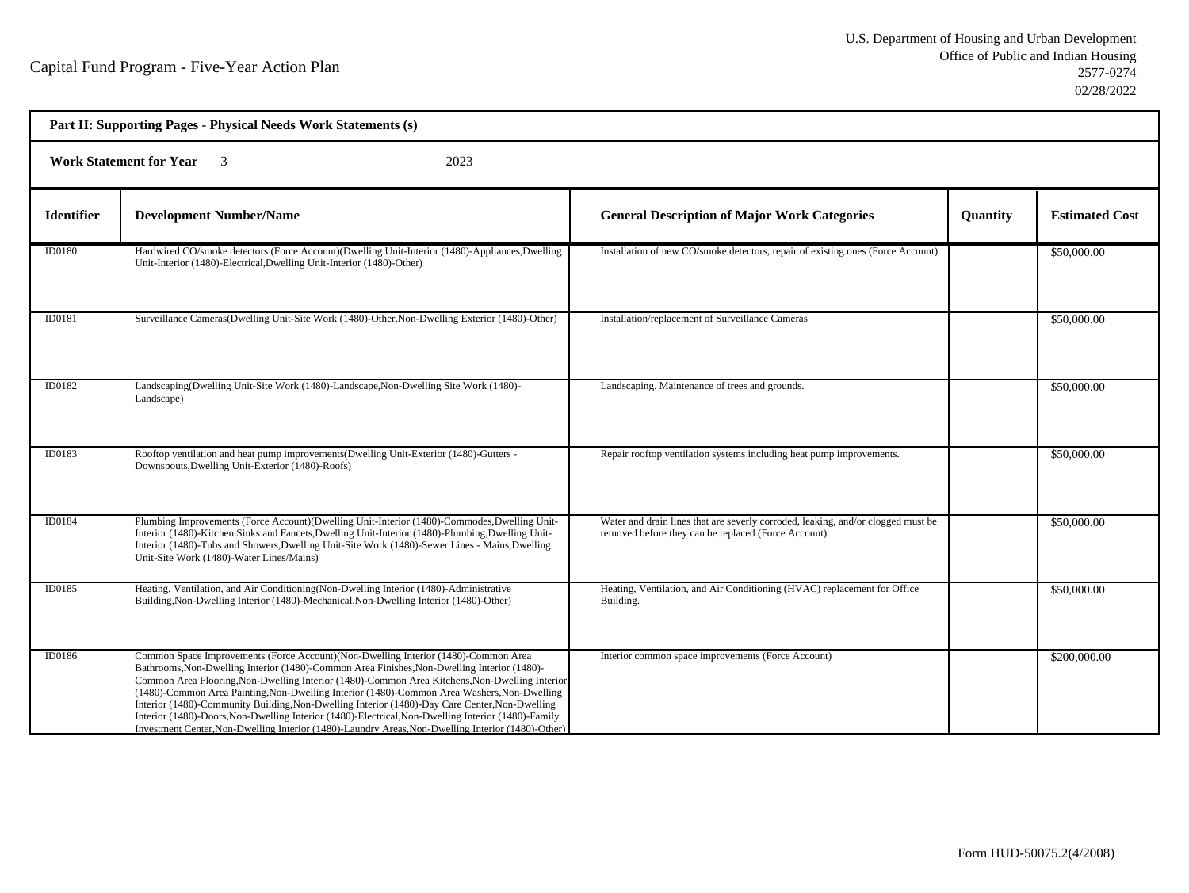Capital Fund Program - Five-Year Action Plan

U.S. Department of Housing and Urban Development
Office of Public and Indian Housing
2577-0274
02/28/2022

**Part II: Supporting Pages - Physical Needs Work Statements (s)**

**Work Statement for Year** 3 2023

| Identifier | Development Number/Name | General Description of Major Work Categories | Quantity | Estimated Cost |
|---|---|---|---|---|
| ID0180 | Hardwired CO/smoke detectors (Force Account)(Dwelling Unit-Interior (1480)-Appliances,Dwelling Unit-Interior (1480)-Electrical,Dwelling Unit-Interior (1480)-Other) | Installation of new CO/smoke detectors, repair of existing ones (Force Account) | | $50,000.00 |
| ID0181 | Surveillance Cameras(Dwelling Unit-Site Work (1480)-Other,Non-Dwelling Exterior (1480)-Other) | Installation/replacement of Surveillance Cameras | | $50,000.00 |
| ID0182 | Landscaping(Dwelling Unit-Site Work (1480)-Landscape,Non-Dwelling Site Work (1480)-Landscape) | Landscaping. Maintenance of trees and grounds. | | $50,000.00 |
| ID0183 | Rooftop ventilation and heat pump improvements(Dwelling Unit-Exterior (1480)-Gutters - Downspouts,Dwelling Unit-Exterior (1480)-Roofs) | Repair rooftop ventilation systems including heat pump improvements. | | $50,000.00 |
| ID0184 | Plumbing Improvements (Force Account)(Dwelling Unit-Interior (1480)-Commodes,Dwelling Unit-Interior (1480)-Kitchen Sinks and Faucets,Dwelling Unit-Interior (1480)-Plumbing,Dwelling Unit-Interior (1480)-Tubs and Showers,Dwelling Unit-Site Work (1480)-Sewer Lines - Mains,Dwelling Unit-Site Work (1480)-Water Lines/Mains) | Water and drain lines that are severly corroded, leaking, and/or clogged must be removed before they can be replaced (Force Account). | | $50,000.00 |
| ID0185 | Heating, Ventilation, and Air Conditioning(Non-Dwelling Interior (1480)-Administrative Building,Non-Dwelling Interior (1480)-Mechanical,Non-Dwelling Interior (1480)-Other) | Heating, Ventilation, and Air Conditioning (HVAC) replacement for Office Building. | | $50,000.00 |
| ID0186 | Common Space Improvements (Force Account)(Non-Dwelling Interior (1480)-Common Area Bathrooms,Non-Dwelling Interior (1480)-Common Area Finishes,Non-Dwelling Interior (1480)-Common Area Flooring,Non-Dwelling Interior (1480)-Common Area Kitchens,Non-Dwelling Interior (1480)-Common Area Painting,Non-Dwelling Interior (1480)-Common Area Washers,Non-Dwelling Interior (1480)-Community Building,Non-Dwelling Interior (1480)-Day Care Center,Non-Dwelling Interior (1480)-Doors,Non-Dwelling Interior (1480)-Electrical,Non-Dwelling Interior (1480)-Family Investment Center,Non-Dwelling Interior (1480)-Laundry Areas,Non-Dwelling Interior (1480)-Other) | Interior common space improvements (Force Account) | | $200,000.00 |

Form HUD-50075.2(4/2008)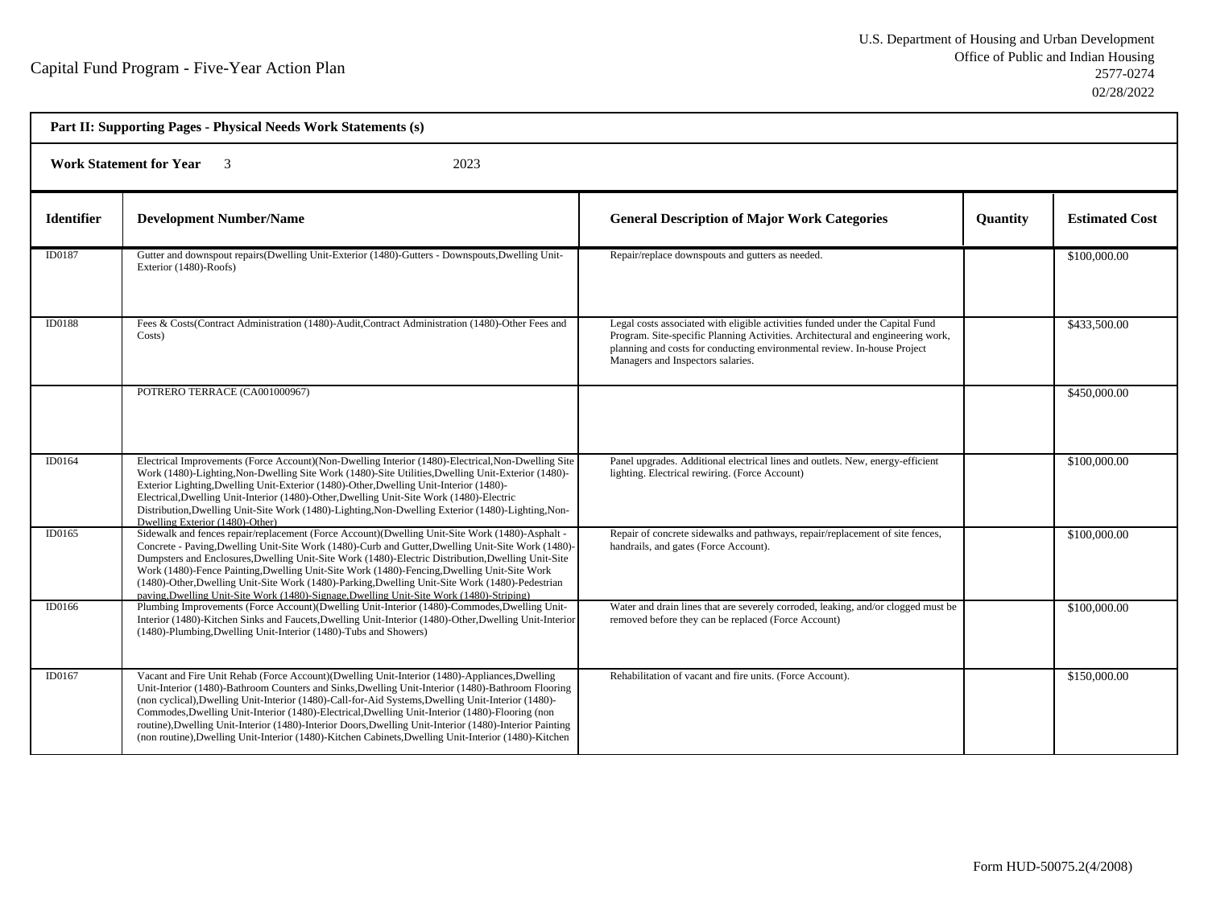Capital Fund Program - Five-Year Action Plan

U.S. Department of Housing and Urban Development
Office of Public and Indian Housing
2577-0274
02/28/2022

**Part II: Supporting Pages - Physical Needs Work Statements (s)**

**Work Statement for Year** 3 2023

| Identifier | Development Number/Name | General Description of Major Work Categories | Quantity | Estimated Cost |
|---|---|---|---|---|
| ID0187 | Gutter and downspout repairs(Dwelling Unit-Exterior (1480)-Gutters - Downspouts,Dwelling Unit-Exterior (1480)-Roofs) | Repair/replace downspouts and gutters as needed. | | $100,000.00 |
| ID0188 | Fees & Costs(Contract Administration (1480)-Audit,Contract Administration (1480)-Other Fees and Costs) | Legal costs associated with eligible activities funded under the Capital Fund Program. Site-specific Planning Activities. Architectural and engineering work, planning and costs for conducting environmental review. In-house Project Managers and Inspectors salaries. | | $433,500.00 |
| | POTRERO TERRACE (CA001000967) | | | $450,000.00 |
| ID0164 | Electrical Improvements (Force Account)(Non-Dwelling Interior (1480)-Electrical,Non-Dwelling Site Work (1480)-Lighting,Non-Dwelling Site Work (1480)-Site Utilities,Dwelling Unit-Exterior (1480)-Exterior Lighting,Dwelling Unit-Exterior (1480)-Other,Dwelling Unit-Interior (1480)-Electrical,Dwelling Unit-Interior (1480)-Other,Dwelling Unit-Site Work (1480)-Electric Distribution,Dwelling Unit-Site Work (1480)-Lighting,Non-Dwelling Exterior (1480)-Lighting,Non-Dwelling Exterior (1480)-Other) | Panel upgrades. Additional electrical lines and outlets. New, energy-efficient lighting. Electrical rewiring. (Force Account) | | $100,000.00 |
| ID0165 | Sidewalk and fences repair/replacement (Force Account)(Dwelling Unit-Site Work (1480)-Asphalt - Concrete - Paving,Dwelling Unit-Site Work (1480)-Curb and Gutter,Dwelling Unit-Site Work (1480)-Dumpsters and Enclosures,Dwelling Unit-Site Work (1480)-Electric Distribution,Dwelling Unit-Site Work (1480)-Fence Painting,Dwelling Unit-Site Work (1480)-Fencing,Dwelling Unit-Site Work (1480)-Other,Dwelling Unit-Site Work (1480)-Parking,Dwelling Unit-Site Work (1480)-Pedestrian paving,Dwelling Unit-Site Work (1480)-Signage,Dwelling Unit-Site Work (1480)-Striping) | Repair of concrete sidewalks and pathways, repair/replacement of site fences, handrails, and gates (Force Account). | | $100,000.00 |
| ID0166 | Plumbing Improvements (Force Account)(Dwelling Unit-Interior (1480)-Commodes,Dwelling Unit-Interior (1480)-Kitchen Sinks and Faucets,Dwelling Unit-Interior (1480)-Other,Dwelling Unit-Interior (1480)-Plumbing,Dwelling Unit-Interior (1480)-Tubs and Showers) | Water and drain lines that are severely corroded, leaking, and/or clogged must be removed before they can be replaced (Force Account) | | $100,000.00 |
| ID0167 | Vacant and Fire Unit Rehab (Force Account)(Dwelling Unit-Interior (1480)-Appliances,Dwelling Unit-Interior (1480)-Bathroom Counters and Sinks,Dwelling Unit-Interior (1480)-Bathroom Flooring (non cyclical),Dwelling Unit-Interior (1480)-Call-for-Aid Systems,Dwelling Unit-Interior (1480)-Commodes,Dwelling Unit-Interior (1480)-Electrical,Dwelling Unit-Interior (1480)-Flooring (non routine),Dwelling Unit-Interior (1480)-Interior Doors,Dwelling Unit-Interior (1480)-Interior Painting (non routine),Dwelling Unit-Interior (1480)-Kitchen Cabinets,Dwelling Unit-Interior (1480)-Kitchen | Rehabilitation of vacant and fire units. (Force Account). | | $150,000.00 |

Form HUD-50075.2(4/2008)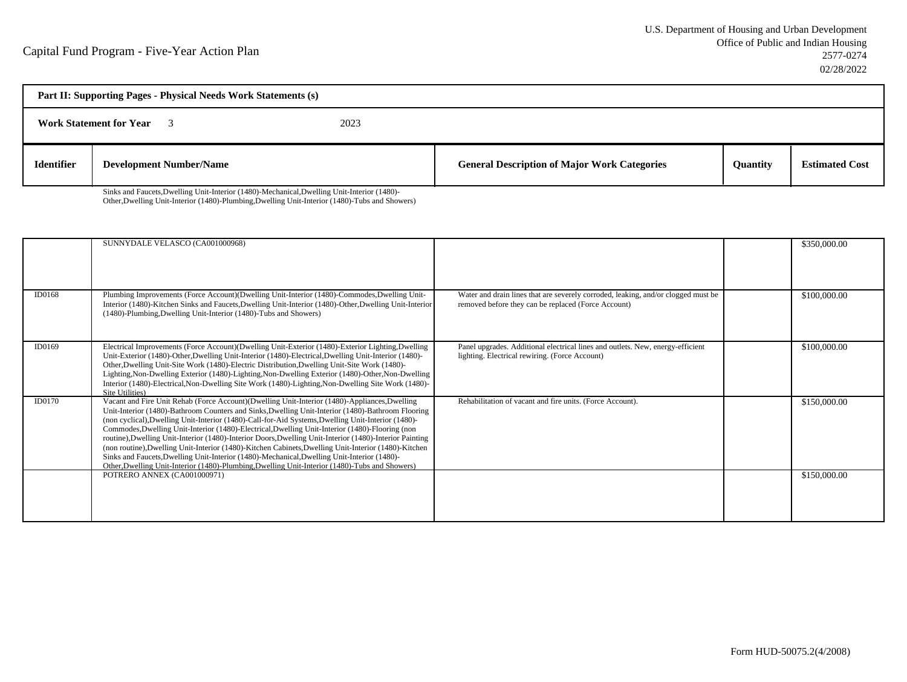Capital Fund Program - Five-Year Action Plan

U.S. Department of Housing and Urban Development
Office of Public and Indian Housing
2577-0274
02/28/2022

**Part II: Supporting Pages - Physical Needs Work Statements (s)**

**Work Statement for Year** 3 2023

| Identifier | Development Number/Name | General Description of Major Work Categories | Quantity | Estimated Cost |
|---|---|---|---|---|
| | Sinks and Faucets,Dwelling Unit-Interior (1480)-Mechanical,Dwelling Unit-Interior (1480)-Other,Dwelling Unit-Interior (1480)-Plumbing,Dwelling Unit-Interior (1480)-Tubs and Showers) | | | |
| | SUNNYDALE VELASCO (CA001000968) | | | $350,000.00 |
| ID0168 | Plumbing Improvements (Force Account)(Dwelling Unit-Interior (1480)-Commodes,Dwelling Unit-Interior (1480)-Kitchen Sinks and Faucets,Dwelling Unit-Interior (1480)-Other,Dwelling Unit-Interior (1480)-Plumbing,Dwelling Unit-Interior (1480)-Tubs and Showers) | Water and drain lines that are severely corroded, leaking, and/or clogged must be removed before they can be replaced (Force Account) | | $100,000.00 |
| ID0169 | Electrical Improvements (Force Account)(Dwelling Unit-Exterior (1480)-Exterior Lighting,Dwelling Unit-Exterior (1480)-Other,Dwelling Unit-Interior (1480)-Electrical,Dwelling Unit-Interior (1480)-Other,Dwelling Unit-Site Work (1480)-Electric Distribution,Dwelling Unit-Site Work (1480)-Lighting,Non-Dwelling Exterior (1480)-Lighting,Non-Dwelling Exterior (1480)-Other,Non-Dwelling Interior (1480)-Electrical,Non-Dwelling Site Work (1480)-Lighting,Non-Dwelling Site Work (1480)-Site Utilities) | Panel upgrades. Additional electrical lines and outlets. New, energy-efficient lighting. Electrical rewiring. (Force Account) | | $100,000.00 |
| ID0170 | Vacant and Fire Unit Rehab (Force Account)(Dwelling Unit-Interior (1480)-Appliances,Dwelling Unit-Interior (1480)-Bathroom Counters and Sinks,Dwelling Unit-Interior (1480)-Bathroom Flooring (non cyclical),Dwelling Unit-Interior (1480)-Call-for-Aid Systems,Dwelling Unit-Interior (1480)-Commodes,Dwelling Unit-Interior (1480)-Electrical,Dwelling Unit-Interior (1480)-Flooring (non routine),Dwelling Unit-Interior (1480)-Interior Doors,Dwelling Unit-Interior (1480)-Interior Painting (non routine),Dwelling Unit-Interior (1480)-Kitchen Cabinets,Dwelling Unit-Interior (1480)-Kitchen Sinks and Faucets,Dwelling Unit-Interior (1480)-Mechanical,Dwelling Unit-Interior (1480)-Other,Dwelling Unit-Interior (1480)-Plumbing,Dwelling Unit-Interior (1480)-Tubs and Showers) | Rehabilitation of vacant and fire units. (Force Account). | | $150,000.00 |
| | POTRERO ANNEX (CA001000971) | | | $150,000.00 |

Form HUD-50075.2(4/2008)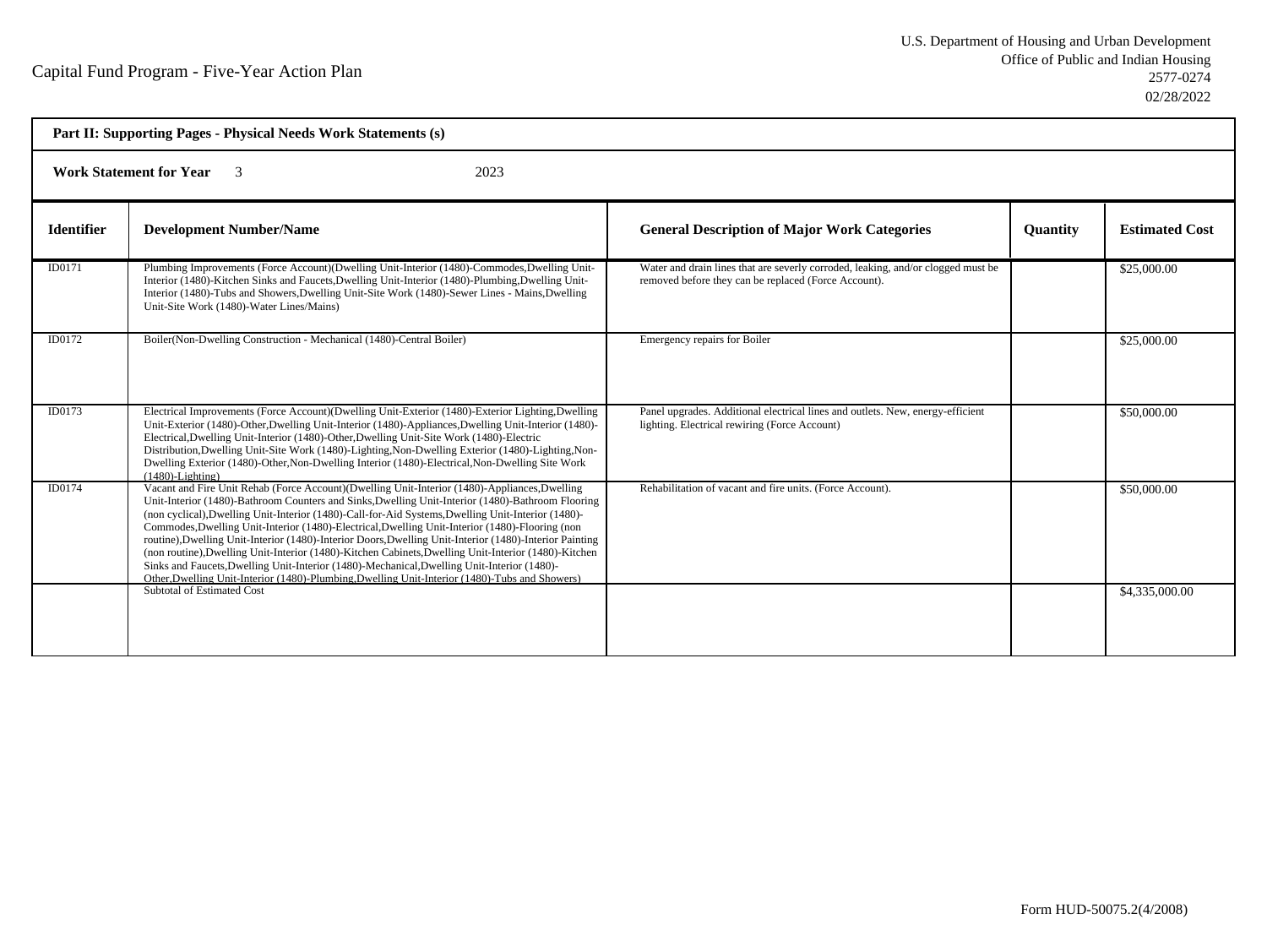Capital Fund Program - Five-Year Action Plan

U.S. Department of Housing and Urban Development
Office of Public and Indian Housing
2577-0274
02/28/2022

**Part II: Supporting Pages - Physical Needs Work Statements (s)**

**Work Statement for Year** 3 2023

| Identifier | Development Number/Name | General Description of Major Work Categories | Quantity | Estimated Cost |
|---|---|---|---|---|
| ID0171 | Plumbing Improvements (Force Account)(Dwelling Unit-Interior (1480)-Commodes,Dwelling Unit-Interior (1480)-Kitchen Sinks and Faucets,Dwelling Unit-Interior (1480)-Plumbing,Dwelling Unit-Interior (1480)-Tubs and Showers,Dwelling Unit-Site Work (1480)-Sewer Lines - Mains,Dwelling Unit-Site Work (1480)-Water Lines/Mains) | Water and drain lines that are severly corroded, leaking, and/or clogged must be removed before they can be replaced (Force Account). | | $25,000.00 |
| ID0172 | Boiler(Non-Dwelling Construction - Mechanical (1480)-Central Boiler) | Emergency repairs for Boiler | | $25,000.00 |
| ID0173 | Electrical Improvements (Force Account)(Dwelling Unit-Exterior (1480)-Exterior Lighting,Dwelling Unit-Exterior (1480)-Other,Dwelling Unit-Interior (1480)-Appliances,Dwelling Unit-Interior (1480)-Electrical,Dwelling Unit-Interior (1480)-Other,Dwelling Unit-Site Work (1480)-Electric Distribution,Dwelling Unit-Site Work (1480)-Lighting,Non-Dwelling Exterior (1480)-Lighting,Non-Dwelling Exterior (1480)-Other,Non-Dwelling Interior (1480)-Electrical,Non-Dwelling Site Work (1480)-Lighting) | Panel upgrades. Additional electrical lines and outlets. New, energy-efficient lighting. Electrical rewiring (Force Account) | | $50,000.00 |
| ID0174 | Vacant and Fire Unit Rehab (Force Account)(Dwelling Unit-Interior (1480)-Appliances,Dwelling Unit-Interior (1480)-Bathroom Counters and Sinks,Dwelling Unit-Interior (1480)-Bathroom Flooring (non cyclical),Dwelling Unit-Interior (1480)-Call-for-Aid Systems,Dwelling Unit-Interior (1480)-Commodes,Dwelling Unit-Interior (1480)-Electrical,Dwelling Unit-Interior (1480)-Flooring (non routine),Dwelling Unit-Interior (1480)-Interior Doors,Dwelling Unit-Interior (1480)-Interior Painting (non routine),Dwelling Unit-Interior (1480)-Kitchen Cabinets,Dwelling Unit-Interior (1480)-Kitchen Sinks and Faucets,Dwelling Unit-Interior (1480)-Mechanical,Dwelling Unit-Interior (1480)-Other,Dwelling Unit-Interior (1480)-Plumbing,Dwelling Unit-Interior (1480)-Tubs and Showers) | Rehabilitation of vacant and fire units. (Force Account). | | $50,000.00 |
| | Subtotal of Estimated Cost | | | $4,335,000.00 |

Form HUD-50075.2(4/2008)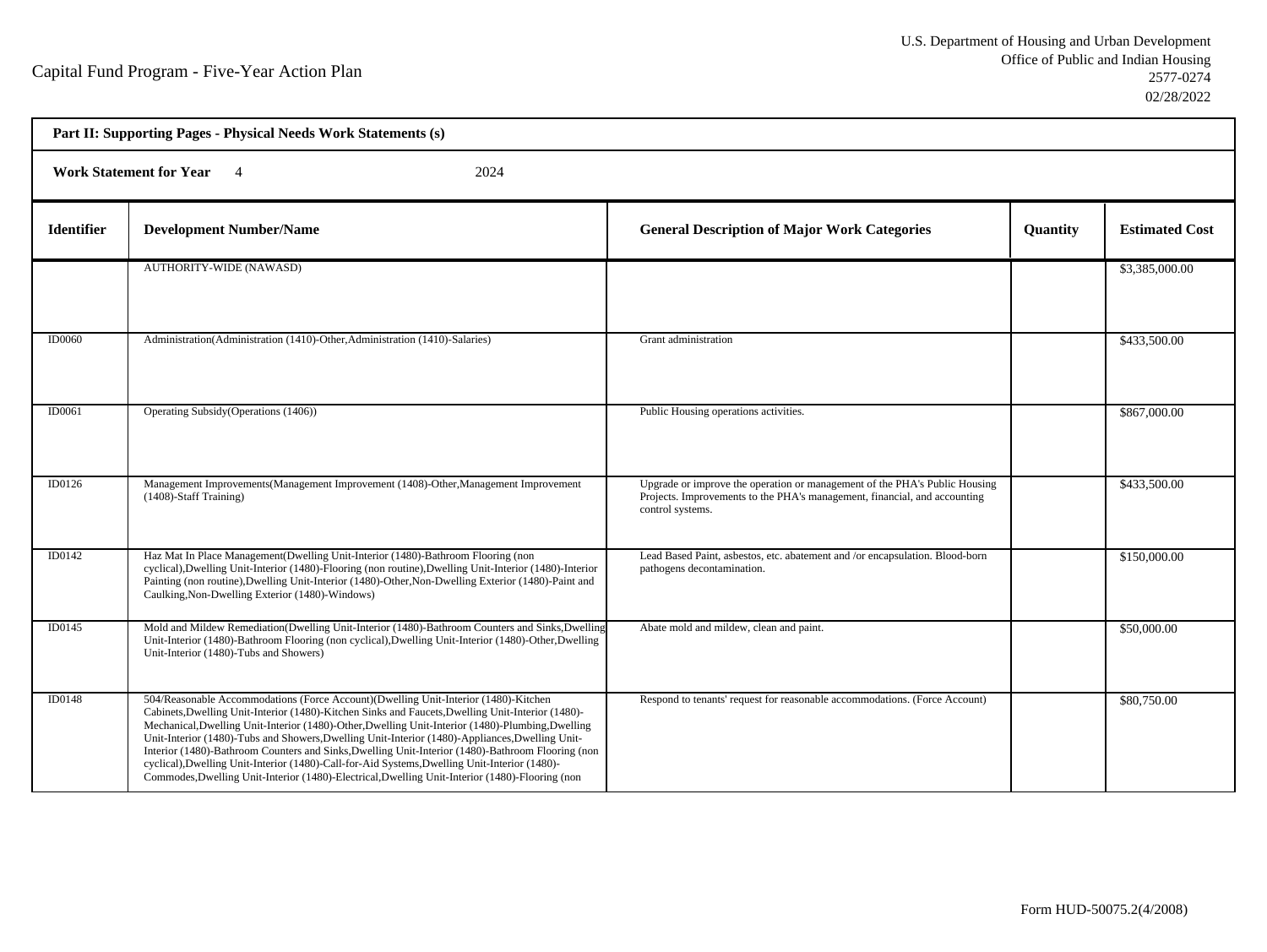Capital Fund Program - Five-Year Action Plan

U.S. Department of Housing and Urban Development
Office of Public and Indian Housing
2577-0274
02/28/2022

| Part II: Supporting Pages - Physical Needs Work Statements (s) | | | | |
|---|---|---|---|---|
| **Work Statement for Year** 4 2024 | | | | |
| **Identifier** | **Development Number/Name** | **General Description of Major Work Categories** | **Quantity** | **Estimated Cost** |
| | AUTHORITY-WIDE (NAWASD) | | | $3,385,000.00 |
| ID0060 | Administration(Administration (1410)-Other,Administration (1410)-Salaries) | Grant administration | | $433,500.00 |
| ID0061 | Operating Subsidy(Operations (1406)) | Public Housing operations activities. | | $867,000.00 |
| ID0126 | Management Improvements(Management Improvement (1408)-Other,Management Improvement (1408)-Staff Training) | Upgrade or improve the operation or management of the PHA's Public Housing Projects. Improvements to the PHA's management, financial, and accounting control systems. | | $433,500.00 |
| ID0142 | Haz Mat In Place Management(Dwelling Unit-Interior (1480)-Bathroom Flooring (non cyclical),Dwelling Unit-Interior (1480)-Flooring (non routine),Dwelling Unit-Interior (1480)-Interior Painting (non routine),Dwelling Unit-Interior (1480)-Other,Non-Dwelling Exterior (1480)-Paint and Caulking,Non-Dwelling Exterior (1480)-Windows) | Lead Based Paint, asbestos, etc. abatement and /or encapsulation. Blood-born pathogens decontamination. | | $150,000.00 |
| ID0145 | Mold and Mildew Remediation(Dwelling Unit-Interior (1480)-Bathroom Counters and Sinks,Dwelling Unit-Interior (1480)-Bathroom Flooring (non cyclical),Dwelling Unit-Interior (1480)-Other,Dwelling Unit-Interior (1480)-Tubs and Showers) | Abate mold and mildew, clean and paint. | | $50,000.00 |
| ID0148 | 504/Reasonable Accommodations (Force Account)(Dwelling Unit-Interior (1480)-Kitchen Cabinets,Dwelling Unit-Interior (1480)-Kitchen Sinks and Faucets,Dwelling Unit-Interior (1480)-Mechanical,Dwelling Unit-Interior (1480)-Other,Dwelling Unit-Interior (1480)-Plumbing,Dwelling Unit-Interior (1480)-Tubs and Showers,Dwelling Unit-Interior (1480)-Appliances,Dwelling Unit-Interior (1480)-Bathroom Counters and Sinks,Dwelling Unit-Interior (1480)-Bathroom Flooring (non cyclical),Dwelling Unit-Interior (1480)-Call-for-Aid Systems,Dwelling Unit-Interior (1480)-Commodes,Dwelling Unit-Interior (1480)-Electrical,Dwelling Unit-Interior (1480)-Flooring (non | Respond to tenants' request for reasonable accommodations. (Force Account) | | $80,750.00 |

Form HUD-50075.2(4/2008)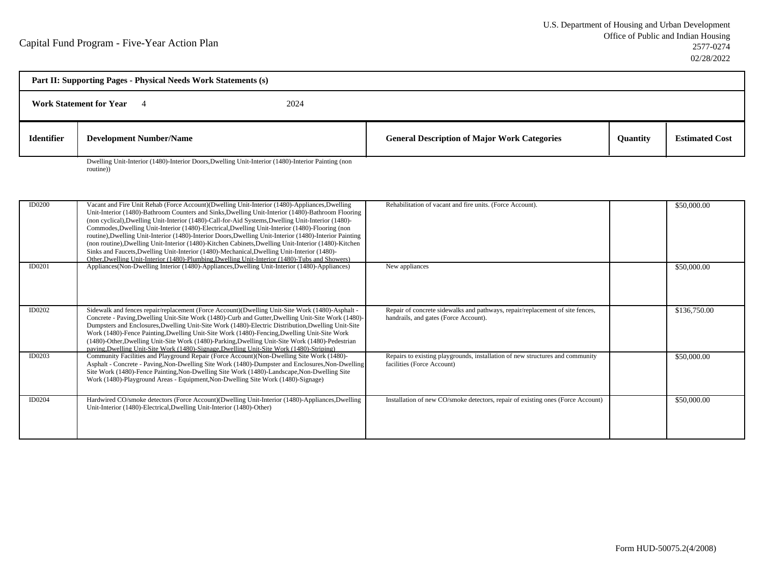Capital Fund Program - Five-Year Action Plan

U.S. Department of Housing and Urban Development
Office of Public and Indian Housing
2577-0274
02/28/2022

**Part II: Supporting Pages - Physical Needs Work Statements (s)**

**Work Statement for Year** 4 2024

| Identifier | Development Number/Name | General Description of Major Work Categories | Quantity | Estimated Cost |
|---|---|---|---|---|
| | Dwelling Unit-Interior (1480)-Interior Doors,Dwelling Unit-Interior (1480)-Interior Painting (non routine)) | | | |
| ID0200 | Vacant and Fire Unit Rehab (Force Account)(Dwelling Unit-Interior (1480)-Appliances,Dwelling Unit-Interior (1480)-Bathroom Counters and Sinks,Dwelling Unit-Interior (1480)-Bathroom Flooring (non cyclical),Dwelling Unit-Interior (1480)-Call-for-Aid Systems,Dwelling Unit-Interior (1480)-Commodes,Dwelling Unit-Interior (1480)-Electrical,Dwelling Unit-Interior (1480)-Flooring (non routine),Dwelling Unit-Interior (1480)-Interior Doors,Dwelling Unit-Interior (1480)-Interior Painting (non routine),Dwelling Unit-Interior (1480)-Kitchen Cabinets,Dwelling Unit-Interior (1480)-Kitchen Sinks and Faucets,Dwelling Unit-Interior (1480)-Mechanical,Dwelling Unit-Interior (1480)-Other,Dwelling Unit-Interior (1480)-Plumbing,Dwelling Unit-Interior (1480)-Tubs and Showers) | Rehabilitation of vacant and fire units. (Force Account). | | $50,000.00 |
| ID0201 | Appliances(Non-Dwelling Interior (1480)-Appliances,Dwelling Unit-Interior (1480)-Appliances) | New appliances | | $50,000.00 |
| ID0202 | Sidewalk and fences repair/replacement (Force Account)(Dwelling Unit-Site Work (1480)-Asphalt - Concrete - Paving,Dwelling Unit-Site Work (1480)-Curb and Gutter,Dwelling Unit-Site Work (1480)-Dumpsters and Enclosures,Dwelling Unit-Site Work (1480)-Electric Distribution,Dwelling Unit-Site Work (1480)-Fence Painting,Dwelling Unit-Site Work (1480)-Fencing,Dwelling Unit-Site Work (1480)-Other,Dwelling Unit-Site Work (1480)-Parking,Dwelling Unit-Site Work (1480)-Pedestrian paving,Dwelling Unit-Site Work (1480)-Signage,Dwelling Unit-Site Work (1480)-Striping) | Repair of concrete sidewalks and pathways, repair/replacement of site fences, handrails, and gates (Force Account). | | $136,750.00 |
| ID0203 | Community Facilities and Playground Repair (Force Account)(Non-Dwelling Site Work (1480)-Asphalt - Concrete - Paving,Non-Dwelling Site Work (1480)-Dumpster and Enclosures,Non-Dwelling Site Work (1480)-Fence Painting,Non-Dwelling Site Work (1480)-Landscape,Non-Dwelling Site Work (1480)-Playground Areas - Equipment,Non-Dwelling Site Work (1480)-Signage) | Repairs to existing playgrounds, installation of new structures and community facilities (Force Account) | | $50,000.00 |
| ID0204 | Hardwired CO/smoke detectors (Force Account)(Dwelling Unit-Interior (1480)-Appliances,Dwelling Unit-Interior (1480)-Electrical,Dwelling Unit-Interior (1480)-Other) | Installation of new CO/smoke detectors, repair of existing ones (Force Account) | | $50,000.00 |

Form HUD-50075.2(4/2008)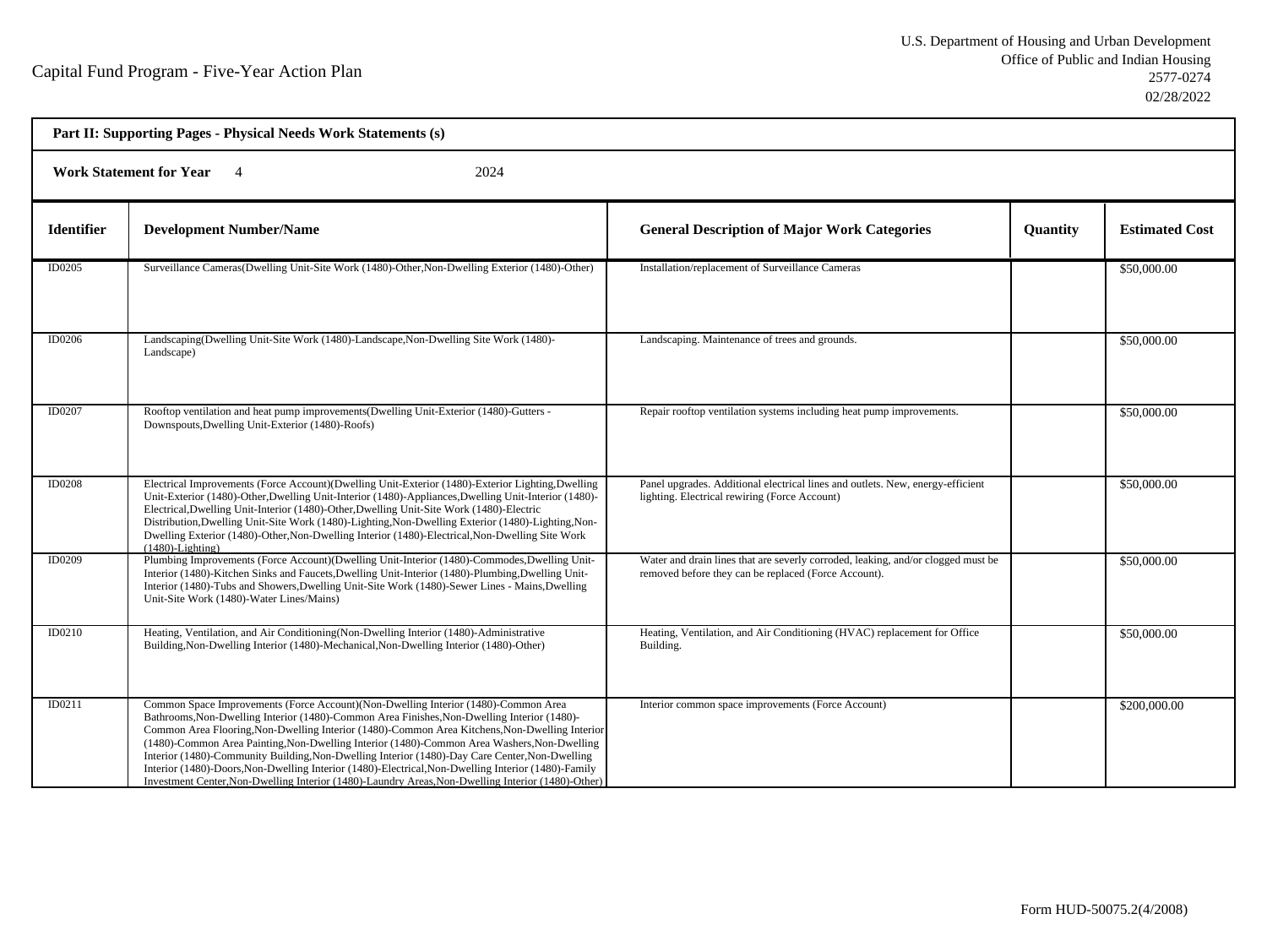# Capital Fund Program - Five-Year Action Plan

U.S. Department of Housing and Urban Development
Office of Public and Indian Housing
2577-0274
02/28/2022

**Part II: Supporting Pages - Physical Needs Work Statements (s)**

**Work Statement for Year** 4 2024

| Identifier | Development Number/Name | General Description of Major Work Categories | Quantity | Estimated Cost |
|---|---|---|---|---|
| ID0205 | Surveillance Cameras(Dwelling Unit-Site Work (1480)-Other,Non-Dwelling Exterior (1480)-Other) | Installation/replacement of Surveillance Cameras | | $50,000.00 |
| ID0206 | Landscaping(Dwelling Unit-Site Work (1480)-Landscape,Non-Dwelling Site Work (1480)-Landscape) | Landscaping. Maintenance of trees and grounds. | | $50,000.00 |
| ID0207 | Rooftop ventilation and heat pump improvements(Dwelling Unit-Exterior (1480)-Gutters - Downspouts,Dwelling Unit-Exterior (1480)-Roofs) | Repair rooftop ventilation systems including heat pump improvements. | | $50,000.00 |
| ID0208 | Electrical Improvements (Force Account)(Dwelling Unit-Exterior (1480)-Exterior Lighting,Dwelling Unit-Exterior (1480)-Other,Dwelling Unit-Interior (1480)-Appliances,Dwelling Unit-Interior (1480)-Electrical,Dwelling Unit-Interior (1480)-Other,Dwelling Unit-Site Work (1480)-Electric Distribution,Dwelling Unit-Site Work (1480)-Lighting,Non-Dwelling Exterior (1480)-Lighting,Non-Dwelling Exterior (1480)-Other,Non-Dwelling Interior (1480)-Electrical,Non-Dwelling Site Work (1480)-Lighting) | Panel upgrades. Additional electrical lines and outlets. New, energy-efficient lighting. Electrical rewiring (Force Account) | | $50,000.00 |
| ID0209 | Plumbing Improvements (Force Account)(Dwelling Unit-Interior (1480)-Commodes,Dwelling Unit-Interior (1480)-Kitchen Sinks and Faucets,Dwelling Unit-Interior (1480)-Plumbing,Dwelling Unit-Interior (1480)-Tubs and Showers,Dwelling Unit-Site Work (1480)-Sewer Lines - Mains,Dwelling Unit-Site Work (1480)-Water Lines/Mains) | Water and drain lines that are severly corroded, leaking, and/or clogged must be removed before they can be replaced (Force Account). | | $50,000.00 |
| ID0210 | Heating, Ventilation, and Air Conditioning(Non-Dwelling Interior (1480)-Administrative Building,Non-Dwelling Interior (1480)-Mechanical,Non-Dwelling Interior (1480)-Other) | Heating, Ventilation, and Air Conditioning (HVAC) replacement for Office Building. | | $50,000.00 |
| ID0211 | Common Space Improvements (Force Account)(Non-Dwelling Interior (1480)-Common Area Bathrooms,Non-Dwelling Interior (1480)-Common Area Finishes,Non-Dwelling Interior (1480)-Common Area Flooring,Non-Dwelling Interior (1480)-Common Area Kitchens,Non-Dwelling Interior (1480)-Common Area Painting,Non-Dwelling Interior (1480)-Common Area Washers,Non-Dwelling Interior (1480)-Community Building,Non-Dwelling Interior (1480)-Day Care Center,Non-Dwelling Interior (1480)-Doors,Non-Dwelling Interior (1480)-Electrical,Non-Dwelling Interior (1480)-Family Investment Center,Non-Dwelling Interior (1480)-Laundry Areas,Non-Dwelling Interior (1480)-Other) | Interior common space improvements (Force Account) | | $200,000.00 |

Form HUD-50075.2(4/2008)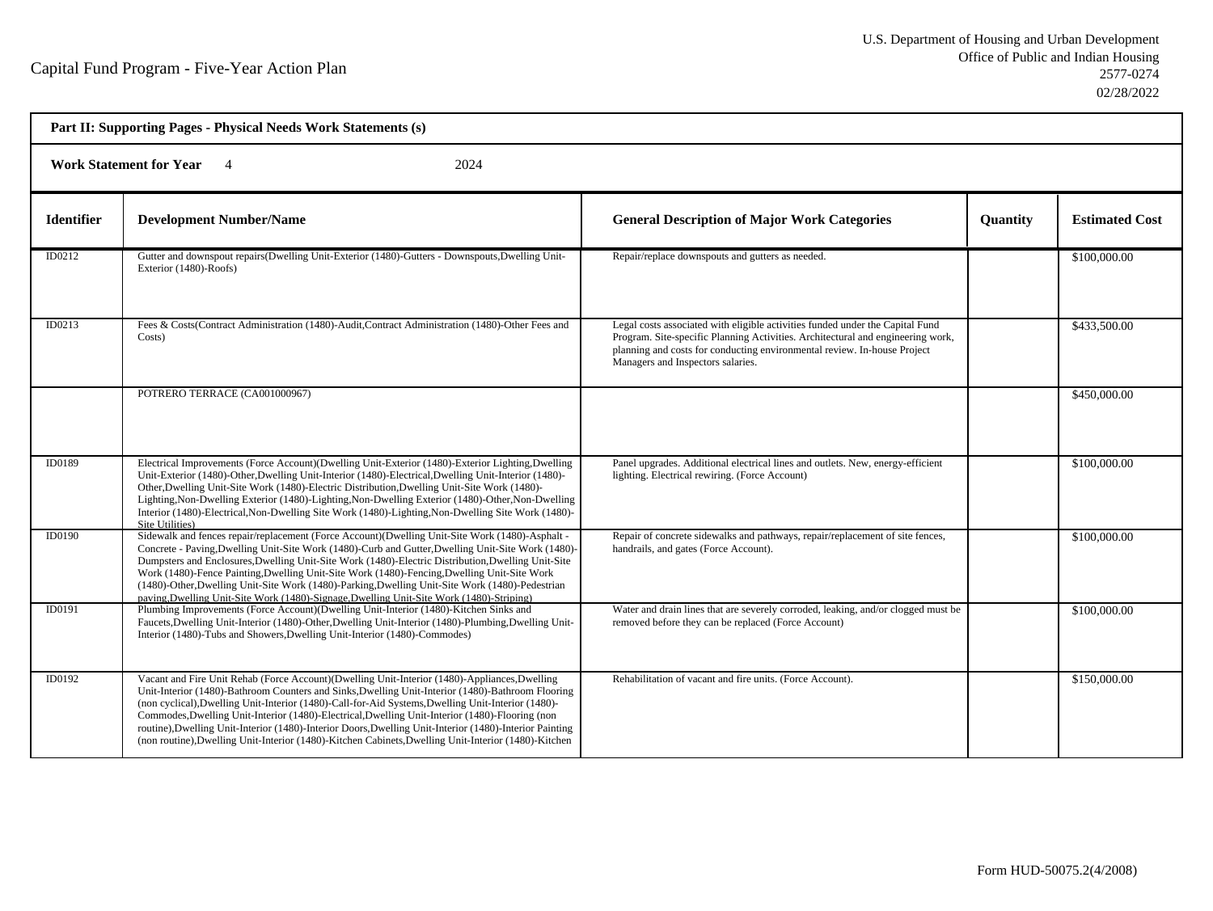Capital Fund Program - Five-Year Action Plan

U.S. Department of Housing and Urban Development
Office of Public and Indian Housing
2577-0274
02/28/2022

**Part II: Supporting Pages - Physical Needs Work Statements (s)**

**Work Statement for Year** 4 2024

| Identifier | Development Number/Name | General Description of Major Work Categories | Quantity | Estimated Cost |
|---|---|---|---|---|
| ID0212 | Gutter and downspout repairs(Dwelling Unit-Exterior (1480)-Gutters - Downspouts,Dwelling Unit-Exterior (1480)-Roofs) | Repair/replace downspouts and gutters as needed. | | $100,000.00 |
| ID0213 | Fees & Costs(Contract Administration (1480)-Audit,Contract Administration (1480)-Other Fees and Costs) | Legal costs associated with eligible activities funded under the Capital Fund Program. Site-specific Planning Activities. Architectural and engineering work, planning and costs for conducting environmental review. In-house Project Managers and Inspectors salaries. | | $433,500.00 |
| | POTRERO TERRACE (CA001000967) | | | $450,000.00 |
| ID0189 | Electrical Improvements (Force Account)(Dwelling Unit-Exterior (1480)-Exterior Lighting,Dwelling Unit-Exterior (1480)-Other,Dwelling Unit-Interior (1480)-Electrical,Dwelling Unit-Interior (1480)-Other,Dwelling Unit-Site Work (1480)-Electric Distribution,Dwelling Unit-Site Work (1480)-Lighting,Non-Dwelling Exterior (1480)-Lighting,Non-Dwelling Exterior (1480)-Other,Non-Dwelling Interior (1480)-Electrical,Non-Dwelling Site Work (1480)-Lighting,Non-Dwelling Site Work (1480)-Site Utilities) | Panel upgrades. Additional electrical lines and outlets. New, energy-efficient lighting. Electrical rewiring. (Force Account) | | $100,000.00 |
| ID0190 | Sidewalk and fences repair/replacement (Force Account)(Dwelling Unit-Site Work (1480)-Asphalt - Concrete - Paving,Dwelling Unit-Site Work (1480)-Curb and Gutter,Dwelling Unit-Site Work (1480)-Dumpsters and Enclosures,Dwelling Unit-Site Work (1480)-Electric Distribution,Dwelling Unit-Site Work (1480)-Fence Painting,Dwelling Unit-Site Work (1480)-Fencing,Dwelling Unit-Site Work (1480)-Other,Dwelling Unit-Site Work (1480)-Parking,Dwelling Unit-Site Work (1480)-Pedestrian paving,Dwelling Unit-Site Work (1480)-Signage,Dwelling Unit-Site Work (1480)-Striping) | Repair of concrete sidewalks and pathways, repair/replacement of site fences, handrails, and gates (Force Account). | | $100,000.00 |
| ID0191 | Plumbing Improvements (Force Account)(Dwelling Unit-Interior (1480)-Kitchen Sinks and Faucets,Dwelling Unit-Interior (1480)-Other,Dwelling Unit-Interior (1480)-Plumbing,Dwelling Unit-Interior (1480)-Tubs and Showers,Dwelling Unit-Interior (1480)-Commodes) | Water and drain lines that are severely corroded, leaking, and/or clogged must be removed before they can be replaced (Force Account) | | $100,000.00 |
| ID0192 | Vacant and Fire Unit Rehab (Force Account)(Dwelling Unit-Interior (1480)-Appliances,Dwelling Unit-Interior (1480)-Bathroom Counters and Sinks,Dwelling Unit-Interior (1480)-Bathroom Flooring (non cyclical),Dwelling Unit-Interior (1480)-Call-for-Aid Systems,Dwelling Unit-Interior (1480)-Commodes,Dwelling Unit-Interior (1480)-Electrical,Dwelling Unit-Interior (1480)-Flooring (non routine),Dwelling Unit-Interior (1480)-Interior Doors,Dwelling Unit-Interior (1480)-Interior Painting (non routine),Dwelling Unit-Interior (1480)-Kitchen Cabinets,Dwelling Unit-Interior (1480)-Kitchen | Rehabilitation of vacant and fire units. (Force Account). | | $150,000.00 |

Form HUD-50075.2(4/2008)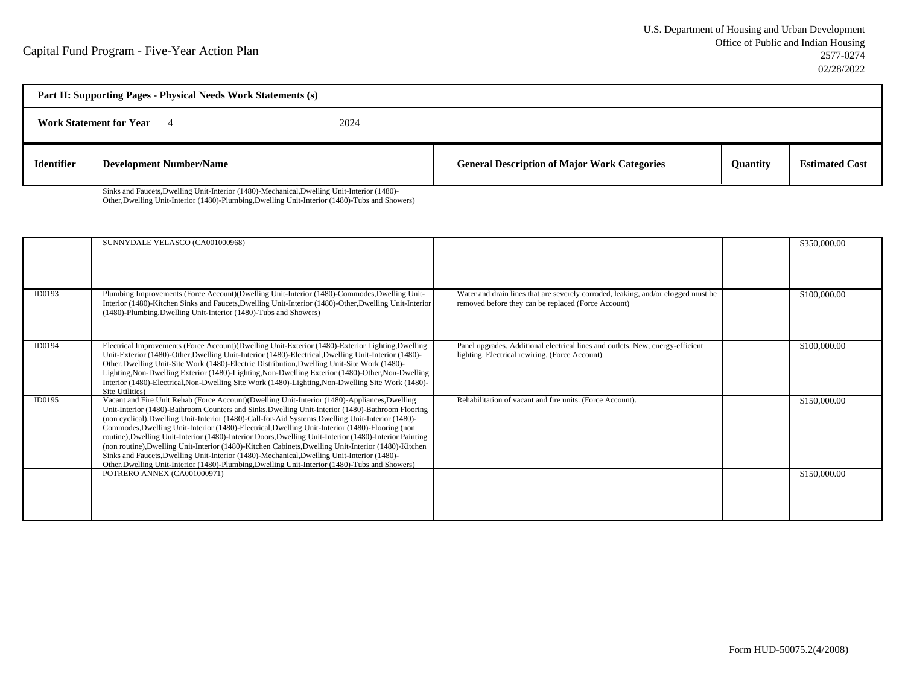Capital Fund Program - Five-Year Action Plan

U.S. Department of Housing and Urban Development
Office of Public and Indian Housing
2577-0274
02/28/2022

**Part II: Supporting Pages - Physical Needs Work Statements (s)**

**Work Statement for Year** 4 2024

| Identifier | Development Number/Name | General Description of Major Work Categories | Quantity | Estimated Cost |
|---|---|---|---|---|
| | Sinks and Faucets,Dwelling Unit-Interior (1480)-Mechanical,Dwelling Unit-Interior (1480)-Other,Dwelling Unit-Interior (1480)-Plumbing,Dwelling Unit-Interior (1480)-Tubs and Showers) | | | |
| | SUNNYDALE VELASCO (CA001000968) | | | $350,000.00 |
| ID0193 | Plumbing Improvements (Force Account)(Dwelling Unit-Interior (1480)-Commodes,Dwelling Unit-Interior (1480)-Kitchen Sinks and Faucets,Dwelling Unit-Interior (1480)-Other,Dwelling Unit-Interior (1480)-Plumbing,Dwelling Unit-Interior (1480)-Tubs and Showers) | Water and drain lines that are severely corroded, leaking, and/or clogged must be removed before they can be replaced (Force Account) | | $100,000.00 |
| ID0194 | Electrical Improvements (Force Account)(Dwelling Unit-Exterior (1480)-Exterior Lighting,Dwelling Unit-Exterior (1480)-Other,Dwelling Unit-Interior (1480)-Electrical,Dwelling Unit-Interior (1480)-Other,Dwelling Unit-Site Work (1480)-Electric Distribution,Dwelling Unit-Site Work (1480)-Lighting,Non-Dwelling Exterior (1480)-Lighting,Non-Dwelling Exterior (1480)-Other,Non-Dwelling Interior (1480)-Electrical,Non-Dwelling Site Work (1480)-Lighting,Non-Dwelling Site Work (1480)-Site Utilities) | Panel upgrades. Additional electrical lines and outlets. New, energy-efficient lighting. Electrical rewiring. (Force Account) | | $100,000.00 |
| ID0195 | Vacant and Fire Unit Rehab (Force Account)(Dwelling Unit-Interior (1480)-Appliances,Dwelling Unit-Interior (1480)-Bathroom Counters and Sinks,Dwelling Unit-Interior (1480)-Bathroom Flooring (non cyclical),Dwelling Unit-Interior (1480)-Call-for-Aid Systems,Dwelling Unit-Interior (1480)-Commodes,Dwelling Unit-Interior (1480)-Electrical,Dwelling Unit-Interior (1480)-Flooring (non routine),Dwelling Unit-Interior (1480)-Interior Doors,Dwelling Unit-Interior (1480)-Interior Painting (non routine),Dwelling Unit-Interior (1480)-Kitchen Cabinets,Dwelling Unit-Interior (1480)-Kitchen Sinks and Faucets,Dwelling Unit-Interior (1480)-Mechanical,Dwelling Unit-Interior (1480)-Other,Dwelling Unit-Interior (1480)-Plumbing,Dwelling Unit-Interior (1480)-Tubs and Showers) | Rehabilitation of vacant and fire units. (Force Account). | | $150,000.00 |
| | POTRERO ANNEX (CA001000971) | | | $150,000.00 |

Form HUD-50075.2(4/2008)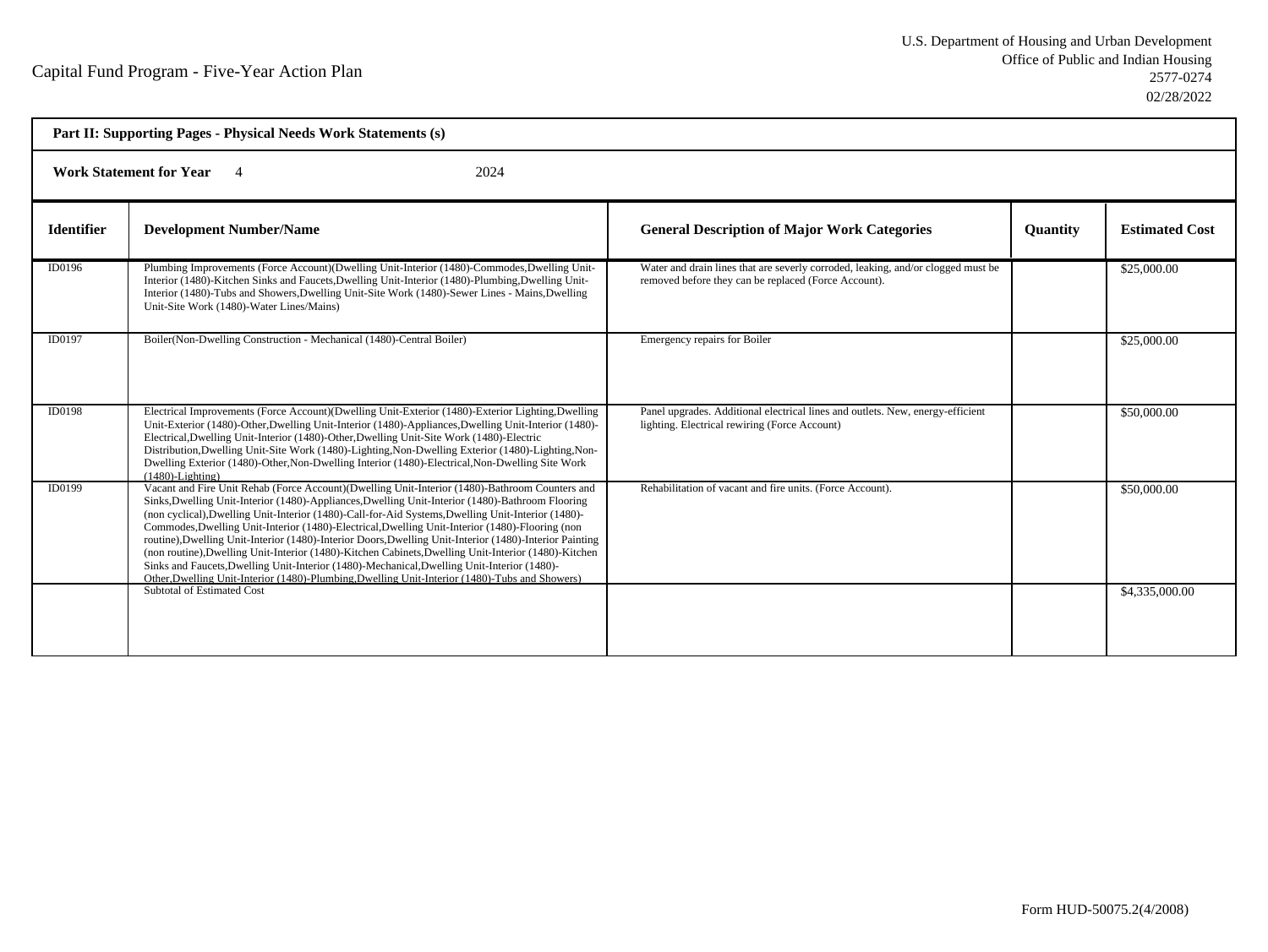Capital Fund Program - Five-Year Action Plan

U.S. Department of Housing and Urban Development
Office of Public and Indian Housing
2577-0274
02/28/2022

**Part II: Supporting Pages - Physical Needs Work Statements (s)**

**Work Statement for Year** 4 2024

| Identifier | Development Number/Name | General Description of Major Work Categories | Quantity | Estimated Cost |
|---|---|---|---|---|
| ID0196 | Plumbing Improvements (Force Account)(Dwelling Unit-Interior (1480)-Commodes,Dwelling Unit-Interior (1480)-Kitchen Sinks and Faucets,Dwelling Unit-Interior (1480)-Plumbing,Dwelling Unit-Interior (1480)-Tubs and Showers,Dwelling Unit-Site Work (1480)-Sewer Lines - Mains,Dwelling Unit-Site Work (1480)-Water Lines/Mains) | Water and drain lines that are severly corroded, leaking, and/or clogged must be removed before they can be replaced (Force Account). | | $25,000.00 |
| ID0197 | Boiler(Non-Dwelling Construction - Mechanical (1480)-Central Boiler) | Emergency repairs for Boiler | | $25,000.00 |
| ID0198 | Electrical Improvements (Force Account)(Dwelling Unit-Exterior (1480)-Exterior Lighting,Dwelling Unit-Exterior (1480)-Other,Dwelling Unit-Interior (1480)-Appliances,Dwelling Unit-Interior (1480)-Electrical,Dwelling Unit-Interior (1480)-Other,Dwelling Unit-Site Work (1480)-Electric Distribution,Dwelling Unit-Site Work (1480)-Lighting,Non-Dwelling Exterior (1480)-Lighting,Non-Dwelling Exterior (1480)-Other,Non-Dwelling Interior (1480)-Electrical,Non-Dwelling Site Work (1480)-Lighting) | Panel upgrades. Additional electrical lines and outlets. New, energy-efficient lighting. Electrical rewiring (Force Account) | | $50,000.00 |
| ID0199 | Vacant and Fire Unit Rehab (Force Account)(Dwelling Unit-Interior (1480)-Bathroom Counters and Sinks,Dwelling Unit-Interior (1480)-Appliances,Dwelling Unit-Interior (1480)-Bathroom Flooring (non cyclical),Dwelling Unit-Interior (1480)-Call-for-Aid Systems,Dwelling Unit-Interior (1480)-Commodes,Dwelling Unit-Interior (1480)-Electrical,Dwelling Unit-Interior (1480)-Flooring (non routine),Dwelling Unit-Interior (1480)-Interior Doors,Dwelling Unit-Interior (1480)-Interior Painting (non routine),Dwelling Unit-Interior (1480)-Kitchen Cabinets,Dwelling Unit-Interior (1480)-Kitchen Sinks and Faucets,Dwelling Unit-Interior (1480)-Mechanical,Dwelling Unit-Interior (1480)-Other,Dwelling Unit-Interior (1480)-Plumbing,Dwelling Unit-Interior (1480)-Tubs and Showers) | Rehabilitation of vacant and fire units. (Force Account). | | $50,000.00 |
| | Subtotal of Estimated Cost | | | $4,335,000.00 |

Form HUD-50075.2(4/2008)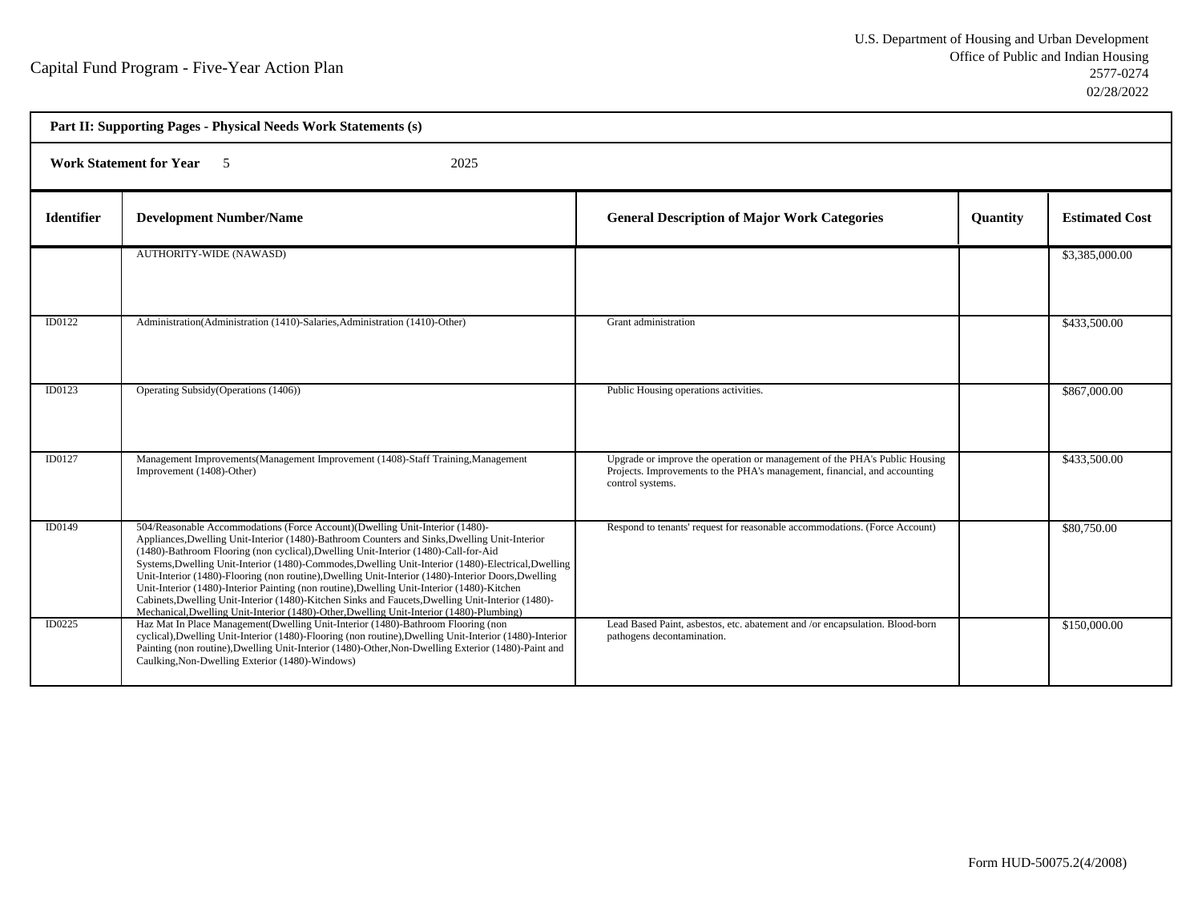Capital Fund Program - Five-Year Action Plan

U.S. Department of Housing and Urban Development
Office of Public and Indian Housing
2577-0274
02/28/2022

**Part II: Supporting Pages - Physical Needs Work Statements (s)**

**Work Statement for Year** 5 2025

| Identifier | Development Number/Name | General Description of Major Work Categories | Quantity | Estimated Cost |
|---|---|---|---|---|
| | AUTHORITY-WIDE (NAWASD) | | | $3,385,000.00 |
| ID0122 | Administration(Administration (1410)-Salaries,Administration (1410)-Other) | Grant administration | | $433,500.00 |
| ID0123 | Operating Subsidy(Operations (1406)) | Public Housing operations activities. | | $867,000.00 |
| ID0127 | Management Improvements(Management Improvement (1408)-Staff Training,Management Improvement (1408)-Other) | Upgrade or improve the operation or management of the PHA's Public Housing Projects. Improvements to the PHA's management, financial, and accounting control systems. | | $433,500.00 |
| ID0149 | 504/Reasonable Accommodations (Force Account)(Dwelling Unit-Interior (1480)-Appliances,Dwelling Unit-Interior (1480)-Bathroom Counters and Sinks,Dwelling Unit-Interior (1480)-Bathroom Flooring (non cyclical),Dwelling Unit-Interior (1480)-Call-for-Aid Systems,Dwelling Unit-Interior (1480)-Commodes,Dwelling Unit-Interior (1480)-Electrical,Dwelling Unit-Interior (1480)-Flooring (non routine),Dwelling Unit-Interior (1480)-Interior Doors,Dwelling Unit-Interior (1480)-Interior Painting (non routine),Dwelling Unit-Interior (1480)-Kitchen Cabinets,Dwelling Unit-Interior (1480)-Kitchen Sinks and Faucets,Dwelling Unit-Interior (1480)-Mechanical,Dwelling Unit-Interior (1480)-Other,Dwelling Unit-Interior (1480)-Plumbing) | Respond to tenants' request for reasonable accommodations. (Force Account) | | $80,750.00 |
| ID0225 | Haz Mat In Place Management(Dwelling Unit-Interior (1480)-Bathroom Flooring (non cyclical),Dwelling Unit-Interior (1480)-Flooring (non routine),Dwelling Unit-Interior (1480)-Interior Painting (non routine),Dwelling Unit-Interior (1480)-Other,Non-Dwelling Exterior (1480)-Paint and Caulking,Non-Dwelling Exterior (1480)-Windows) | Lead Based Paint, asbestos, etc. abatement and /or encapsulation. Blood-born pathogens decontamination. | | $150,000.00 |

Form HUD-50075.2(4/2008)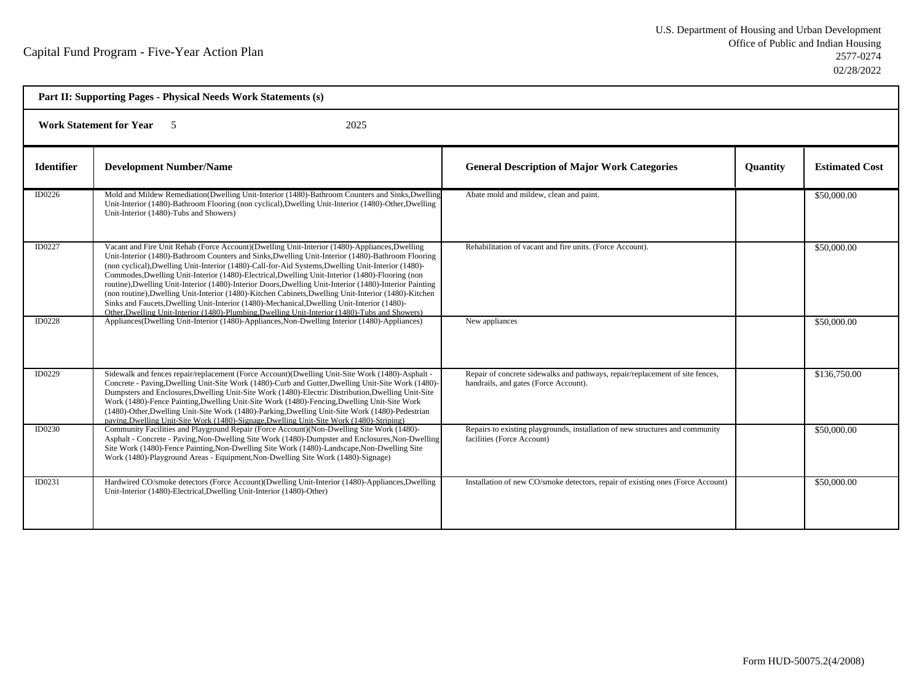## Part II: Supporting Pages - Physical Needs Work Statements (s)

**Work Statement for Year** 5 2025

| Identifier | Development Number/Name | General Description of Major Work Categories | Quantity | Estimated Cost |
|---|---|---|---|---|
| ID0226 | Mold and Mildew Remediation(Dwelling Unit-Interior (1480)-Bathroom Counters and Sinks,Dwelling Unit-Interior (1480)-Bathroom Flooring (non cyclical),Dwelling Unit-Interior (1480)-Other,Dwelling Unit-Interior (1480)-Tubs and Showers) | Abate mold and mildew, clean and paint. | | \$50,000.00 |
| ID0227 | Vacant and Fire Unit Rehab (Force Account)(Dwelling Unit-Interior (1480)-Appliances,Dwelling Unit-Interior (1480)-Bathroom Counters and Sinks,Dwelling Unit-Interior (1480)-Bathroom Flooring (non cyclical),Dwelling Unit-Interior (1480)-Call-for-Aid Systems,Dwelling Unit-Interior (1480)-Commodes,Dwelling Unit-Interior (1480)-Electrical,Dwelling Unit-Interior (1480)-Flooring (non routine),Dwelling Unit-Interior (1480)-Interior Doors,Dwelling Unit-Interior (1480)-Interior Painting (non routine),Dwelling Unit-Interior (1480)-Kitchen Cabinets,Dwelling Unit-Interior (1480)-Kitchen Sinks and Faucets,Dwelling Unit-Interior (1480)-Mechanical,Dwelling Unit-Interior (1480)-Other,Dwelling Unit-Interior (1480)-Plumbing,Dwelling Unit-Interior (1480)-Tubs and Showers) | Rehabilitation of vacant and fire units. (Force Account). | | \$50,000.00 |
| ID0228 | Appliances(Dwelling Unit-Interior (1480)-Appliances,Non-Dwelling Interior (1480)-Appliances) | New appliances | | \$50,000.00 |
| ID0229 | Sidewalk and fences repair/replacement (Force Account)(Dwelling Unit-Site Work (1480)-Asphalt - Concrete - Paving,Dwelling Unit-Site Work (1480)-Curb and Gutter,Dwelling Unit-Site Work (1480)-Dumpsters and Enclosures,Dwelling Unit-Site Work (1480)-Electric Distribution,Dwelling Unit-Site Work (1480)-Fence Painting,Dwelling Unit-Site Work (1480)-Fencing,Dwelling Unit-Site Work (1480)-Other,Dwelling Unit-Site Work (1480)-Parking,Dwelling Unit-Site Work (1480)-Pedestrian paving,Dwelling Unit-Site Work (1480)-Signage,Dwelling Unit-Site Work (1480)-Striping) | Repair of concrete sidewalks and pathways, repair/replacement of site fences, handrails, and gates (Force Account). | | \$136,750.00 |
| ID0230 | Community Facilities and Playground Repair (Force Account)(Non-Dwelling Site Work (1480)-Asphalt - Concrete - Paving,Non-Dwelling Site Work (1480)-Dumpster and Enclosures,Non-Dwelling Site Work (1480)-Fence Painting,Non-Dwelling Site Work (1480)-Landscape,Non-Dwelling Site Work (1480)-Playground Areas - Equipment,Non-Dwelling Site Work (1480)-Signage) | Repairs to existing playgrounds, installation of new structures and community facilities (Force Account) | | \$50,000.00 |
| ID0231 | Hardwired CO/smoke detectors (Force Account)(Dwelling Unit-Interior (1480)-Appliances,Dwelling Unit-Interior (1480)-Electrical,Dwelling Unit-Interior (1480)-Other) | Installation of new CO/smoke detectors, repair of existing ones (Force Account) | | \$50,000.00 |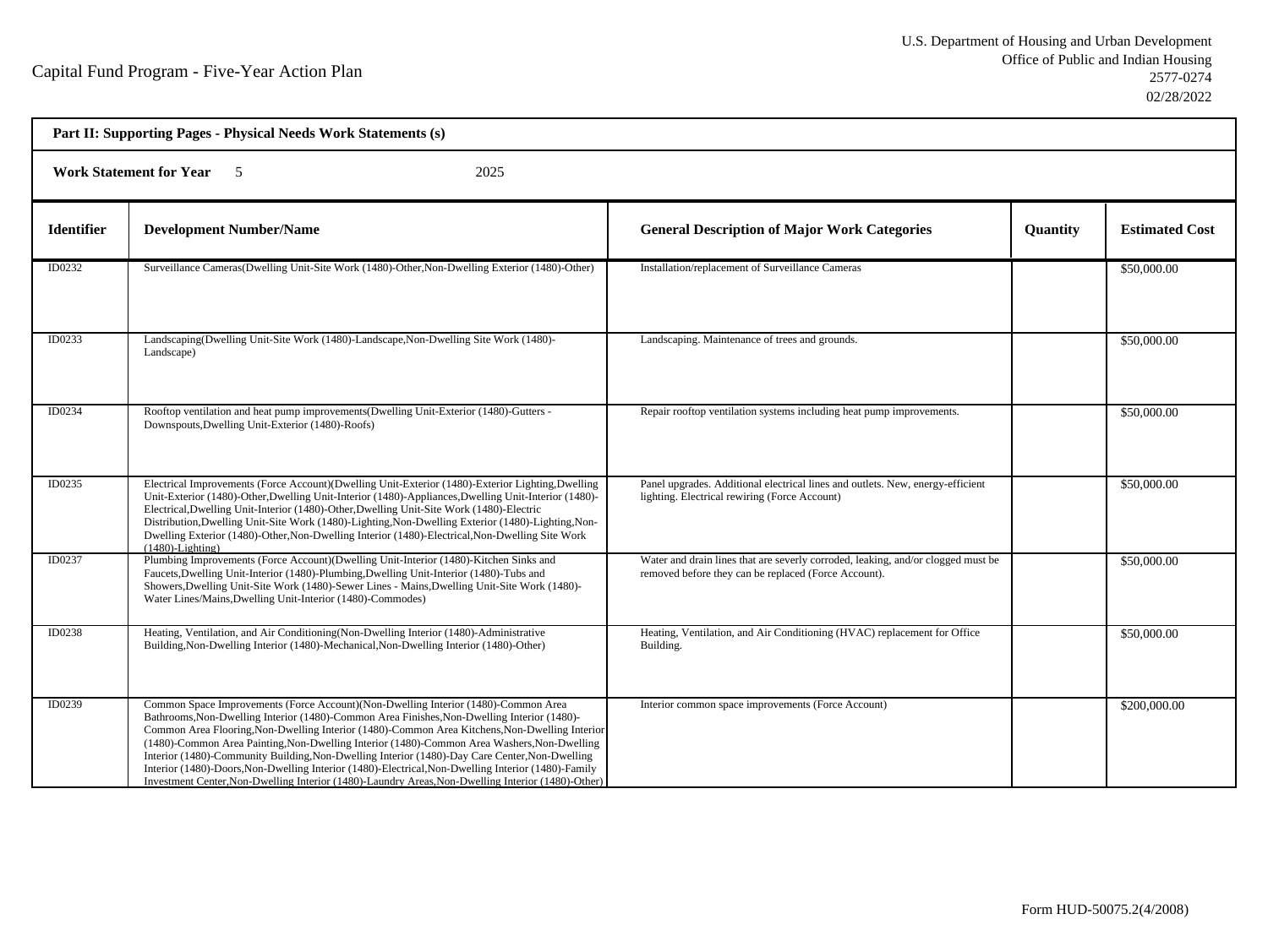Capital Fund Program - Five-Year Action Plan

U.S. Department of Housing and Urban Development
Office of Public and Indian Housing
2577-0274
02/28/2022

**Part II: Supporting Pages - Physical Needs Work Statements (s)**

**Work Statement for Year** 5 2025

| Identifier | Development Number/Name | General Description of Major Work Categories | Quantity | Estimated Cost |
|---|---|---|---|---|
| ID0232 | Surveillance Cameras(Dwelling Unit-Site Work (1480)-Other,Non-Dwelling Exterior (1480)-Other) | Installation/replacement of Surveillance Cameras | | $50,000.00 |
| ID0233 | Landscaping(Dwelling Unit-Site Work (1480)-Landscape,Non-Dwelling Site Work (1480)-Landscape) | Landscaping. Maintenance of trees and grounds. | | $50,000.00 |
| ID0234 | Rooftop ventilation and heat pump improvements(Dwelling Unit-Exterior (1480)-Gutters - Downspouts,Dwelling Unit-Exterior (1480)-Roofs) | Repair rooftop ventilation systems including heat pump improvements. | | $50,000.00 |
| ID0235 | Electrical Improvements (Force Account)(Dwelling Unit-Exterior (1480)-Exterior Lighting,Dwelling Unit-Exterior (1480)-Other,Dwelling Unit-Interior (1480)-Appliances,Dwelling Unit-Interior (1480)-Electrical,Dwelling Unit-Interior (1480)-Other,Dwelling Unit-Site Work (1480)-Electric Distribution,Dwelling Unit-Site Work (1480)-Lighting,Non-Dwelling Exterior (1480)-Lighting,Non-Dwelling Exterior (1480)-Other,Non-Dwelling Interior (1480)-Electrical,Non-Dwelling Site Work (1480)-Lighting) | Panel upgrades. Additional electrical lines and outlets. New, energy-efficient lighting. Electrical rewiring (Force Account) | | $50,000.00 |
| ID0237 | Plumbing Improvements (Force Account)(Dwelling Unit-Interior (1480)-Kitchen Sinks and Faucets,Dwelling Unit-Interior (1480)-Plumbing,Dwelling Unit-Interior (1480)-Tubs and Showers,Dwelling Unit-Site Work (1480)-Sewer Lines - Mains,Dwelling Unit-Site Work (1480)-Water Lines/Mains,Dwelling Unit-Interior (1480)-Commodes) | Water and drain lines that are severly corroded, leaking, and/or clogged must be removed before they can be replaced (Force Account). | | $50,000.00 |
| ID0238 | Heating, Ventilation, and Air Conditioning(Non-Dwelling Interior (1480)-Administrative Building,Non-Dwelling Interior (1480)-Mechanical,Non-Dwelling Interior (1480)-Other) | Heating, Ventilation, and Air Conditioning (HVAC) replacement for Office Building. | | $50,000.00 |
| ID0239 | Common Space Improvements (Force Account)(Non-Dwelling Interior (1480)-Common Area Bathrooms,Non-Dwelling Interior (1480)-Common Area Finishes,Non-Dwelling Interior (1480)-Common Area Flooring,Non-Dwelling Interior (1480)-Common Area Kitchens,Non-Dwelling Interior (1480)-Common Area Painting,Non-Dwelling Interior (1480)-Common Area Washers,Non-Dwelling Interior (1480)-Community Building,Non-Dwelling Interior (1480)-Day Care Center,Non-Dwelling Interior (1480)-Doors,Non-Dwelling Interior (1480)-Electrical,Non-Dwelling Interior (1480)-Family Investment Center,Non-Dwelling Interior (1480)-Laundry Areas,Non-Dwelling Interior (1480)-Other) | Interior common space improvements (Force Account) | | $200,000.00 |

Form HUD-50075.2(4/2008)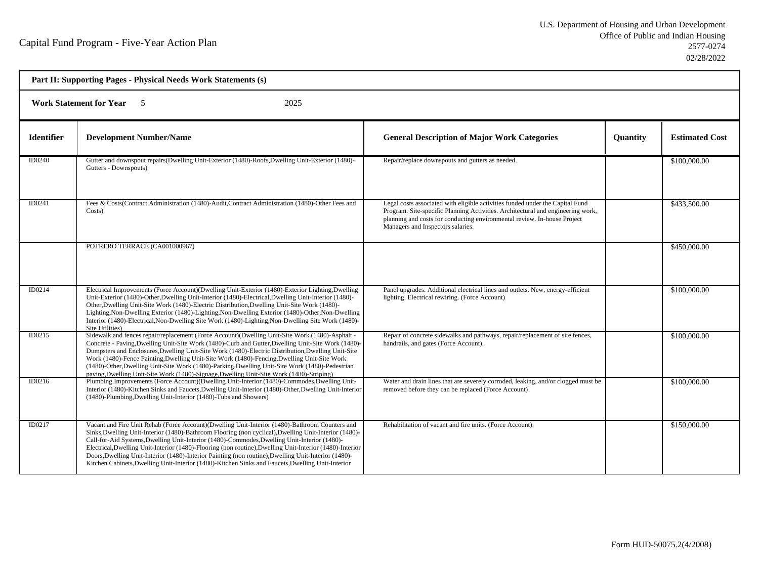Capital Fund Program - Five-Year Action Plan

U.S. Department of Housing and Urban Development
Office of Public and Indian Housing
2577-0274
02/28/2022

**Part II: Supporting Pages - Physical Needs Work Statements (s)**

**Work Statement for Year** 5 2025

| Identifier | Development Number/Name | General Description of Major Work Categories | Quantity | Estimated Cost |
|---|---|---|---|---|
| ID0240 | Gutter and downspout repairs(Dwelling Unit-Exterior (1480)-Roofs,Dwelling Unit-Exterior (1480)-Gutters - Downspouts) | Repair/replace downspouts and gutters as needed. | | $100,000.00 |
| ID0241 | Fees & Costs(Contract Administration (1480)-Audit,Contract Administration (1480)-Other Fees and Costs) | Legal costs associated with eligible activities funded under the Capital Fund Program. Site-specific Planning Activities. Architectural and engineering work, planning and costs for conducting environmental review. In-house Project Managers and Inspectors salaries. | | $433,500.00 |
| | POTRERO TERRACE (CA001000967) | | | $450,000.00 |
| ID0214 | Electrical Improvements (Force Account)(Dwelling Unit-Exterior (1480)-Exterior Lighting,Dwelling Unit-Exterior (1480)-Other,Dwelling Unit-Interior (1480)-Electrical,Dwelling Unit-Interior (1480)-Other,Dwelling Unit-Site Work (1480)-Electric Distribution,Dwelling Unit-Site Work (1480)-Lighting,Non-Dwelling Exterior (1480)-Lighting,Non-Dwelling Exterior (1480)-Other,Non-Dwelling Interior (1480)-Electrical,Non-Dwelling Site Work (1480)-Lighting,Non-Dwelling Site Work (1480)-Site Utilities) | Panel upgrades. Additional electrical lines and outlets. New, energy-efficient lighting. Electrical rewiring. (Force Account) | | $100,000.00 |
| ID0215 | Sidewalk and fences repair/replacement (Force Account)(Dwelling Unit-Site Work (1480)-Asphalt - Concrete - Paving,Dwelling Unit-Site Work (1480)-Curb and Gutter,Dwelling Unit-Site Work (1480)-Dumpsters and Enclosures,Dwelling Unit-Site Work (1480)-Electric Distribution,Dwelling Unit-Site Work (1480)-Fence Painting,Dwelling Unit-Site Work (1480)-Fencing,Dwelling Unit-Site Work (1480)-Other,Dwelling Unit-Site Work (1480)-Parking,Dwelling Unit-Site Work (1480)-Pedestrian paving,Dwelling Unit-Site Work (1480)-Signage,Dwelling Unit-Site Work (1480)-Striping) | Repair of concrete sidewalks and pathways, repair/replacement of site fences, handrails, and gates (Force Account). | | $100,000.00 |
| ID0216 | Plumbing Improvements (Force Account)(Dwelling Unit-Interior (1480)-Commodes,Dwelling Unit-Interior (1480)-Kitchen Sinks and Faucets,Dwelling Unit-Interior (1480)-Other,Dwelling Unit-Interior (1480)-Plumbing,Dwelling Unit-Interior (1480)-Tubs and Showers) | Water and drain lines that are severely corroded, leaking, and/or clogged must be removed before they can be replaced (Force Account) | | $100,000.00 |
| ID0217 | Vacant and Fire Unit Rehab (Force Account)(Dwelling Unit-Interior (1480)-Bathroom Counters and Sinks,Dwelling Unit-Interior (1480)-Bathroom Flooring (non cyclical),Dwelling Unit-Interior (1480)-Call-for-Aid Systems,Dwelling Unit-Interior (1480)-Commodes,Dwelling Unit-Interior (1480)-Electrical,Dwelling Unit-Interior (1480)-Flooring (non routine),Dwelling Unit-Interior (1480)-Interior Doors,Dwelling Unit-Interior (1480)-Interior Painting (non routine),Dwelling Unit-Interior (1480)-Kitchen Cabinets,Dwelling Unit-Interior (1480)-Kitchen Sinks and Faucets,Dwelling Unit-Interior | Rehabilitation of vacant and fire units. (Force Account). | | $150,000.00 |

Form HUD-50075.2(4/2008)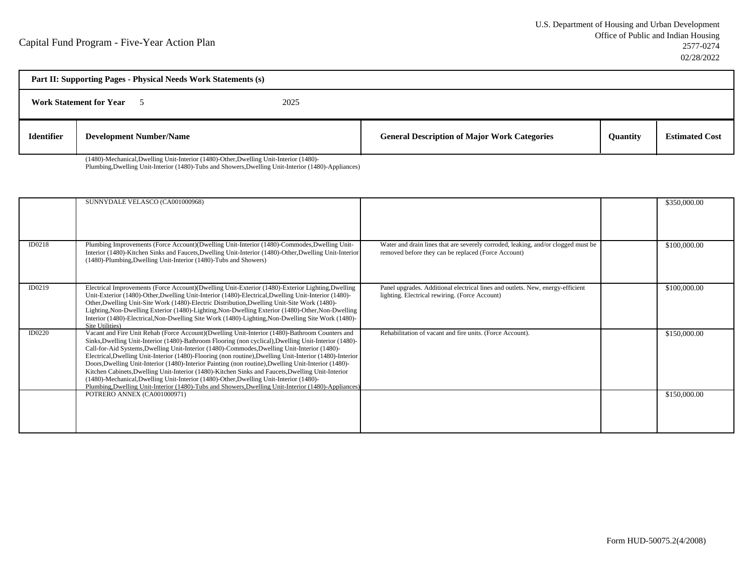Capital Fund Program - Five-Year Action Plan

U.S. Department of Housing and Urban Development
Office of Public and Indian Housing
2577-0274
02/28/2022

**Part II: Supporting Pages - Physical Needs Work Statements (s)**

**Work Statement for Year** 5 2025

| Identifier | Development Number/Name | General Description of Major Work Categories | Quantity | Estimated Cost |
|---|---|---|---|---|
| | (1480)-Mechanical,Dwelling Unit-Interior (1480)-Other,Dwelling Unit-Interior (1480)-Plumbing,Dwelling Unit-Interior (1480)-Tubs and Showers,Dwelling Unit-Interior (1480)-Appliances) | | | |
| | SUNNYDALE VELASCO (CA001000968) | | | $350,000.00 |
| ID0218 | Plumbing Improvements (Force Account)(Dwelling Unit-Interior (1480)-Commodes,Dwelling Unit-Interior (1480)-Kitchen Sinks and Faucets,Dwelling Unit-Interior (1480)-Other,Dwelling Unit-Interior (1480)-Plumbing,Dwelling Unit-Interior (1480)-Tubs and Showers) | Water and drain lines that are severely corroded, leaking, and/or clogged must be removed before they can be replaced (Force Account) | | $100,000.00 |
| ID0219 | Electrical Improvements (Force Account)(Dwelling Unit-Exterior (1480)-Exterior Lighting,Dwelling Unit-Exterior (1480)-Other,Dwelling Unit-Interior (1480)-Electrical,Dwelling Unit-Interior (1480)-Other,Dwelling Unit-Site Work (1480)-Electric Distribution,Dwelling Unit-Site Work (1480)-Lighting,Non-Dwelling Exterior (1480)-Lighting,Non-Dwelling Exterior (1480)-Other,Non-Dwelling Interior (1480)-Electrical,Non-Dwelling Site Work (1480)-Lighting,Non-Dwelling Site Work (1480)-Site Utilities) | Panel upgrades. Additional electrical lines and outlets. New, energy-efficient lighting. Electrical rewiring. (Force Account) | | $100,000.00 |
| ID0220 | Vacant and Fire Unit Rehab (Force Account)(Dwelling Unit-Interior (1480)-Bathroom Counters and Sinks,Dwelling Unit-Interior (1480)-Bathroom Flooring (non cyclical),Dwelling Unit-Interior (1480)-Call-for-Aid Systems,Dwelling Unit-Interior (1480)-Commodes,Dwelling Unit-Interior (1480)-Electrical,Dwelling Unit-Interior (1480)-Flooring (non routine),Dwelling Unit-Interior (1480)-Interior Doors,Dwelling Unit-Interior (1480)-Interior Painting (non routine),Dwelling Unit-Interior (1480)-Kitchen Cabinets,Dwelling Unit-Interior (1480)-Kitchen Sinks and Faucets,Dwelling Unit-Interior (1480)-Mechanical,Dwelling Unit-Interior (1480)-Other,Dwelling Unit-Interior (1480)-Plumbing,Dwelling Unit-Interior (1480)-Tubs and Showers,Dwelling Unit-Interior (1480)-Appliances) | Rehabilitation of vacant and fire units. (Force Account). | | $150,000.00 |
| | POTRERO ANNEX (CA001000971) | | | $150,000.00 |

Form HUD-50075.2(4/2008)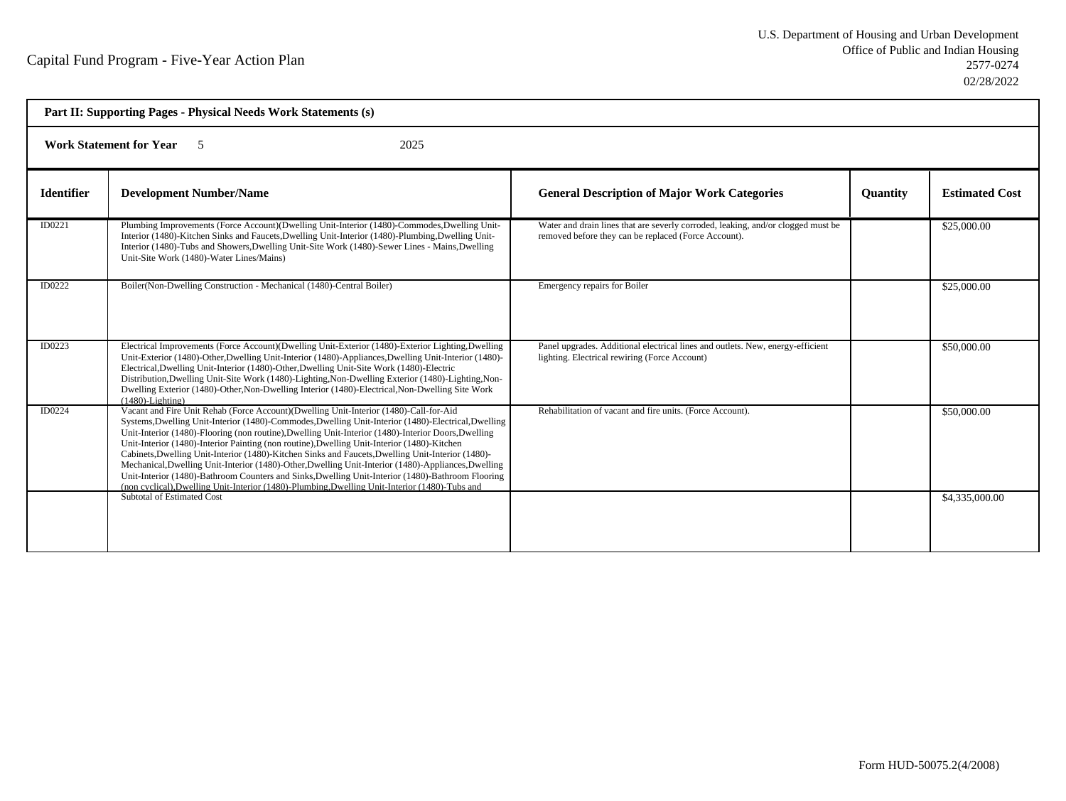Capital Fund Program - Five-Year Action Plan

U.S. Department of Housing and Urban Development
Office of Public and Indian Housing
2577-0274
02/28/2022

**Part II: Supporting Pages - Physical Needs Work Statements (s)**

**Work Statement for Year** 5 2025

| Identifier | Development Number/Name | General Description of Major Work Categories | Quantity | Estimated Cost |
|---|---|---|---|---|
| ID0221 | Plumbing Improvements (Force Account)(Dwelling Unit-Interior (1480)-Commodes,Dwelling Unit-Interior (1480)-Kitchen Sinks and Faucets,Dwelling Unit-Interior (1480)-Plumbing,Dwelling Unit-Interior (1480)-Tubs and Showers,Dwelling Unit-Site Work (1480)-Sewer Lines - Mains,Dwelling Unit-Site Work (1480)-Water Lines/Mains) | Water and drain lines that are severly corroded, leaking, and/or clogged must be removed before they can be replaced (Force Account). | | $25,000.00 |
| ID0222 | Boiler(Non-Dwelling Construction - Mechanical (1480)-Central Boiler) | Emergency repairs for Boiler | | $25,000.00 |
| ID0223 | Electrical Improvements (Force Account)(Dwelling Unit-Exterior (1480)-Exterior Lighting,Dwelling Unit-Exterior (1480)-Other,Dwelling Unit-Interior (1480)-Appliances,Dwelling Unit-Interior (1480)-Electrical,Dwelling Unit-Interior (1480)-Other,Dwelling Unit-Site Work (1480)-Electric Distribution,Dwelling Unit-Site Work (1480)-Lighting,Non-Dwelling Exterior (1480)-Lighting,Non-Dwelling Exterior (1480)-Other,Non-Dwelling Interior (1480)-Electrical,Non-Dwelling Site Work (1480)-Lighting) | Panel upgrades. Additional electrical lines and outlets. New, energy-efficient lighting. Electrical rewiring (Force Account) | | $50,000.00 |
| ID0224 | Vacant and Fire Unit Rehab (Force Account)(Dwelling Unit-Interior (1480)-Call-for-Aid Systems,Dwelling Unit-Interior (1480)-Commodes,Dwelling Unit-Interior (1480)-Electrical,Dwelling Unit-Interior (1480)-Flooring (non routine),Dwelling Unit-Interior (1480)-Interior Doors,Dwelling Unit-Interior (1480)-Interior Painting (non routine),Dwelling Unit-Interior (1480)-Kitchen Cabinets,Dwelling Unit-Interior (1480)-Kitchen Sinks and Faucets,Dwelling Unit-Interior (1480)-Mechanical,Dwelling Unit-Interior (1480)-Other,Dwelling Unit-Interior (1480)-Appliances,Dwelling Unit-Interior (1480)-Bathroom Counters and Sinks,Dwelling Unit-Interior (1480)-Bathroom Flooring (non cyclical),Dwelling Unit-Interior (1480)-Plumbing,Dwelling Unit-Interior (1480)-Tubs and | Rehabilitation of vacant and fire units. (Force Account). | | $50,000.00 |
| | Subtotal of Estimated Cost | | | $4,335,000.00 |

Form HUD-50075.2(4/2008)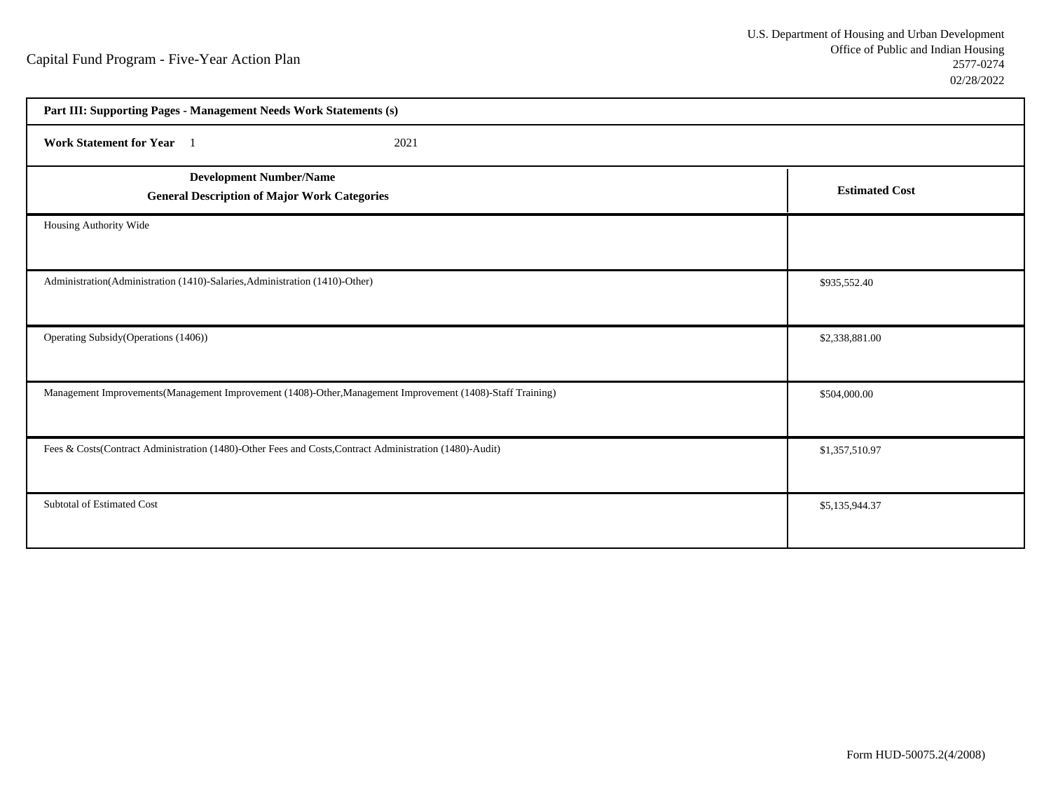Capital Fund Program - Five-Year Action Plan

U.S. Department of Housing and Urban Development
Office of Public and Indian Housing
2577-0274
02/28/2022

**Part III: Supporting Pages - Management Needs Work Statements (s)**

**Work Statement for Year** 1 2021

| **Development Number/Name**<br>**General Description of Major Work Categories** | **Estimated Cost** |
|---|---|
| Housing Authority Wide | |
| Administration(Administration (1410)-Salaries,Administration (1410)-Other) | $935,552.40 |
| Operating Subsidy(Operations (1406)) | $2,338,881.00 |
| Management Improvements(Management Improvement (1408)-Other,Management Improvement (1408)-Staff Training) | $504,000.00 |
| Fees & Costs(Contract Administration (1480)-Other Fees and Costs,Contract Administration (1480)-Audit) | $1,357,510.97 |
| Subtotal of Estimated Cost | $5,135,944.37 |

Form HUD-50075.2(4/2008)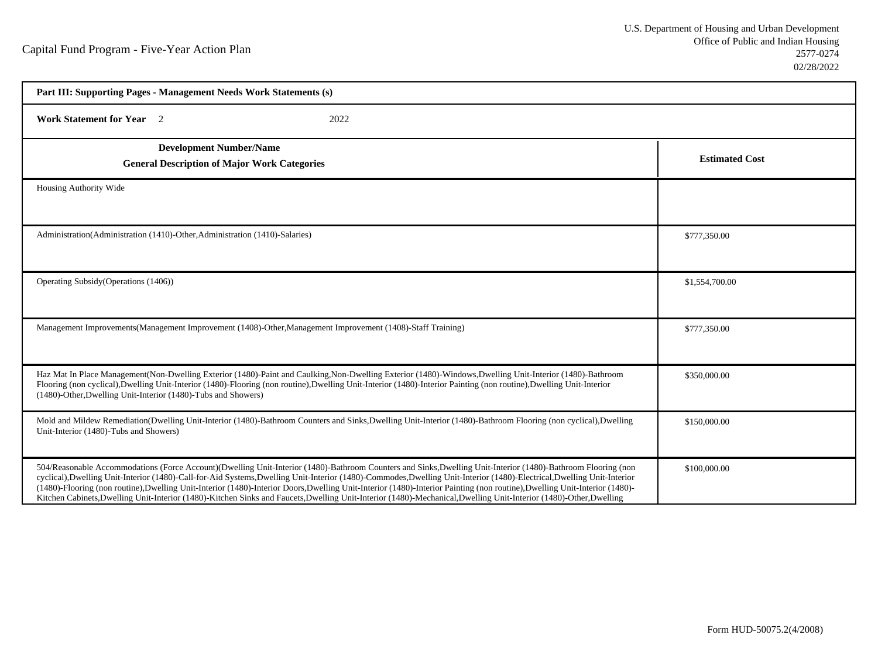Capital Fund Program - Five-Year Action Plan

U.S. Department of Housing and Urban Development
Office of Public and Indian Housing
2577-0274
02/28/2022

**Part III: Supporting Pages - Management Needs Work Statements (s)**

**Work Statement for Year** 2 2022

| **Development Number/Name**<br>**General Description of Major Work Categories** | **Estimated Cost** |
|---|---|
| Housing Authority Wide | |
| Administration(Administration (1410)-Other,Administration (1410)-Salaries) | $777,350.00 |
| Operating Subsidy(Operations (1406)) | $1,554,700.00 |
| Management Improvements(Management Improvement (1408)-Other,Management Improvement (1408)-Staff Training) | $777,350.00 |
| Haz Mat In Place Management(Non-Dwelling Exterior (1480)-Paint and Caulking,Non-Dwelling Exterior (1480)-Windows,Dwelling Unit-Interior (1480)-Bathroom Flooring (non cyclical),Dwelling Unit-Interior (1480)-Flooring (non routine),Dwelling Unit-Interior (1480)-Interior Painting (non routine),Dwelling Unit-Interior (1480)-Other,Dwelling Unit-Interior (1480)-Tubs and Showers) | $350,000.00 |
| Mold and Mildew Remediation(Dwelling Unit-Interior (1480)-Bathroom Counters and Sinks,Dwelling Unit-Interior (1480)-Bathroom Flooring (non cyclical),Dwelling Unit-Interior (1480)-Tubs and Showers) | $150,000.00 |
| 504/Reasonable Accommodations (Force Account)(Dwelling Unit-Interior (1480)-Bathroom Counters and Sinks,Dwelling Unit-Interior (1480)-Bathroom Flooring (non cyclical),Dwelling Unit-Interior (1480)-Call-for-Aid Systems,Dwelling Unit-Interior (1480)-Commodes,Dwelling Unit-Interior (1480)-Electrical,Dwelling Unit-Interior (1480)-Flooring (non routine),Dwelling Unit-Interior (1480)-Interior Doors,Dwelling Unit-Interior (1480)-Interior Painting (non routine),Dwelling Unit-Interior (1480)-Kitchen Cabinets,Dwelling Unit-Interior (1480)-Kitchen Sinks and Faucets,Dwelling Unit-Interior (1480)-Mechanical,Dwelling Unit-Interior (1480)-Other,Dwelling | $100,000.00 |

Form HUD-50075.2(4/2008)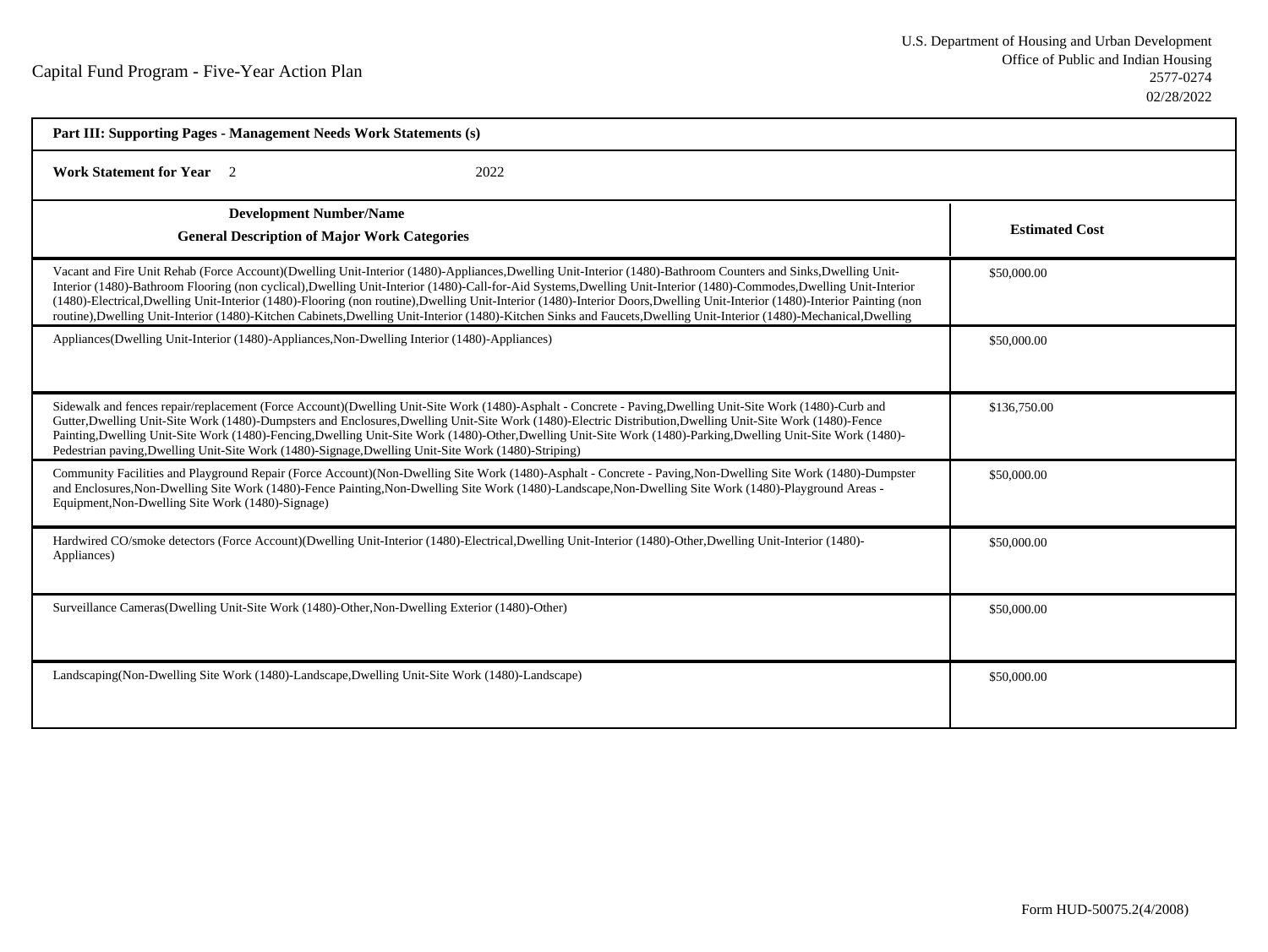Capital Fund Program - Five-Year Action Plan

U.S. Department of Housing and Urban Development
Office of Public and Indian Housing
2577-0274
02/28/2022

**Part III: Supporting Pages - Management Needs Work Statements (s)**

**Work Statement for Year** 2 2022

| **Development Number/Name**<br>**General Description of Major Work Categories** | **Estimated Cost** |
|---|---|
| Vacant and Fire Unit Rehab (Force Account)(Dwelling Unit-Interior (1480)-Appliances,Dwelling Unit-Interior (1480)-Bathroom Counters and Sinks,Dwelling Unit-Interior (1480)-Bathroom Flooring (non cyclical),Dwelling Unit-Interior (1480)-Call-for-Aid Systems,Dwelling Unit-Interior (1480)-Commodes,Dwelling Unit-Interior (1480)-Electrical,Dwelling Unit-Interior (1480)-Flooring (non routine),Dwelling Unit-Interior (1480)-Interior Doors,Dwelling Unit-Interior (1480)-Interior Painting (non routine),Dwelling Unit-Interior (1480)-Kitchen Cabinets,Dwelling Unit-Interior (1480)-Kitchen Sinks and Faucets,Dwelling Unit-Interior (1480)-Mechanical,Dwelling | $50,000.00 |
| Appliances(Dwelling Unit-Interior (1480)-Appliances,Non-Dwelling Interior (1480)-Appliances) | $50,000.00 |
| Sidewalk and fences repair/replacement (Force Account)(Dwelling Unit-Site Work (1480)-Asphalt - Concrete - Paving,Dwelling Unit-Site Work (1480)-Curb and Gutter,Dwelling Unit-Site Work (1480)-Dumpsters and Enclosures,Dwelling Unit-Site Work (1480)-Electric Distribution,Dwelling Unit-Site Work (1480)-Fence Painting,Dwelling Unit-Site Work (1480)-Fencing,Dwelling Unit-Site Work (1480)-Other,Dwelling Unit-Site Work (1480)-Parking,Dwelling Unit-Site Work (1480)-Pedestrian paving,Dwelling Unit-Site Work (1480)-Signage,Dwelling Unit-Site Work (1480)-Striping) | $136,750.00 |
| Community Facilities and Playground Repair (Force Account)(Non-Dwelling Site Work (1480)-Asphalt - Concrete - Paving,Non-Dwelling Site Work (1480)-Dumpster and Enclosures,Non-Dwelling Site Work (1480)-Fence Painting,Non-Dwelling Site Work (1480)-Landscape,Non-Dwelling Site Work (1480)-Playground Areas - Equipment,Non-Dwelling Site Work (1480)-Signage) | $50,000.00 |
| Hardwired CO/smoke detectors (Force Account)(Dwelling Unit-Interior (1480)-Electrical,Dwelling Unit-Interior (1480)-Other,Dwelling Unit-Interior (1480)-Appliances) | $50,000.00 |
| Surveillance Cameras(Dwelling Unit-Site Work (1480)-Other,Non-Dwelling Exterior (1480)-Other) | $50,000.00 |
| Landscaping(Non-Dwelling Site Work (1480)-Landscape,Dwelling Unit-Site Work (1480)-Landscape) | $50,000.00 |

Form HUD-50075.2(4/2008)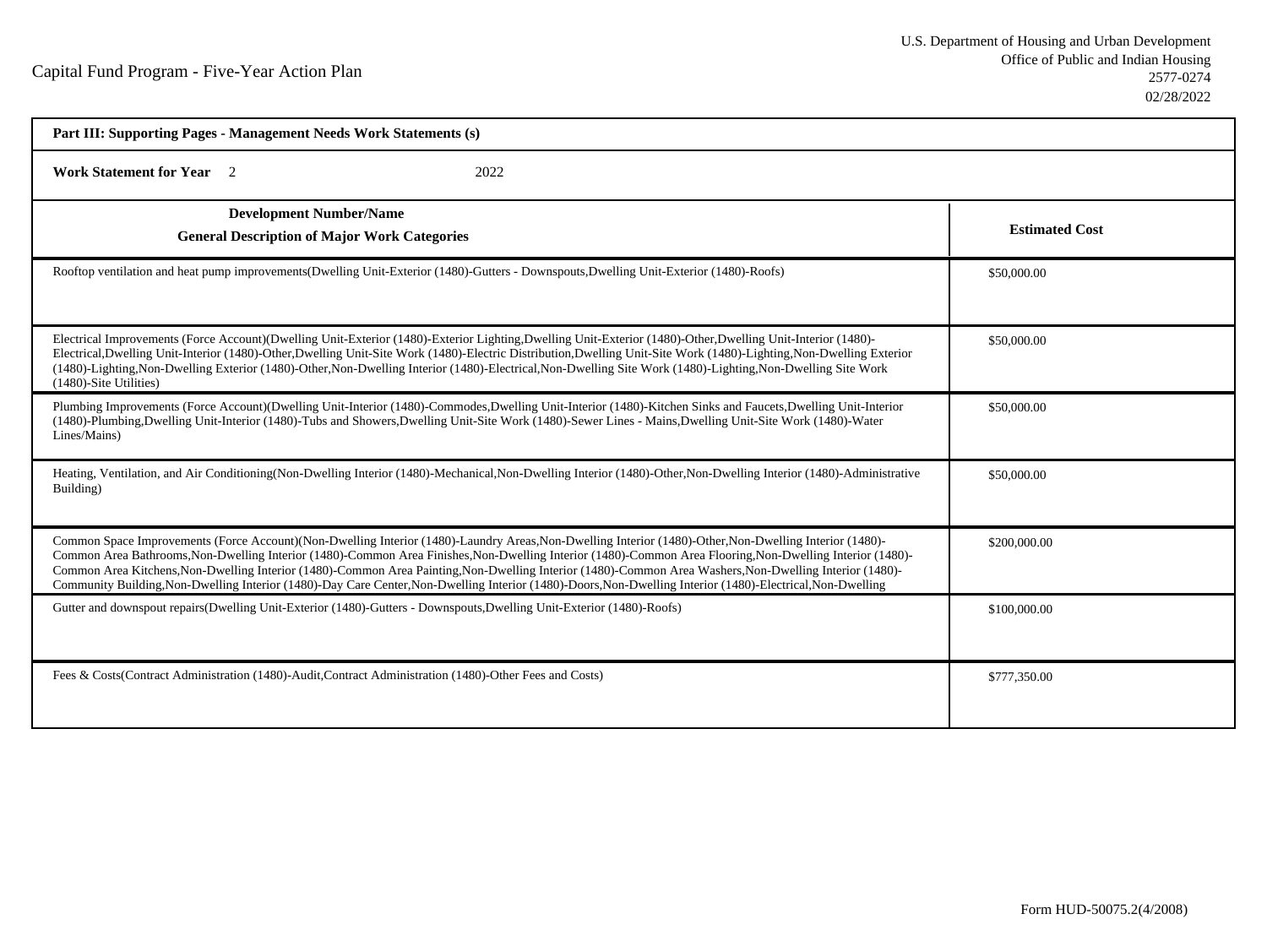Capital Fund Program - Five-Year Action Plan

U.S. Department of Housing and Urban Development
Office of Public and Indian Housing
2577-0274
02/28/2022

| Part III: Supporting Pages - Management Needs Work Statements (s) | |
|---|---|
| **Work Statement for Year** 2 2022 | |
| **Development Number/Name**<br>**General Description of Major Work Categories** | **Estimated Cost** |
| Rooftop ventilation and heat pump improvements(Dwelling Unit-Exterior (1480)-Gutters - Downspouts,Dwelling Unit-Exterior (1480)-Roofs) | $50,000.00 |
| Electrical Improvements (Force Account)(Dwelling Unit-Exterior (1480)-Exterior Lighting,Dwelling Unit-Exterior (1480)-Other,Dwelling Unit-Interior (1480)-Electrical,Dwelling Unit-Interior (1480)-Other,Dwelling Unit-Site Work (1480)-Electric Distribution,Dwelling Unit-Site Work (1480)-Lighting,Non-Dwelling Exterior (1480)-Lighting,Non-Dwelling Exterior (1480)-Other,Non-Dwelling Interior (1480)-Electrical,Non-Dwelling Site Work (1480)-Lighting,Non-Dwelling Site Work (1480)-Site Utilities) | $50,000.00 |
| Plumbing Improvements (Force Account)(Dwelling Unit-Interior (1480)-Commodes,Dwelling Unit-Interior (1480)-Kitchen Sinks and Faucets,Dwelling Unit-Interior (1480)-Plumbing,Dwelling Unit-Interior (1480)-Tubs and Showers,Dwelling Unit-Site Work (1480)-Sewer Lines - Mains,Dwelling Unit-Site Work (1480)-Water Lines/Mains) | $50,000.00 |
| Heating, Ventilation, and Air Conditioning(Non-Dwelling Interior (1480)-Mechanical,Non-Dwelling Interior (1480)-Other,Non-Dwelling Interior (1480)-Administrative Building) | $50,000.00 |
| Common Space Improvements (Force Account)(Non-Dwelling Interior (1480)-Laundry Areas,Non-Dwelling Interior (1480)-Other,Non-Dwelling Interior (1480)-Common Area Bathrooms,Non-Dwelling Interior (1480)-Common Area Finishes,Non-Dwelling Interior (1480)-Common Area Flooring,Non-Dwelling Interior (1480)-Common Area Kitchens,Non-Dwelling Interior (1480)-Common Area Painting,Non-Dwelling Interior (1480)-Common Area Washers,Non-Dwelling Interior (1480)-Community Building,Non-Dwelling Interior (1480)-Day Care Center,Non-Dwelling Interior (1480)-Doors,Non-Dwelling Interior (1480)-Electrical,Non-Dwelling | $200,000.00 |
| Gutter and downspout repairs(Dwelling Unit-Exterior (1480)-Gutters - Downspouts,Dwelling Unit-Exterior (1480)-Roofs) | $100,000.00 |
| Fees & Costs(Contract Administration (1480)-Audit,Contract Administration (1480)-Other Fees and Costs) | $777,350.00 |

Form HUD-50075.2(4/2008)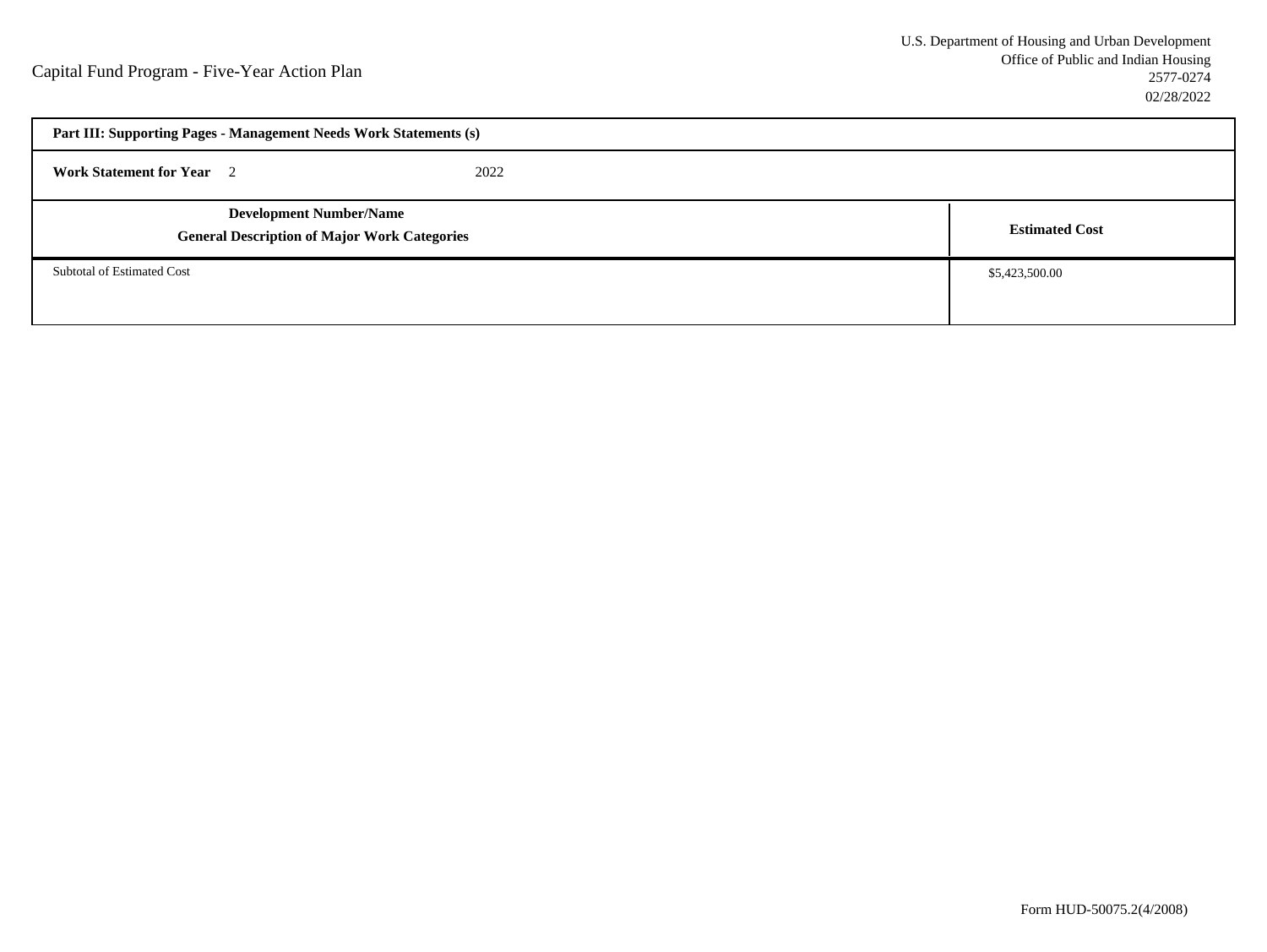Capital Fund Program - Five-Year Action Plan

U.S. Department of Housing and Urban Development
Office of Public and Indian Housing
2577-0274
02/28/2022

| **Part III: Supporting Pages - Management Needs Work Statements (s)** | |
|---|---|
| **Work Statement for Year** 2 2022 | |
| **Development Number/Name**<br>**General Description of Major Work Categories** | **Estimated Cost** |
| Subtotal of Estimated Cost | $5,423,500.00 |

Form HUD-50075.2(4/2008)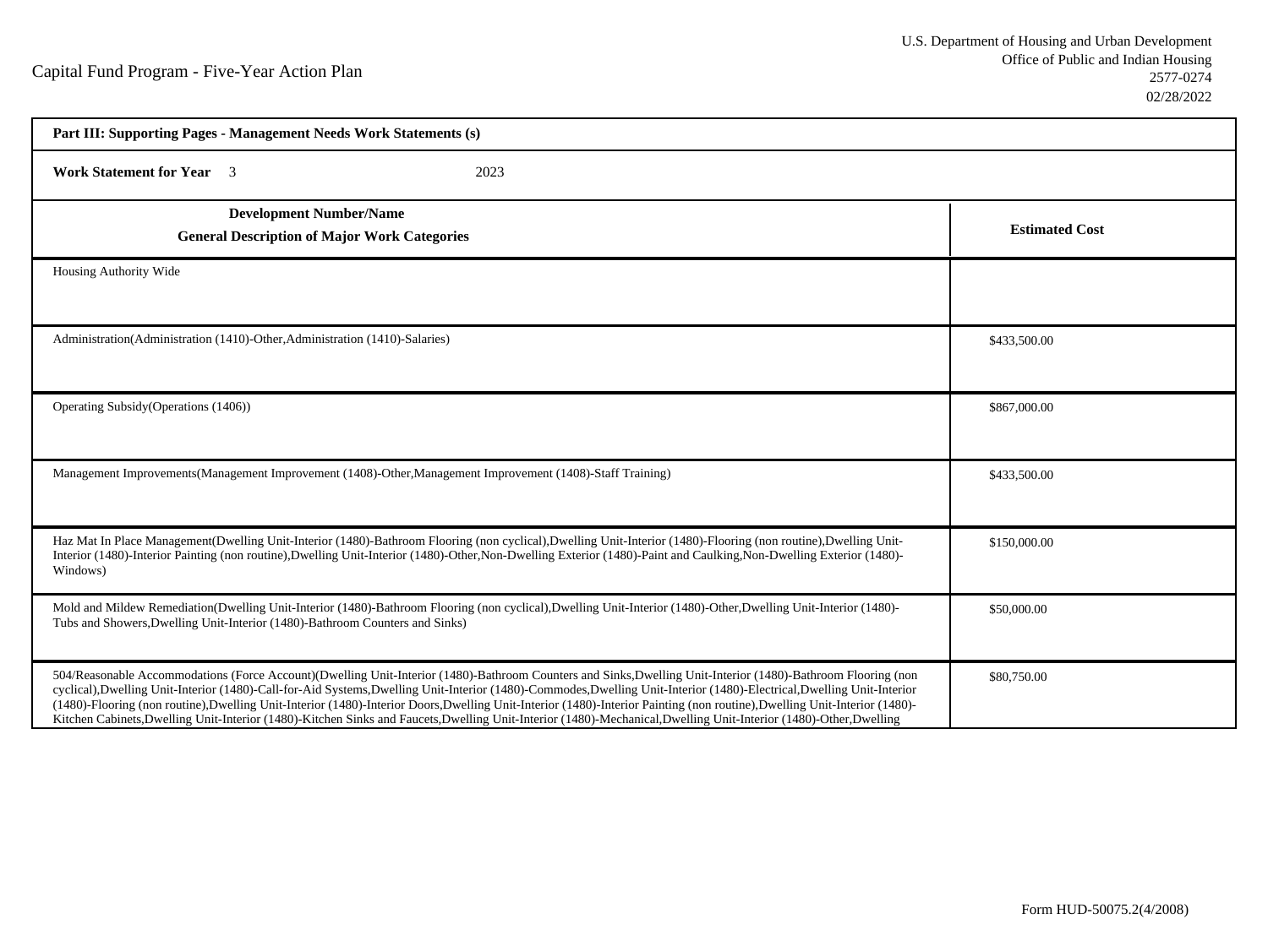Capital Fund Program - Five-Year Action Plan

U.S. Department of Housing and Urban Development
Office of Public and Indian Housing
2577-0274
02/28/2022

| Part III: Supporting Pages - Management Needs Work Statements (s) | |
|---|---|
| **Work Statement for Year** 3 2023 | |
| **Development Number/Name** **General Description of Major Work Categories** | **Estimated Cost** |
| Housing Authority Wide | |
| Administration(Administration (1410)-Other,Administration (1410)-Salaries) | $433,500.00 |
| Operating Subsidy(Operations (1406)) | $867,000.00 |
| Management Improvements(Management Improvement (1408)-Other,Management Improvement (1408)-Staff Training) | $433,500.00 |
| Haz Mat In Place Management(Dwelling Unit-Interior (1480)-Bathroom Flooring (non cyclical),Dwelling Unit-Interior (1480)-Flooring (non routine),Dwelling Unit-Interior (1480)-Interior Painting (non routine),Dwelling Unit-Interior (1480)-Other,Non-Dwelling Exterior (1480)-Paint and Caulking,Non-Dwelling Exterior (1480)-Windows) | $150,000.00 |
| Mold and Mildew Remediation(Dwelling Unit-Interior (1480)-Bathroom Flooring (non cyclical),Dwelling Unit-Interior (1480)-Other,Dwelling Unit-Interior (1480)-Tubs and Showers,Dwelling Unit-Interior (1480)-Bathroom Counters and Sinks) | $50,000.00 |
| 504/Reasonable Accommodations (Force Account)(Dwelling Unit-Interior (1480)-Bathroom Counters and Sinks,Dwelling Unit-Interior (1480)-Bathroom Flooring (non cyclical),Dwelling Unit-Interior (1480)-Call-for-Aid Systems,Dwelling Unit-Interior (1480)-Commodes,Dwelling Unit-Interior (1480)-Electrical,Dwelling Unit-Interior (1480)-Flooring (non routine),Dwelling Unit-Interior (1480)-Interior Doors,Dwelling Unit-Interior (1480)-Interior Painting (non routine),Dwelling Unit-Interior (1480)-Kitchen Cabinets,Dwelling Unit-Interior (1480)-Kitchen Sinks and Faucets,Dwelling Unit-Interior (1480)-Mechanical,Dwelling Unit-Interior (1480)-Other,Dwelling | $80,750.00 |

Form HUD-50075.2(4/2008)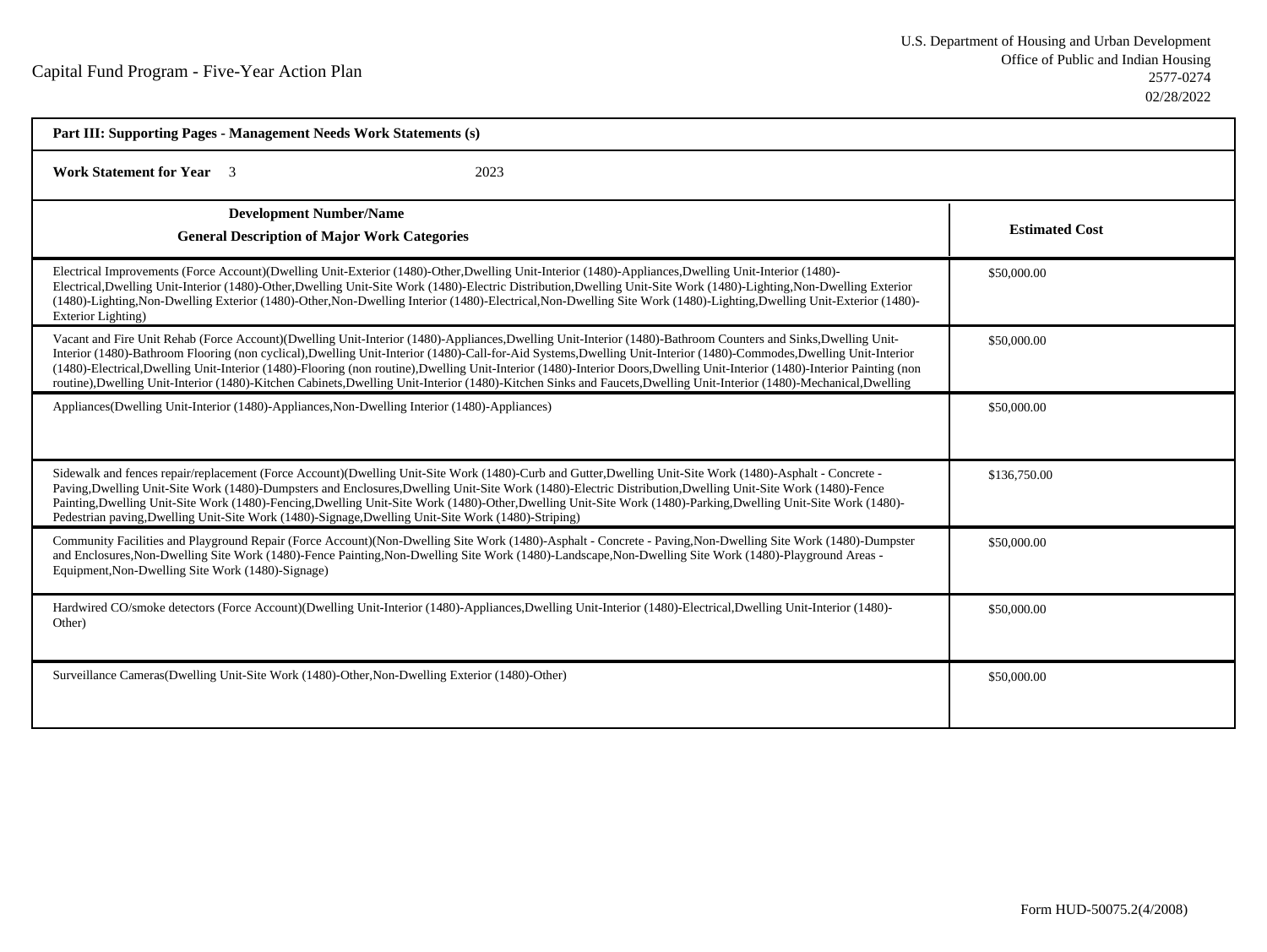Capital Fund Program - Five-Year Action Plan

U.S. Department of Housing and Urban Development
Office of Public and Indian Housing
2577-0274
02/28/2022

| Part III: Supporting Pages - Management Needs Work Statements (s) | |
|---|---|
| **Work Statement for Year** 3 2023 | |
| **Development Number/Name** **General Description of Major Work Categories** | **Estimated Cost** |
| Electrical Improvements (Force Account)(Dwelling Unit-Exterior (1480)-Other,Dwelling Unit-Interior (1480)-Appliances,Dwelling Unit-Interior (1480)-Electrical,Dwelling Unit-Interior (1480)-Other,Dwelling Unit-Site Work (1480)-Electric Distribution,Dwelling Unit-Site Work (1480)-Lighting,Non-Dwelling Exterior (1480)-Lighting,Non-Dwelling Exterior (1480)-Other,Non-Dwelling Interior (1480)-Electrical,Non-Dwelling Site Work (1480)-Lighting,Dwelling Unit-Exterior (1480)-Exterior Lighting) | $50,000.00 |
| Vacant and Fire Unit Rehab (Force Account)(Dwelling Unit-Interior (1480)-Appliances,Dwelling Unit-Interior (1480)-Bathroom Counters and Sinks,Dwelling Unit-Interior (1480)-Bathroom Flooring (non cyclical),Dwelling Unit-Interior (1480)-Call-for-Aid Systems,Dwelling Unit-Interior (1480)-Commodes,Dwelling Unit-Interior (1480)-Electrical,Dwelling Unit-Interior (1480)-Flooring (non routine),Dwelling Unit-Interior (1480)-Interior Doors,Dwelling Unit-Interior (1480)-Interior Painting (non routine),Dwelling Unit-Interior (1480)-Kitchen Cabinets,Dwelling Unit-Interior (1480)-Kitchen Sinks and Faucets,Dwelling Unit-Interior (1480)-Mechanical,Dwelling | $50,000.00 |
| Appliances(Dwelling Unit-Interior (1480)-Appliances,Non-Dwelling Interior (1480)-Appliances) | $50,000.00 |
| Sidewalk and fences repair/replacement (Force Account)(Dwelling Unit-Site Work (1480)-Curb and Gutter,Dwelling Unit-Site Work (1480)-Asphalt - Concrete - Paving,Dwelling Unit-Site Work (1480)-Dumpsters and Enclosures,Dwelling Unit-Site Work (1480)-Electric Distribution,Dwelling Unit-Site Work (1480)-Fence Painting,Dwelling Unit-Site Work (1480)-Fencing,Dwelling Unit-Site Work (1480)-Other,Dwelling Unit-Site Work (1480)-Parking,Dwelling Unit-Site Work (1480)-Pedestrian paving,Dwelling Unit-Site Work (1480)-Signage,Dwelling Unit-Site Work (1480)-Striping) | $136,750.00 |
| Community Facilities and Playground Repair (Force Account)(Non-Dwelling Site Work (1480)-Asphalt - Concrete - Paving,Non-Dwelling Site Work (1480)-Dumpster and Enclosures,Non-Dwelling Site Work (1480)-Fence Painting,Non-Dwelling Site Work (1480)-Landscape,Non-Dwelling Site Work (1480)-Playground Areas - Equipment,Non-Dwelling Site Work (1480)-Signage) | $50,000.00 |
| Hardwired CO/smoke detectors (Force Account)(Dwelling Unit-Interior (1480)-Appliances,Dwelling Unit-Interior (1480)-Electrical,Dwelling Unit-Interior (1480)-Other) | $50,000.00 |
| Surveillance Cameras(Dwelling Unit-Site Work (1480)-Other,Non-Dwelling Exterior (1480)-Other) | $50,000.00 |

Form HUD-50075.2(4/2008)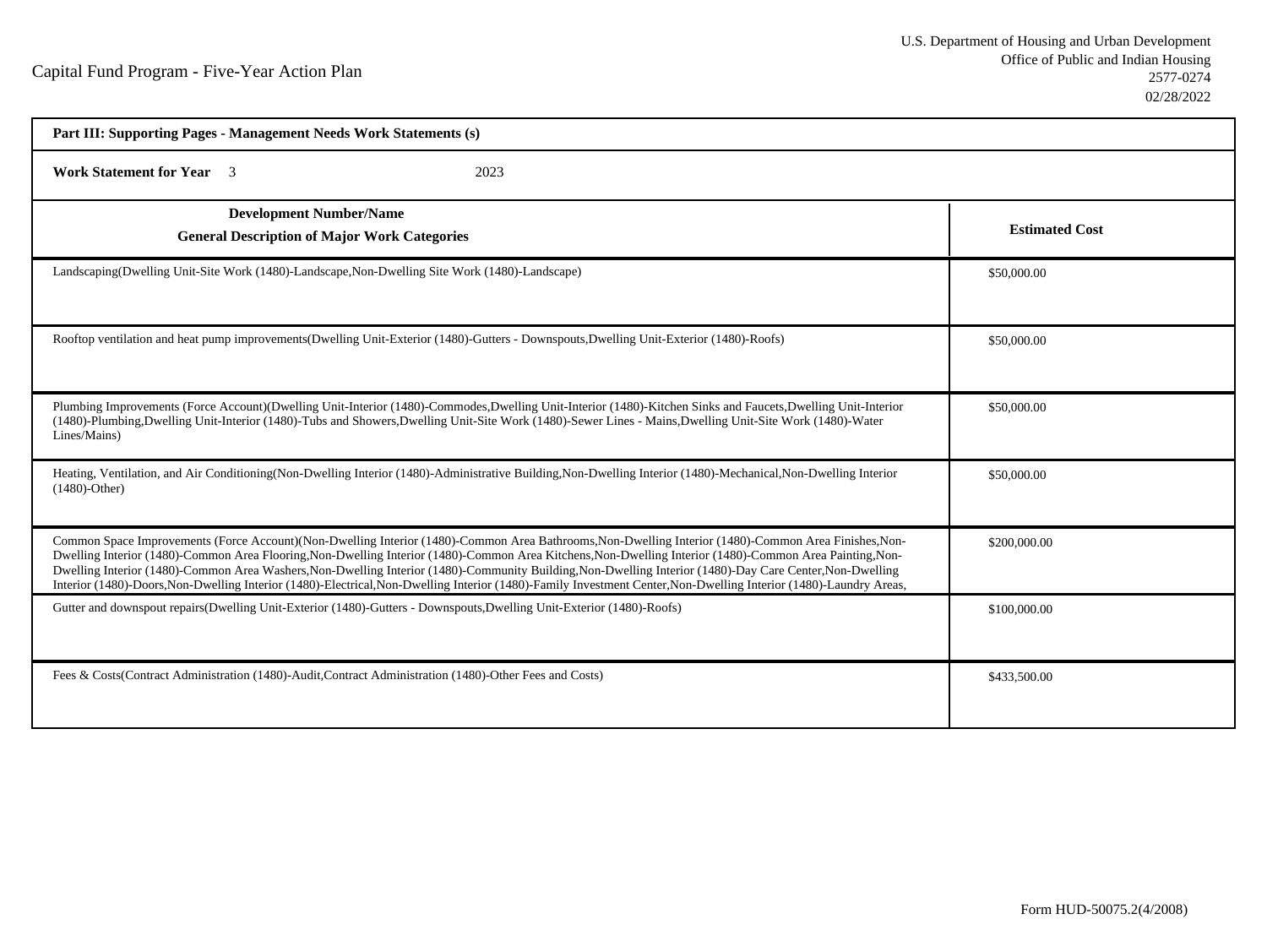Capital Fund Program - Five-Year Action Plan

U.S. Department of Housing and Urban Development
Office of Public and Indian Housing
2577-0274
02/28/2022

**Part III: Supporting Pages - Management Needs Work Statements (s)**

**Work Statement for Year** 3 2023

| **Development Number/Name**<br>**General Description of Major Work Categories** | **Estimated Cost** |
|---|---|
| Landscaping(Dwelling Unit-Site Work (1480)-Landscape,Non-Dwelling Site Work (1480)-Landscape) | $50,000.00 |
| Rooftop ventilation and heat pump improvements(Dwelling Unit-Exterior (1480)-Gutters - Downspouts,Dwelling Unit-Exterior (1480)-Roofs) | $50,000.00 |
| Plumbing Improvements (Force Account)(Dwelling Unit-Interior (1480)-Commodes,Dwelling Unit-Interior (1480)-Kitchen Sinks and Faucets,Dwelling Unit-Interior (1480)-Plumbing,Dwelling Unit-Interior (1480)-Tubs and Showers,Dwelling Unit-Site Work (1480)-Sewer Lines - Mains,Dwelling Unit-Site Work (1480)-Water Lines/Mains) | $50,000.00 |
| Heating, Ventilation, and Air Conditioning(Non-Dwelling Interior (1480)-Administrative Building,Non-Dwelling Interior (1480)-Mechanical,Non-Dwelling Interior (1480)-Other) | $50,000.00 |
| Common Space Improvements (Force Account)(Non-Dwelling Interior (1480)-Common Area Bathrooms,Non-Dwelling Interior (1480)-Common Area Finishes,Non-Dwelling Interior (1480)-Common Area Flooring,Non-Dwelling Interior (1480)-Common Area Kitchens,Non-Dwelling Interior (1480)-Common Area Painting,Non-Dwelling Interior (1480)-Common Area Washers,Non-Dwelling Interior (1480)-Community Building,Non-Dwelling Interior (1480)-Day Care Center,Non-Dwelling Interior (1480)-Doors,Non-Dwelling Interior (1480)-Electrical,Non-Dwelling Interior (1480)-Family Investment Center,Non-Dwelling Interior (1480)-Laundry Areas, | $200,000.00 |
| Gutter and downspout repairs(Dwelling Unit-Exterior (1480)-Gutters - Downspouts,Dwelling Unit-Exterior (1480)-Roofs) | $100,000.00 |
| Fees & Costs(Contract Administration (1480)-Audit,Contract Administration (1480)-Other Fees and Costs) | $433,500.00 |

Form HUD-50075.2(4/2008)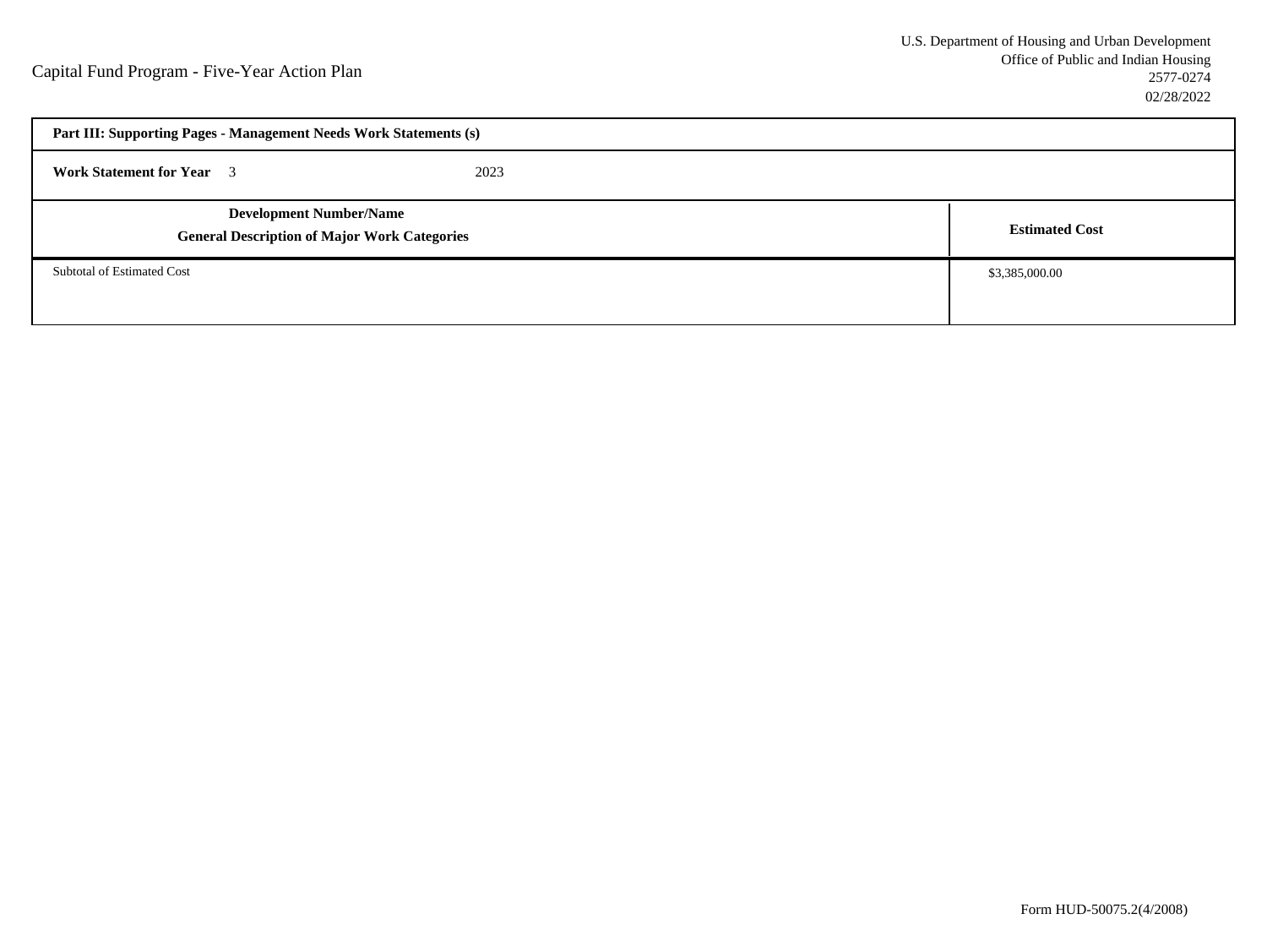Capital Fund Program - Five-Year Action Plan

U.S. Department of Housing and Urban Development
Office of Public and Indian Housing
2577-0274
02/28/2022

| **Part III: Supporting Pages - Management Needs Work Statements (s)** | |
|---|---|
| **Work Statement for Year** 3 2023 | |
| **Development Number/Name** **General Description of Major Work Categories** | **Estimated Cost** |
| Subtotal of Estimated Cost | $3,385,000.00 |

Form HUD-50075.2(4/2008)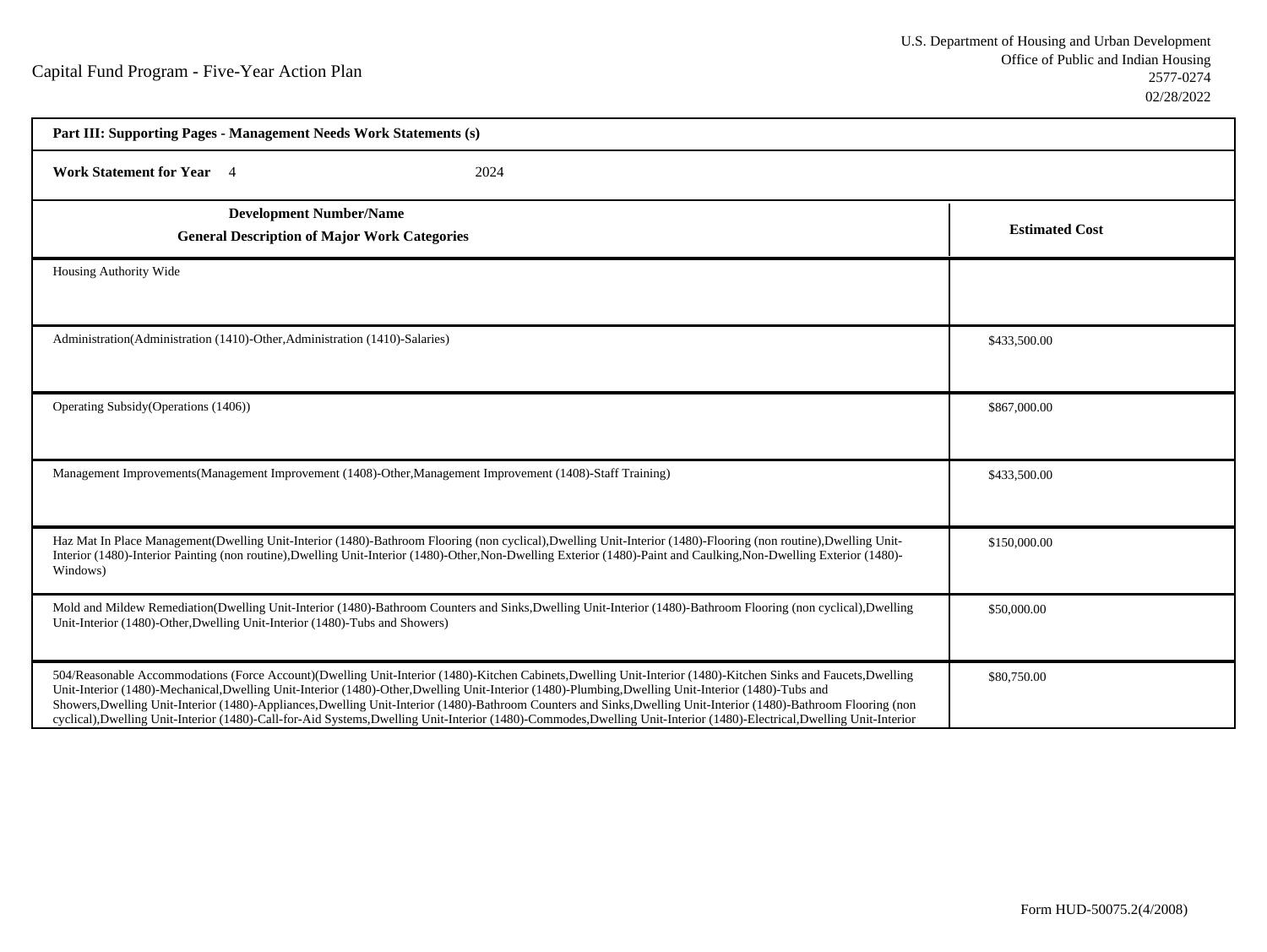Capital Fund Program - Five-Year Action Plan

U.S. Department of Housing and Urban Development
Office of Public and Indian Housing
2577-0274
02/28/2022

| Part III: Supporting Pages - Management Needs Work Statements (s) | |
|---|---|
| **Work Statement for Year** 4 2024 | |
| **Development Number/Name**<br>**General Description of Major Work Categories** | **Estimated Cost** |
| Housing Authority Wide | |
| Administration(Administration (1410)-Other,Administration (1410)-Salaries) | $433,500.00 |
| Operating Subsidy(Operations (1406)) | $867,000.00 |
| Management Improvements(Management Improvement (1408)-Other,Management Improvement (1408)-Staff Training) | $433,500.00 |
| Haz Mat In Place Management(Dwelling Unit-Interior (1480)-Bathroom Flooring (non cyclical),Dwelling Unit-Interior (1480)-Flooring (non routine),Dwelling Unit-Interior (1480)-Interior Painting (non routine),Dwelling Unit-Interior (1480)-Other,Non-Dwelling Exterior (1480)-Paint and Caulking,Non-Dwelling Exterior (1480)-Windows) | $150,000.00 |
| Mold and Mildew Remediation(Dwelling Unit-Interior (1480)-Bathroom Counters and Sinks,Dwelling Unit-Interior (1480)-Bathroom Flooring (non cyclical),Dwelling Unit-Interior (1480)-Other,Dwelling Unit-Interior (1480)-Tubs and Showers) | $50,000.00 |
| 504/Reasonable Accommodations (Force Account)(Dwelling Unit-Interior (1480)-Kitchen Cabinets,Dwelling Unit-Interior (1480)-Kitchen Sinks and Faucets,Dwelling Unit-Interior (1480)-Mechanical,Dwelling Unit-Interior (1480)-Other,Dwelling Unit-Interior (1480)-Plumbing,Dwelling Unit-Interior (1480)-Tubs and Showers,Dwelling Unit-Interior (1480)-Appliances,Dwelling Unit-Interior (1480)-Bathroom Counters and Sinks,Dwelling Unit-Interior (1480)-Bathroom Flooring (non cyclical),Dwelling Unit-Interior (1480)-Call-for-Aid Systems,Dwelling Unit-Interior (1480)-Commodes,Dwelling Unit-Interior (1480)-Electrical,Dwelling Unit-Interior | $80,750.00 |

Form HUD-50075.2(4/2008)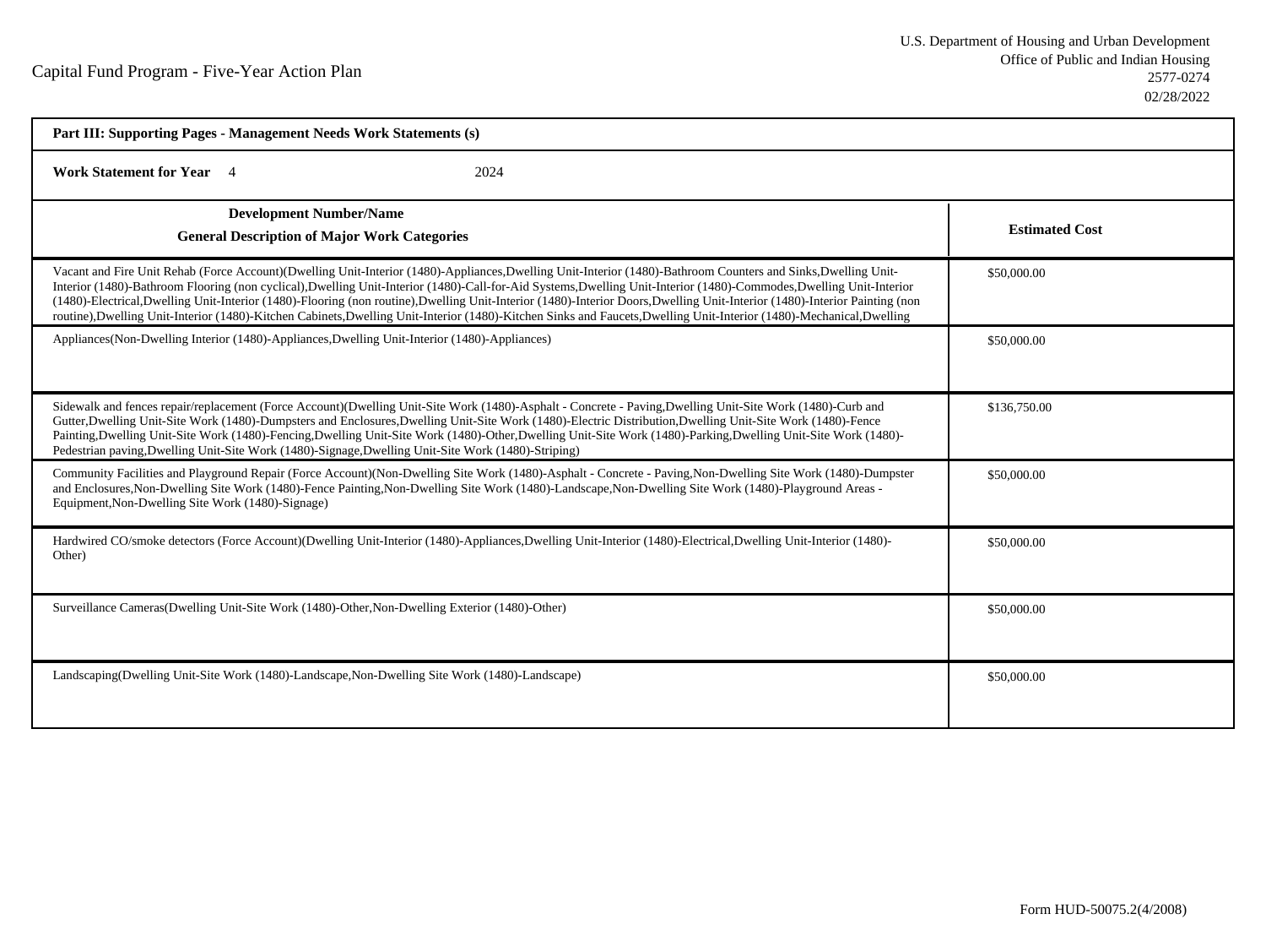Capital Fund Program - Five-Year Action Plan

U.S. Department of Housing and Urban Development
Office of Public and Indian Housing
2577-0274
02/28/2022

**Part III: Supporting Pages - Management Needs Work Statements (s)**

**Work Statement for Year** 4 2024

| **Development Number/Name**<br>**General Description of Major Work Categories** | **Estimated Cost** |
|---|---|
| Vacant and Fire Unit Rehab (Force Account)(Dwelling Unit-Interior (1480)-Appliances,Dwelling Unit-Interior (1480)-Bathroom Counters and Sinks,Dwelling Unit-Interior (1480)-Bathroom Flooring (non cyclical),Dwelling Unit-Interior (1480)-Call-for-Aid Systems,Dwelling Unit-Interior (1480)-Commodes,Dwelling Unit-Interior (1480)-Electrical,Dwelling Unit-Interior (1480)-Flooring (non routine),Dwelling Unit-Interior (1480)-Interior Doors,Dwelling Unit-Interior (1480)-Interior Painting (non routine),Dwelling Unit-Interior (1480)-Kitchen Cabinets,Dwelling Unit-Interior (1480)-Kitchen Sinks and Faucets,Dwelling Unit-Interior (1480)-Mechanical,Dwelling | $50,000.00 |
| Appliances(Non-Dwelling Interior (1480)-Appliances,Dwelling Unit-Interior (1480)-Appliances) | $50,000.00 |
| Sidewalk and fences repair/replacement (Force Account)(Dwelling Unit-Site Work (1480)-Asphalt - Concrete - Paving,Dwelling Unit-Site Work (1480)-Curb and Gutter,Dwelling Unit-Site Work (1480)-Dumpsters and Enclosures,Dwelling Unit-Site Work (1480)-Electric Distribution,Dwelling Unit-Site Work (1480)-Fence Painting,Dwelling Unit-Site Work (1480)-Fencing,Dwelling Unit-Site Work (1480)-Other,Dwelling Unit-Site Work (1480)-Parking,Dwelling Unit-Site Work (1480)-Pedestrian paving,Dwelling Unit-Site Work (1480)-Signage,Dwelling Unit-Site Work (1480)-Striping) | $136,750.00 |
| Community Facilities and Playground Repair (Force Account)(Non-Dwelling Site Work (1480)-Asphalt - Concrete - Paving,Non-Dwelling Site Work (1480)-Dumpster and Enclosures,Non-Dwelling Site Work (1480)-Fence Painting,Non-Dwelling Site Work (1480)-Landscape,Non-Dwelling Site Work (1480)-Playground Areas - Equipment,Non-Dwelling Site Work (1480)-Signage) | $50,000.00 |
| Hardwired CO/smoke detectors (Force Account)(Dwelling Unit-Interior (1480)-Appliances,Dwelling Unit-Interior (1480)-Electrical,Dwelling Unit-Interior (1480)-Other) | $50,000.00 |
| Surveillance Cameras(Dwelling Unit-Site Work (1480)-Other,Non-Dwelling Exterior (1480)-Other) | $50,000.00 |
| Landscaping(Dwelling Unit-Site Work (1480)-Landscape,Non-Dwelling Site Work (1480)-Landscape) | $50,000.00 |

Form HUD-50075.2(4/2008)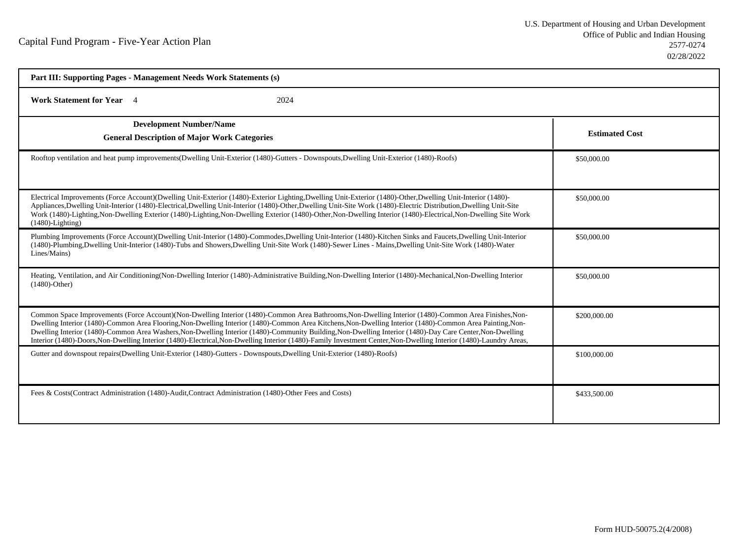Capital Fund Program - Five-Year Action Plan

U.S. Department of Housing and Urban Development
Office of Public and Indian Housing
2577-0274
02/28/2022

**Part III: Supporting Pages - Management Needs Work Statements (s)**

**Work Statement for Year** 4 2024

| **Development Number/Name**<br>**General Description of Major Work Categories** | **Estimated Cost** |
|---|---|
| Rooftop ventilation and heat pump improvements(Dwelling Unit-Exterior (1480)-Gutters - Downspouts,Dwelling Unit-Exterior (1480)-Roofs) | $50,000.00 |
| Electrical Improvements (Force Account)(Dwelling Unit-Exterior (1480)-Exterior Lighting,Dwelling Unit-Exterior (1480)-Other,Dwelling Unit-Interior (1480)-Appliances,Dwelling Unit-Interior (1480)-Electrical,Dwelling Unit-Interior (1480)-Other,Dwelling Unit-Site Work (1480)-Electric Distribution,Dwelling Unit-Site Work (1480)-Lighting,Non-Dwelling Exterior (1480)-Lighting,Non-Dwelling Exterior (1480)-Other,Non-Dwelling Interior (1480)-Electrical,Non-Dwelling Site Work (1480)-Lighting) | $50,000.00 |
| Plumbing Improvements (Force Account)(Dwelling Unit-Interior (1480)-Commodes,Dwelling Unit-Interior (1480)-Kitchen Sinks and Faucets,Dwelling Unit-Interior (1480)-Plumbing,Dwelling Unit-Interior (1480)-Tubs and Showers,Dwelling Unit-Site Work (1480)-Sewer Lines - Mains,Dwelling Unit-Site Work (1480)-Water Lines/Mains) | $50,000.00 |
| Heating, Ventilation, and Air Conditioning(Non-Dwelling Interior (1480)-Administrative Building,Non-Dwelling Interior (1480)-Mechanical,Non-Dwelling Interior (1480)-Other) | $50,000.00 |
| Common Space Improvements (Force Account)(Non-Dwelling Interior (1480)-Common Area Bathrooms,Non-Dwelling Interior (1480)-Common Area Finishes,Non-Dwelling Interior (1480)-Common Area Flooring,Non-Dwelling Interior (1480)-Common Area Kitchens,Non-Dwelling Interior (1480)-Common Area Painting,Non-Dwelling Interior (1480)-Common Area Washers,Non-Dwelling Interior (1480)-Community Building,Non-Dwelling Interior (1480)-Day Care Center,Non-Dwelling Interior (1480)-Doors,Non-Dwelling Interior (1480)-Electrical,Non-Dwelling Interior (1480)-Family Investment Center,Non-Dwelling Interior (1480)-Laundry Areas, | $200,000.00 |
| Gutter and downspout repairs(Dwelling Unit-Exterior (1480)-Gutters - Downspouts,Dwelling Unit-Exterior (1480)-Roofs) | $100,000.00 |
| Fees & Costs(Contract Administration (1480)-Audit,Contract Administration (1480)-Other Fees and Costs) | $433,500.00 |

Form HUD-50075.2(4/2008)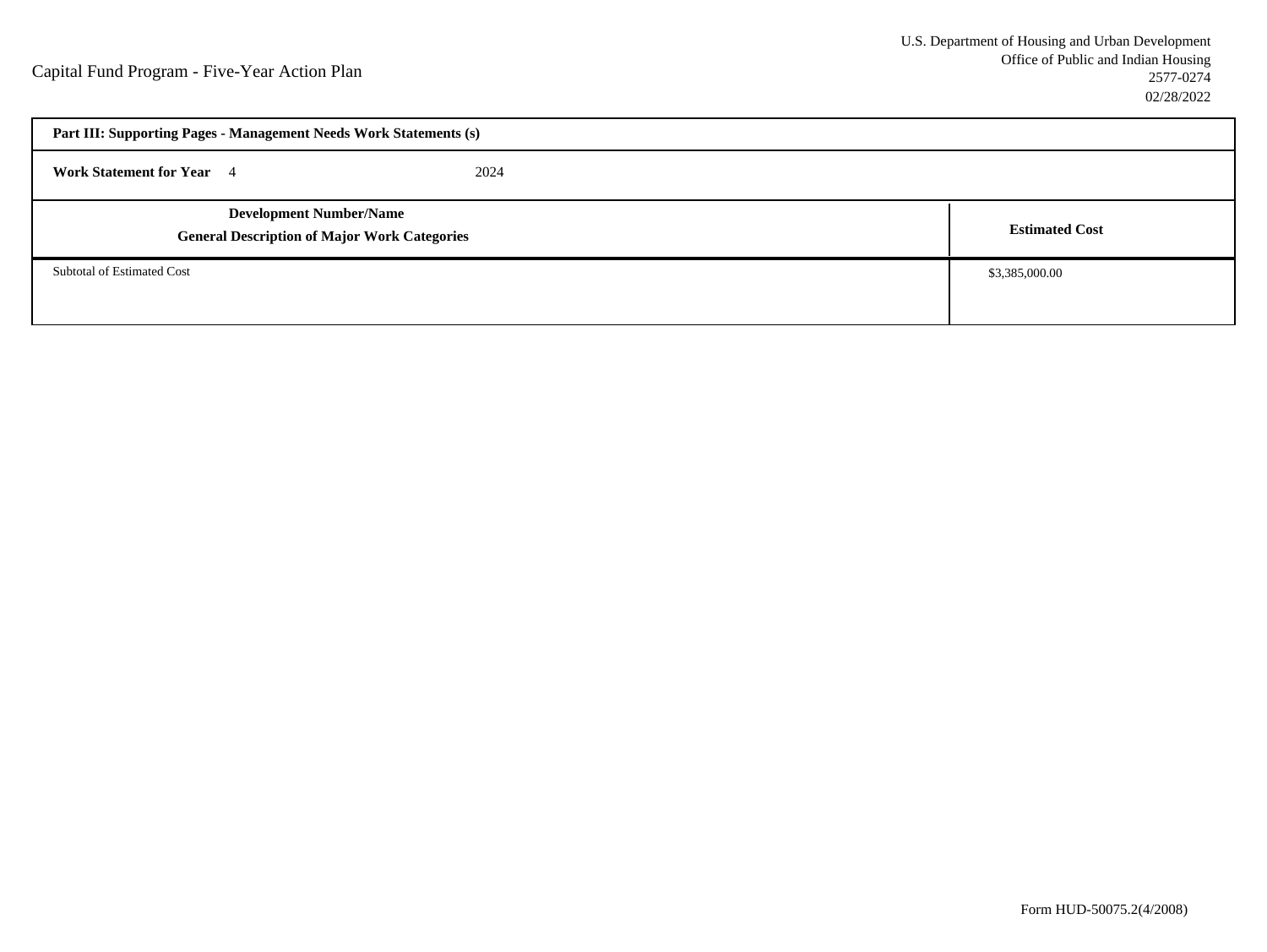Capital Fund Program - Five-Year Action Plan

U.S. Department of Housing and Urban Development
Office of Public and Indian Housing
2577-0274
02/28/2022

| **Part III: Supporting Pages - Management Needs Work Statements (s)** | |
|---|---|
| **Work Statement for Year** 4 2024 | |
| **Development Number/Name**<br>**General Description of Major Work Categories** | **Estimated Cost** |
| Subtotal of Estimated Cost | $3,385,000.00 |

Form HUD-50075.2(4/2008)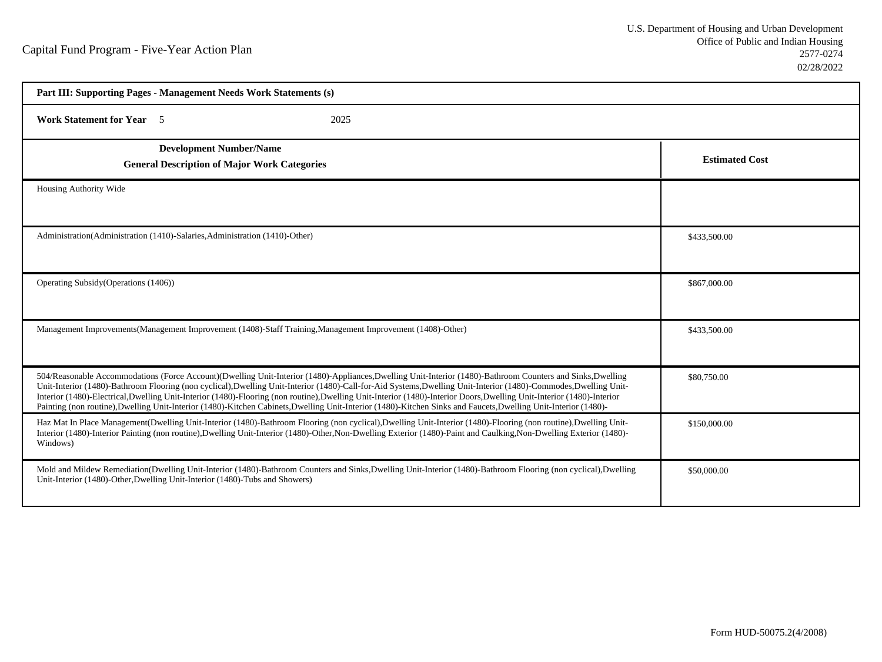Capital Fund Program - Five-Year Action Plan

U.S. Department of Housing and Urban Development
Office of Public and Indian Housing
2577-0274
02/28/2022

| **Part III: Supporting Pages - Management Needs Work Statements (s)** | |
|---|---|
| **Work Statement for Year** 5 2025 | |
| **Development Number/Name**<br>**General Description of Major Work Categories** | **Estimated Cost** |
| Housing Authority Wide | |
| Administration(Administration (1410)-Salaries,Administration (1410)-Other) | $433,500.00 |
| Operating Subsidy(Operations (1406)) | $867,000.00 |
| Management Improvements(Management Improvement (1408)-Staff Training,Management Improvement (1408)-Other) | $433,500.00 |
| 504/Reasonable Accommodations (Force Account)(Dwelling Unit-Interior (1480)-Appliances,Dwelling Unit-Interior (1480)-Bathroom Counters and Sinks,Dwelling Unit-Interior (1480)-Bathroom Flooring (non cyclical),Dwelling Unit-Interior (1480)-Call-for-Aid Systems,Dwelling Unit-Interior (1480)-Commodes,Dwelling Unit-Interior (1480)-Electrical,Dwelling Unit-Interior (1480)-Flooring (non routine),Dwelling Unit-Interior (1480)-Interior Doors,Dwelling Unit-Interior (1480)-Interior Painting (non routine),Dwelling Unit-Interior (1480)-Kitchen Cabinets,Dwelling Unit-Interior (1480)-Kitchen Sinks and Faucets,Dwelling Unit-Interior (1480)- | $80,750.00 |
| Haz Mat In Place Management(Dwelling Unit-Interior (1480)-Bathroom Flooring (non cyclical),Dwelling Unit-Interior (1480)-Flooring (non routine),Dwelling Unit-Interior (1480)-Interior Painting (non routine),Dwelling Unit-Interior (1480)-Other,Non-Dwelling Exterior (1480)-Paint and Caulking,Non-Dwelling Exterior (1480)-Windows) | $150,000.00 |
| Mold and Mildew Remediation(Dwelling Unit-Interior (1480)-Bathroom Counters and Sinks,Dwelling Unit-Interior (1480)-Bathroom Flooring (non cyclical),Dwelling Unit-Interior (1480)-Other,Dwelling Unit-Interior (1480)-Tubs and Showers) | $50,000.00 |

Form HUD-50075.2(4/2008)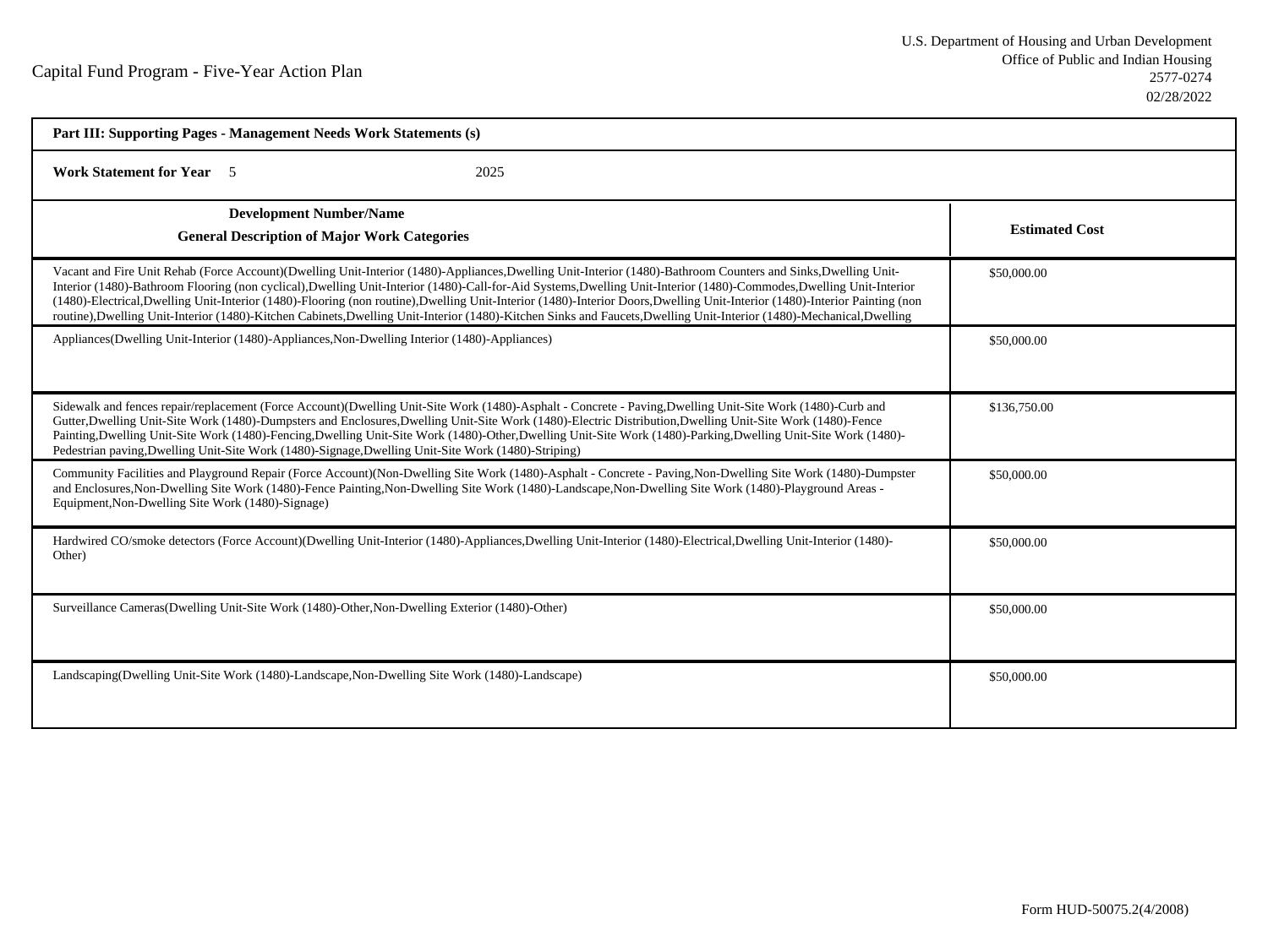Capital Fund Program - Five-Year Action Plan

U.S. Department of Housing and Urban Development
Office of Public and Indian Housing
2577-0274
02/28/2022

**Part III: Supporting Pages - Management Needs Work Statements (s)**

**Work Statement for Year** 5 2025

| Development Number/Name<br>General Description of Major Work Categories | Estimated Cost |
|---|---|
| Vacant and Fire Unit Rehab (Force Account)(Dwelling Unit-Interior (1480)-Appliances,Dwelling Unit-Interior (1480)-Bathroom Counters and Sinks,Dwelling Unit-Interior (1480)-Bathroom Flooring (non cyclical),Dwelling Unit-Interior (1480)-Call-for-Aid Systems,Dwelling Unit-Interior (1480)-Commodes,Dwelling Unit-Interior (1480)-Electrical,Dwelling Unit-Interior (1480)-Flooring (non routine),Dwelling Unit-Interior (1480)-Interior Doors,Dwelling Unit-Interior (1480)-Interior Painting (non routine),Dwelling Unit-Interior (1480)-Kitchen Cabinets,Dwelling Unit-Interior (1480)-Kitchen Sinks and Faucets,Dwelling Unit-Interior (1480)-Mechanical,Dwelling | $50,000.00 |
| Appliances(Dwelling Unit-Interior (1480)-Appliances,Non-Dwelling Interior (1480)-Appliances) | $50,000.00 |
| Sidewalk and fences repair/replacement (Force Account)(Dwelling Unit-Site Work (1480)-Asphalt - Concrete - Paving,Dwelling Unit-Site Work (1480)-Curb and Gutter,Dwelling Unit-Site Work (1480)-Dumpsters and Enclosures,Dwelling Unit-Site Work (1480)-Electric Distribution,Dwelling Unit-Site Work (1480)-Fence Painting,Dwelling Unit-Site Work (1480)-Fencing,Dwelling Unit-Site Work (1480)-Other,Dwelling Unit-Site Work (1480)-Parking,Dwelling Unit-Site Work (1480)-Pedestrian paving,Dwelling Unit-Site Work (1480)-Signage,Dwelling Unit-Site Work (1480)-Striping) | $136,750.00 |
| Community Facilities and Playground Repair (Force Account)(Non-Dwelling Site Work (1480)-Asphalt - Concrete - Paving,Non-Dwelling Site Work (1480)-Dumpster and Enclosures,Non-Dwelling Site Work (1480)-Fence Painting,Non-Dwelling Site Work (1480)-Landscape,Non-Dwelling Site Work (1480)-Playground Areas - Equipment,Non-Dwelling Site Work (1480)-Signage) | $50,000.00 |
| Hardwired CO/smoke detectors (Force Account)(Dwelling Unit-Interior (1480)-Appliances,Dwelling Unit-Interior (1480)-Electrical,Dwelling Unit-Interior (1480)-Other) | $50,000.00 |
| Surveillance Cameras(Dwelling Unit-Site Work (1480)-Other,Non-Dwelling Exterior (1480)-Other) | $50,000.00 |
| Landscaping(Dwelling Unit-Site Work (1480)-Landscape,Non-Dwelling Site Work (1480)-Landscape) | $50,000.00 |

Form HUD-50075.2(4/2008)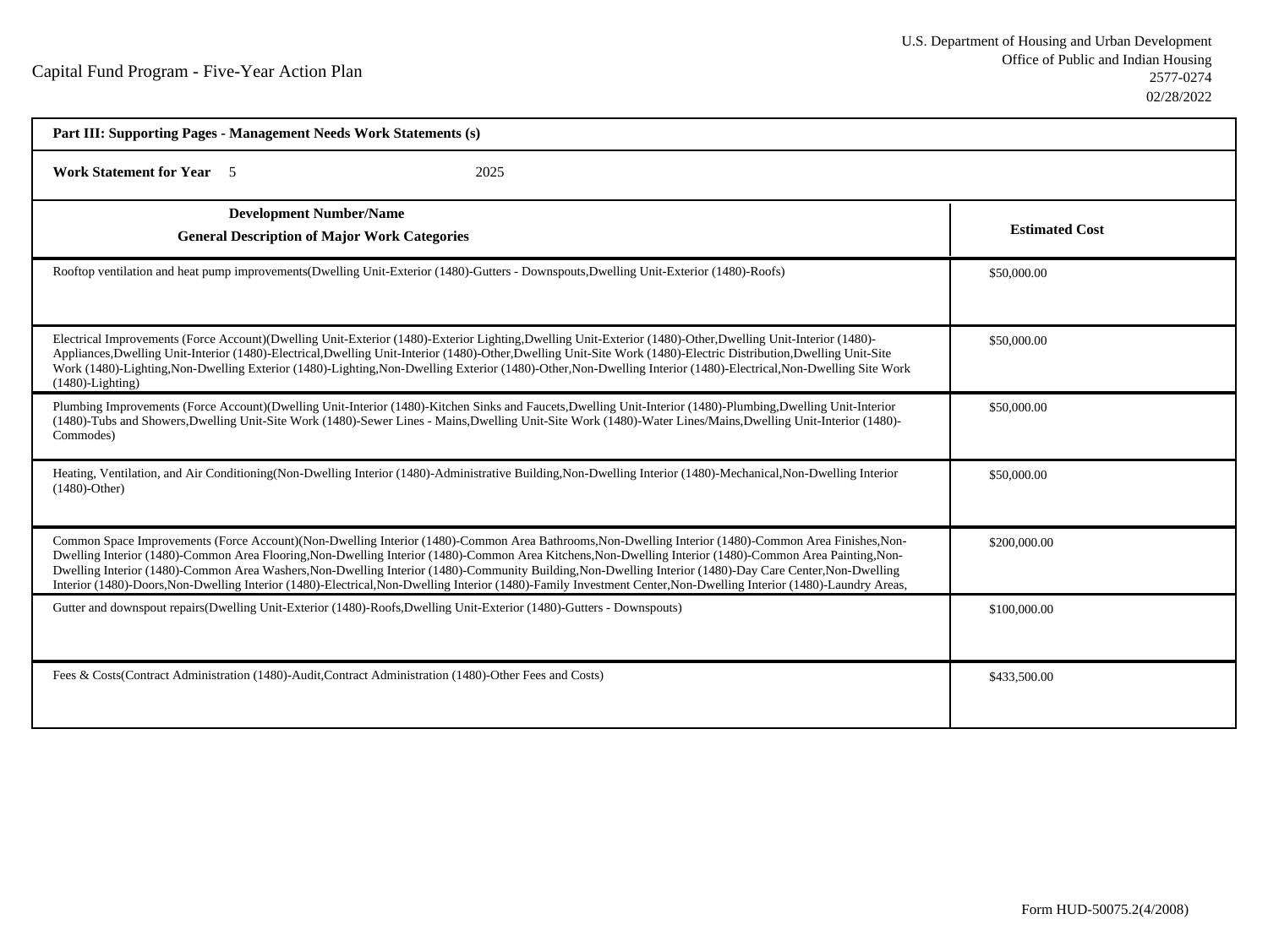Capital Fund Program - Five-Year Action Plan

U.S. Department of Housing and Urban Development
Office of Public and Indian Housing
2577-0274
02/28/2022

**Part III: Supporting Pages - Management Needs Work Statements (s)**

**Work Statement for Year** 5 2025

| **Development Number/Name**<br>**General Description of Major Work Categories** | **Estimated Cost** |
|---|---|
| Rooftop ventilation and heat pump improvements(Dwelling Unit-Exterior (1480)-Gutters - Downspouts,Dwelling Unit-Exterior (1480)-Roofs) | $50,000.00 |
| Electrical Improvements (Force Account)(Dwelling Unit-Exterior (1480)-Exterior Lighting,Dwelling Unit-Exterior (1480)-Other,Dwelling Unit-Interior (1480)-Appliances,Dwelling Unit-Interior (1480)-Electrical,Dwelling Unit-Interior (1480)-Other,Dwelling Unit-Site Work (1480)-Electric Distribution,Dwelling Unit-Site Work (1480)-Lighting,Non-Dwelling Exterior (1480)-Lighting,Non-Dwelling Exterior (1480)-Other,Non-Dwelling Interior (1480)-Electrical,Non-Dwelling Site Work (1480)-Lighting) | $50,000.00 |
| Plumbing Improvements (Force Account)(Dwelling Unit-Interior (1480)-Kitchen Sinks and Faucets,Dwelling Unit-Interior (1480)-Plumbing,Dwelling Unit-Interior (1480)-Tubs and Showers,Dwelling Unit-Site Work (1480)-Sewer Lines - Mains,Dwelling Unit-Site Work (1480)-Water Lines/Mains,Dwelling Unit-Interior (1480)-Commodes) | $50,000.00 |
| Heating, Ventilation, and Air Conditioning(Non-Dwelling Interior (1480)-Administrative Building,Non-Dwelling Interior (1480)-Mechanical,Non-Dwelling Interior (1480)-Other) | $50,000.00 |
| Common Space Improvements (Force Account)(Non-Dwelling Interior (1480)-Common Area Bathrooms,Non-Dwelling Interior (1480)-Common Area Finishes,Non-Dwelling Interior (1480)-Common Area Flooring,Non-Dwelling Interior (1480)-Common Area Kitchens,Non-Dwelling Interior (1480)-Common Area Painting,Non-Dwelling Interior (1480)-Common Area Washers,Non-Dwelling Interior (1480)-Community Building,Non-Dwelling Interior (1480)-Day Care Center,Non-Dwelling Interior (1480)-Doors,Non-Dwelling Interior (1480)-Electrical,Non-Dwelling Interior (1480)-Family Investment Center,Non-Dwelling Interior (1480)-Laundry Areas, | $200,000.00 |
| Gutter and downspout repairs(Dwelling Unit-Exterior (1480)-Roofs,Dwelling Unit-Exterior (1480)-Gutters - Downspouts) | $100,000.00 |
| Fees & Costs(Contract Administration (1480)-Audit,Contract Administration (1480)-Other Fees and Costs) | $433,500.00 |

Form HUD-50075.2(4/2008)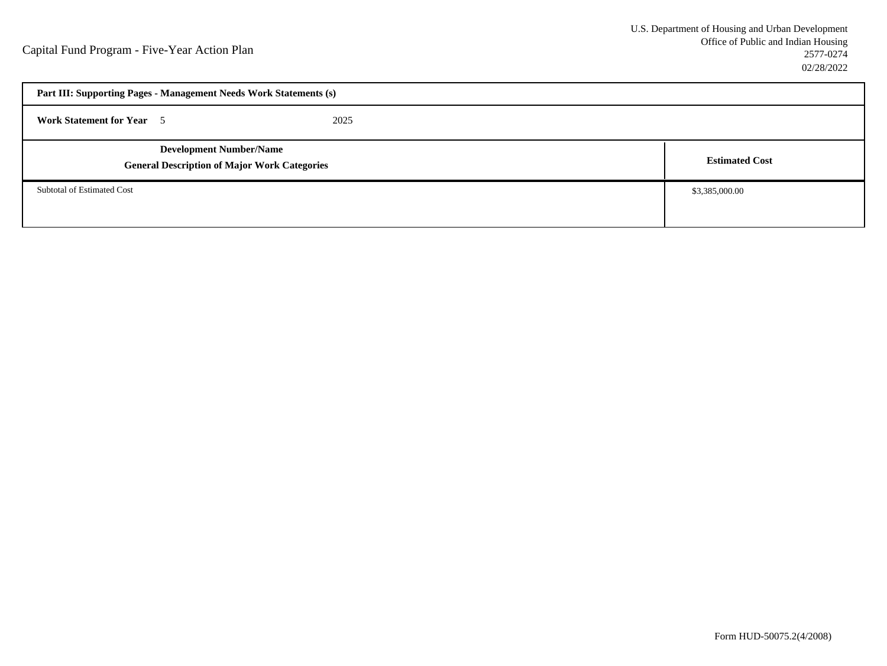Capital Fund Program - Five-Year Action Plan

U.S. Department of Housing and Urban Development
Office of Public and Indian Housing
2577-0274
02/28/2022

| **Part III: Supporting Pages - Management Needs Work Statements (s)** | |
|---|---|
| **Work Statement for Year** 5 2025 | |
| **Development Number/Name**<br>**General Description of Major Work Categories** | **Estimated Cost** |
| Subtotal of Estimated Cost | $3,385,000.00 |

Form HUD-50075.2(4/2008)